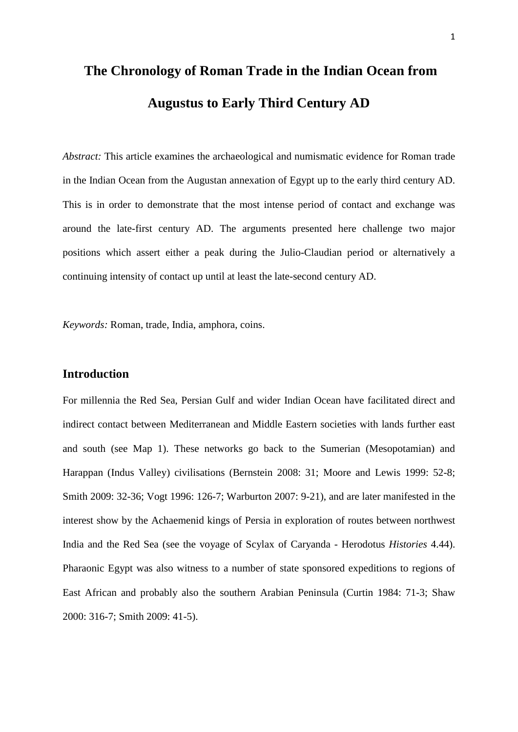# The Chronology of Roman Trade in the Indian Ocean from Augustus to Early Third Century AD

*Abstract:* This article examines the archaeological and numismatic evidence for Roman trade in the Indian Ocean from the Augustan annexation of Egypt up to the early third century AD. This is in order to demonstrate that the most intense period of contact and exchange was around the late-first century AD. The arguments presented here challenge two major positions which assert either a peak during the Julio-Claudian period or alternatively a continuing intensity of contact up until at least the late-second century AD.

*Keywords:* Roman, trade, India, amphora, coins.

## Introduction

For millennia the Red Sea, Persian Gulf and wider Indian Ocean have facilitated direct and indirect contact between Mediterranean and Middle Eastern societies with lands further east and south (see Map 1). These networks go back to the Sumerian (Mesopotamian) and Harappan (Indus Valley) civilisations (Bernstein 2008: 31; Moore and Lewis 1999: 52-8; Smith 2009: 32-36; Vogt 1996: 126-7; Warburton 2007: 9-21), and are later manifested in the interest show by the Achaemenid kings of Persia in exploration of routes between northwest India and the Red Sea (see the voyage of Scylax of Caryanda - Herodotus *Histories* 4.44). Pharaonic Egypt was also witness to a number of state sponsored expeditions to regions of East African and probably also the southern Arabian Peninsula (Curtin 1984: 71-3; Shaw 2000: 316-7; Smith 2009: 41-5).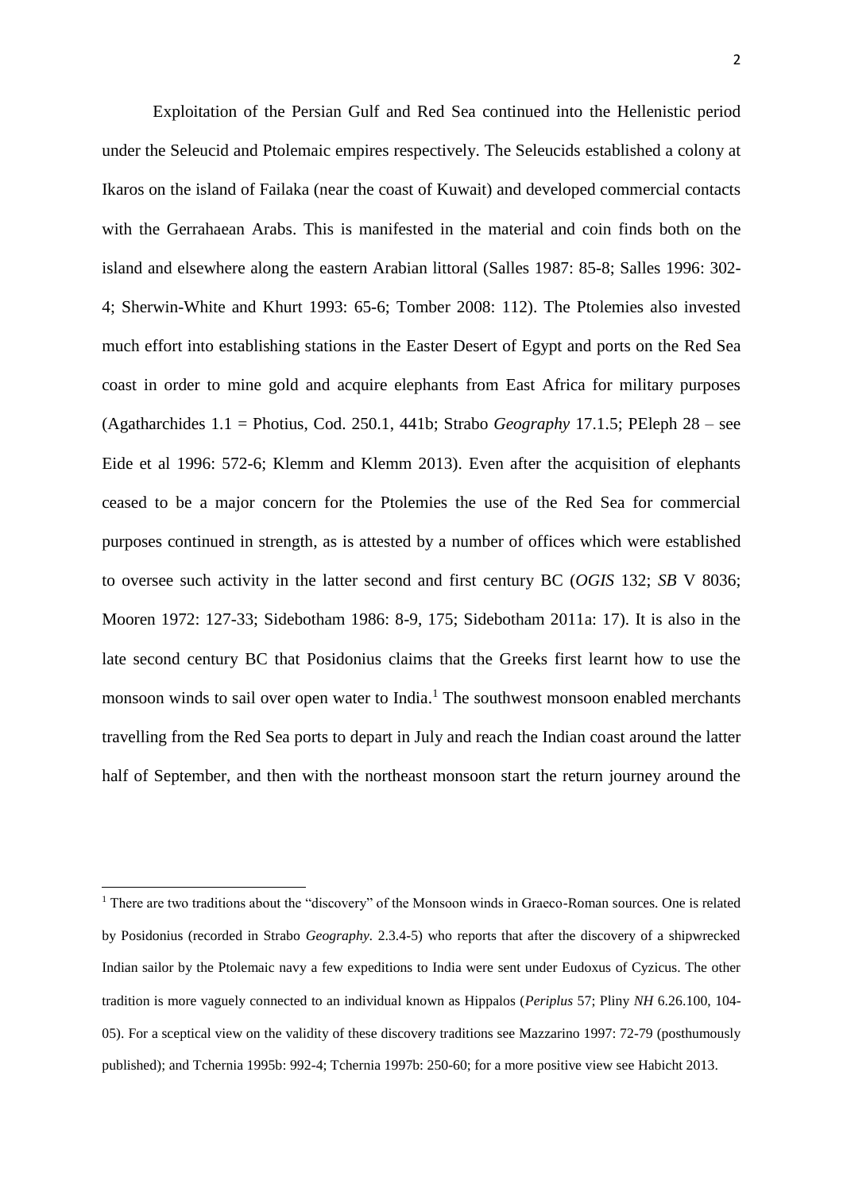Exploitation of the Persian Gulf and Red Sea continued into the Hellenistic period under the Seleucid and Ptolemaic empires respectively. The Seleucids established a colony at Ikaros on the island of Failaka (near the coast of Kuwait) and developed commercial contacts with the Gerrahaean Arabs. This is manifested in the material and coin finds both on the island and elsewhere along the eastern Arabian littoral (Salles 1987: 85-8; Salles 1996: 302-4; Sherwin-White and Khurt 1993: 65-6; Tomber 2008: 112). The Ptolemies also invested much effort into establishing stations in the Easter Desert of Egypt and ports on the Red Sea coast in order to mine gold and acquire elephants from East Africa for military purposes (Agatharchides 1.1 = Photius, Cod. 250.1, 441b; Strabo *Geography* 17.1.5; PEleph 28 – see Eide et al 1996: 572-6; Klemm and Klemm 2013). Even after the acquisition of elephants ceased to be a major concern for the Ptolemies the use of the Red Sea for commercial purposes continued in strength, as is attested by a number of offices which were established to oversee such activity in the latter second and first century BC (*OGIS* 132; *SB* V 8036; Mooren 1972: 127-33; Sidebotham 1986: 8-9, 175; Sidebotham 2011a: 17). It is also in the late second century BC that Posidonius claims that the Greeks first learnt how to use the monsoon winds to sail over open water to India.[1] The southwest monsoon enabled merchants travelling from the Red Sea ports to depart in July and reach the Indian coast around the latter half of September, and then with the northeast monsoon start the return journey around the

[1] There are two traditions about the "discovery" of the Monsoon winds in Graeco-Roman sources. One is related by Posidonius (recorded in Strabo *Geography*. 2.3.4-5) who reports that after the discovery of a shipwrecked Indian sailor by the Ptolemaic navy a few expeditions to India were sent under Eudoxus of Cyzicus. The other tradition is more vaguely connected to an individual known as Hippalos (*Periplus* 57; Pliny *NH* 6.26.100, 104-05). For a sceptical view on the validity of these discovery traditions see Mazzarino 1997: 72-79 (posthumously published); and Tchernia 1995b: 992-4; Tchernia 1997b: 250-60; for a more positive view see Habicht 2013.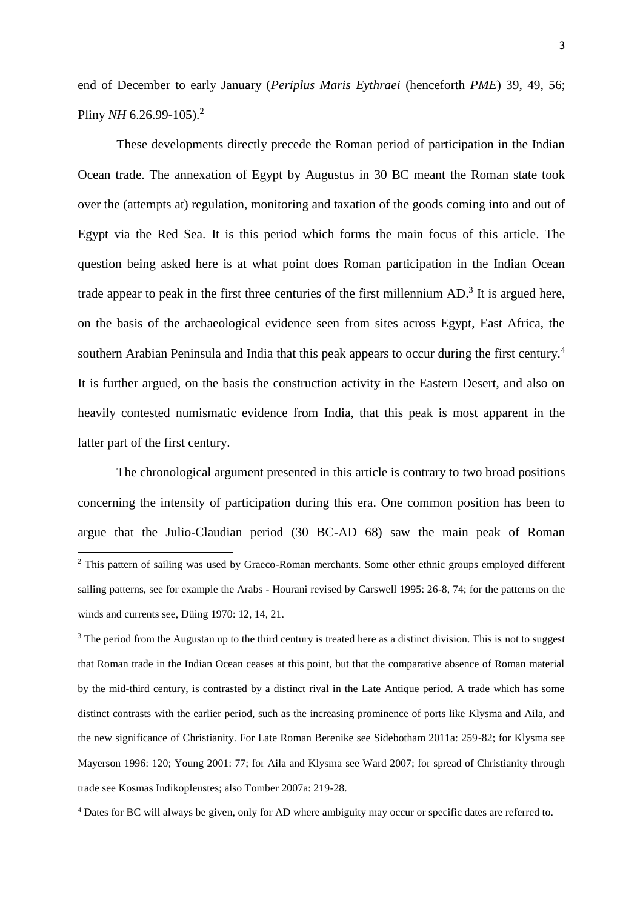end of December to early January (*Periplus Maris Eythraei* (henceforth *PME*) 39, 49, 56; Pliny *NH* 6.26.99-105).[2]

These developments directly precede the Roman period of participation in the Indian Ocean trade. The annexation of Egypt by Augustus in 30 BC meant the Roman state took over the (attempts at) regulation, monitoring and taxation of the goods coming into and out of Egypt via the Red Sea. It is this period which forms the main focus of this article. The question being asked here is at what point does Roman participation in the Indian Ocean trade appear to peak in the first three centuries of the first millennium AD.[3] It is argued here, on the basis of the archaeological evidence seen from sites across Egypt, East Africa, the southern Arabian Peninsula and India that this peak appears to occur during the first century.[4] It is further argued, on the basis the construction activity in the Eastern Desert, and also on heavily contested numismatic evidence from India, that this peak is most apparent in the latter part of the first century.

The chronological argument presented in this article is contrary to two broad positions concerning the intensity of participation during this era. One common position has been to argue that the Julio-Claudian period (30 BC-AD 68) saw the main peak of Roman

---

[2] This pattern of sailing was used by Graeco-Roman merchants. Some other ethnic groups employed different sailing patterns, see for example the Arabs - Hourani revised by Carswell 1995: 26-8, 74; for the patterns on the winds and currents see, Düing 1970: 12, 14, 21.

[3] The period from the Augustan up to the third century is treated here as a distinct division. This is not to suggest that Roman trade in the Indian Ocean ceases at this point, but that the comparative absence of Roman material by the mid-third century, is contrasted by a distinct rival in the Late Antique period. A trade which has some distinct contrasts with the earlier period, such as the increasing prominence of ports like Klysma and Aila, and the new significance of Christianity. For Late Roman Berenike see Sidebotham 2011a: 259-82; for Klysma see Mayerson 1996: 120; Young 2001: 77; for Aila and Klysma see Ward 2007; for spread of Christianity through trade see Kosmas Indikopleustes; also Tomber 2007a: 219-28.

[4] Dates for BC will always be given, only for AD where ambiguity may occur or specific dates are referred to.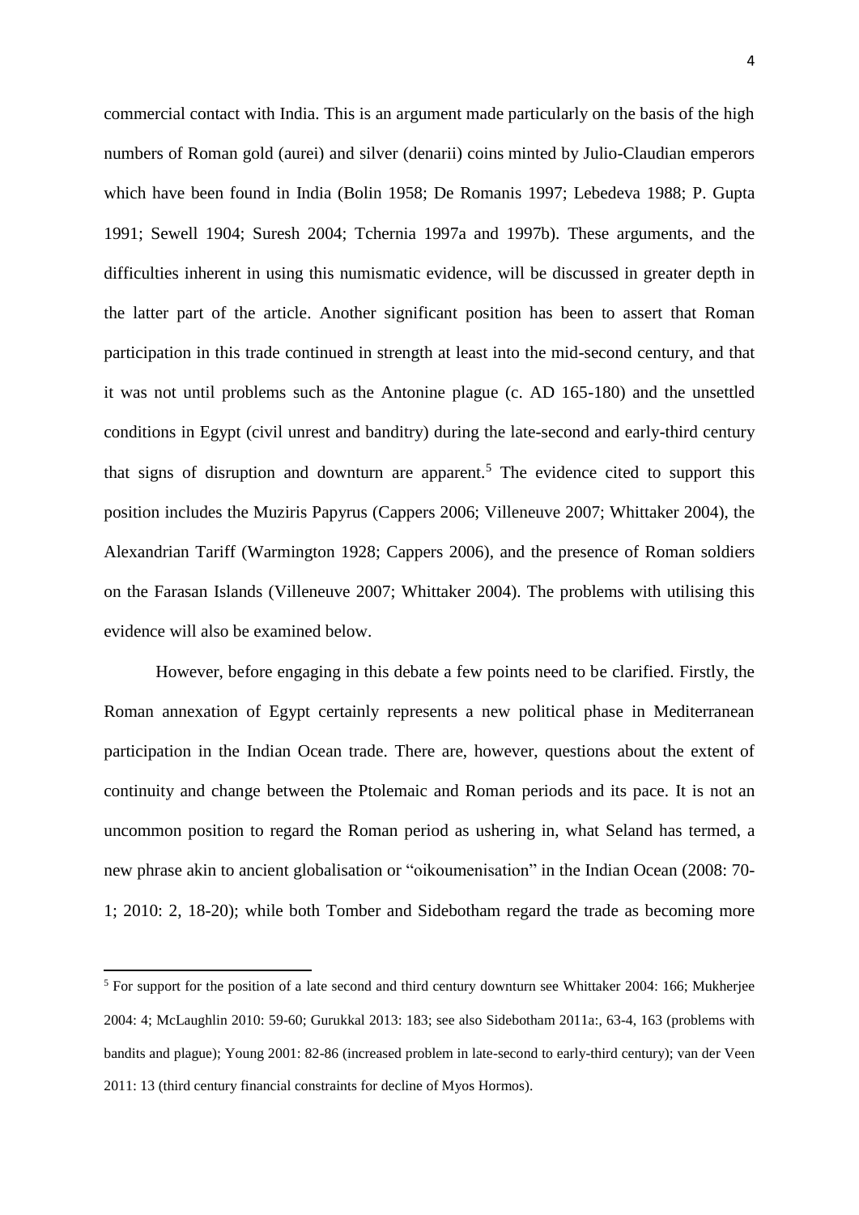commercial contact with India. This is an argument made particularly on the basis of the high numbers of Roman gold (aurei) and silver (denarii) coins minted by Julio-Claudian emperors which have been found in India (Bolin 1958; De Romanis 1997; Lebedeva 1988; P. Gupta 1991; Sewell 1904; Suresh 2004; Tchernia 1997a and 1997b). These arguments, and the difficulties inherent in using this numismatic evidence, will be discussed in greater depth in the latter part of the article. Another significant position has been to assert that Roman participation in this trade continued in strength at least into the mid-second century, and that it was not until problems such as the Antonine plague (c. AD 165-180) and the unsettled conditions in Egypt (civil unrest and banditry) during the late-second and early-third century that signs of disruption and downturn are apparent.[5] The evidence cited to support this position includes the Muziris Papyrus (Cappers 2006; Villeneuve 2007; Whittaker 2004), the Alexandrian Tariff (Warmington 1928; Cappers 2006), and the presence of Roman soldiers on the Farasan Islands (Villeneuve 2007; Whittaker 2004). The problems with utilising this evidence will also be examined below.

However, before engaging in this debate a few points need to be clarified. Firstly, the Roman annexation of Egypt certainly represents a new political phase in Mediterranean participation in the Indian Ocean trade. There are, however, questions about the extent of continuity and change between the Ptolemaic and Roman periods and its pace. It is not an uncommon position to regard the Roman period as ushering in, what Seland has termed, a new phrase akin to ancient globalisation or "oikoumenisation" in the Indian Ocean (2008: 70-1; 2010: 2, 18-20); while both Tomber and Sidebotham regard the trade as becoming more

[5] For support for the position of a late second and third century downturn see Whittaker 2004: 166; Mukherjee 2004: 4; McLaughlin 2010: 59-60; Gurukkal 2013: 183; see also Sidebotham 2011a:, 63-4, 163 (problems with bandits and plague); Young 2001: 82-86 (increased problem in late-second to early-third century); van der Veen 2011: 13 (third century financial constraints for decline of Myos Hormos).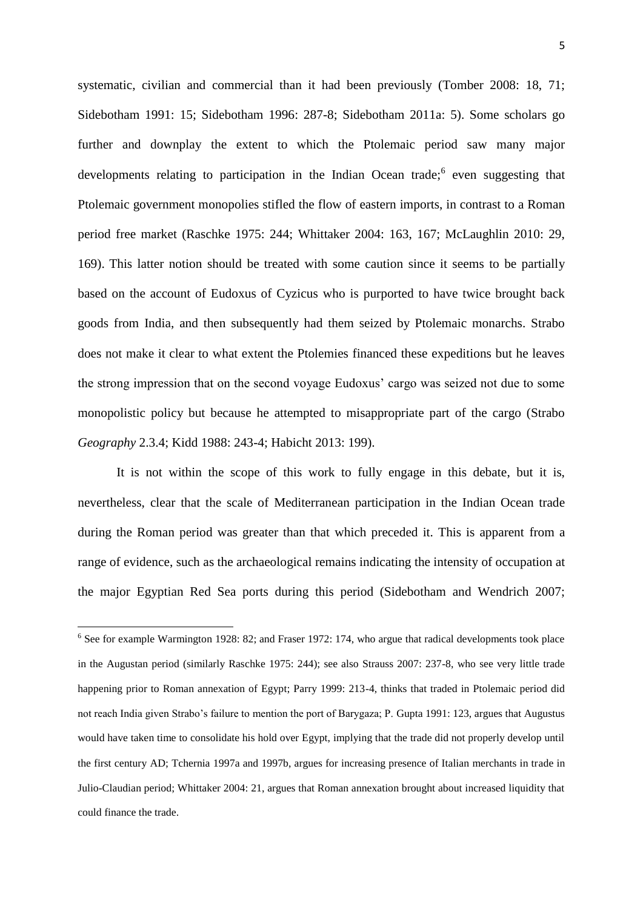systematic, civilian and commercial than it had been previously (Tomber 2008: 18, 71; Sidebotham 1991: 15; Sidebotham 1996: 287-8; Sidebotham 2011a: 5). Some scholars go further and downplay the extent to which the Ptolemaic period saw many major developments relating to participation in the Indian Ocean trade;[6] even suggesting that Ptolemaic government monopolies stifled the flow of eastern imports, in contrast to a Roman period free market (Raschke 1975: 244; Whittaker 2004: 163, 167; McLaughlin 2010: 29, 169). This latter notion should be treated with some caution since it seems to be partially based on the account of Eudoxus of Cyzicus who is purported to have twice brought back goods from India, and then subsequently had them seized by Ptolemaic monarchs. Strabo does not make it clear to what extent the Ptolemies financed these expeditions but he leaves the strong impression that on the second voyage Eudoxus' cargo was seized not due to some monopolistic policy but because he attempted to misappropriate part of the cargo (Strabo *Geography* 2.3.4; Kidd 1988: 243-4; Habicht 2013: 199).

It is not within the scope of this work to fully engage in this debate, but it is, nevertheless, clear that the scale of Mediterranean participation in the Indian Ocean trade during the Roman period was greater than that which preceded it. This is apparent from a range of evidence, such as the archaeological remains indicating the intensity of occupation at the major Egyptian Red Sea ports during this period (Sidebotham and Wendrich 2007;

[6] See for example Warmington 1928: 82; and Fraser 1972: 174, who argue that radical developments took place in the Augustan period (similarly Raschke 1975: 244); see also Strauss 2007: 237-8, who see very little trade happening prior to Roman annexation of Egypt; Parry 1999: 213-4, thinks that traded in Ptolemaic period did not reach India given Strabo's failure to mention the port of Barygaza; P. Gupta 1991: 123, argues that Augustus would have taken time to consolidate his hold over Egypt, implying that the trade did not properly develop until the first century AD; Tchernia 1997a and 1997b, argues for increasing presence of Italian merchants in trade in Julio-Claudian period; Whittaker 2004: 21, argues that Roman annexation brought about increased liquidity that could finance the trade.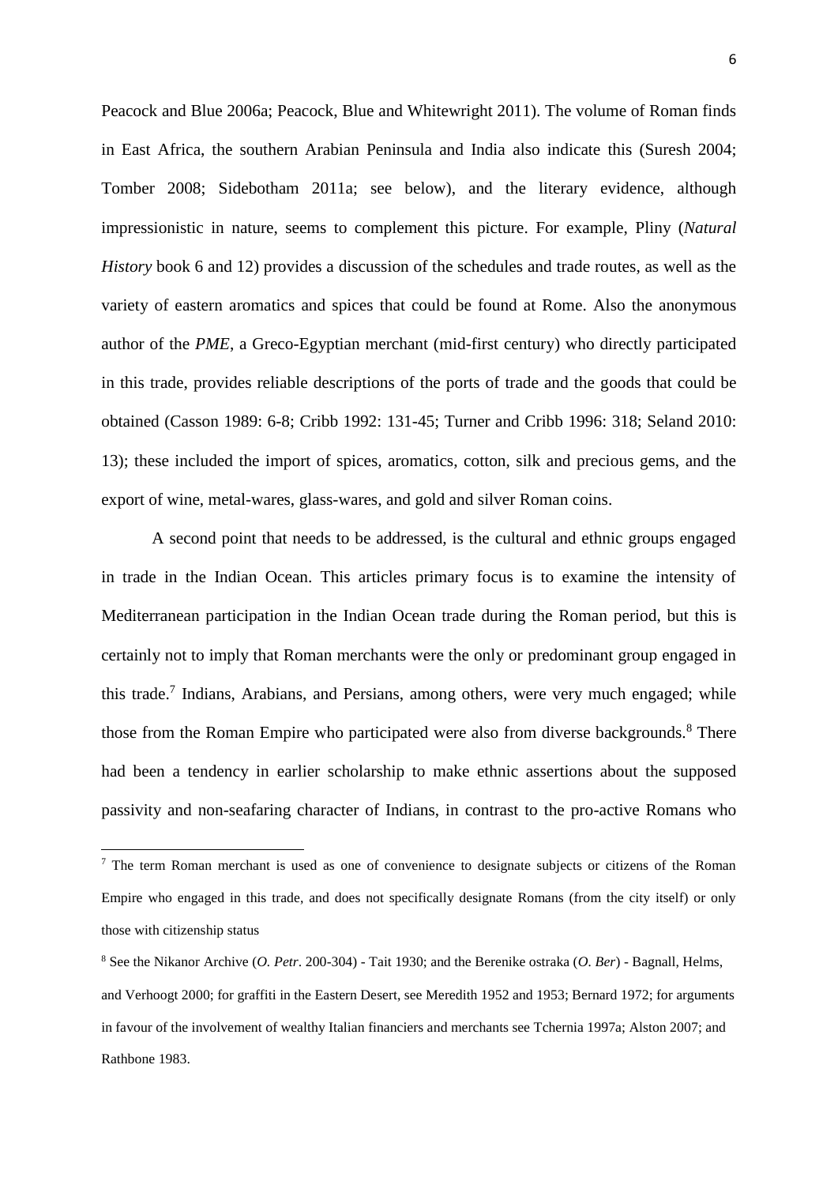Peacock and Blue 2006a; Peacock, Blue and Whitewright 2011). The volume of Roman finds in East Africa, the southern Arabian Peninsula and India also indicate this (Suresh 2004; Tomber 2008; Sidebotham 2011a; see below), and the literary evidence, although impressionistic in nature, seems to complement this picture. For example, Pliny (*Natural History* book 6 and 12) provides a discussion of the schedules and trade routes, as well as the variety of eastern aromatics and spices that could be found at Rome. Also the anonymous author of the *PME*, a Greco-Egyptian merchant (mid-first century) who directly participated in this trade, provides reliable descriptions of the ports of trade and the goods that could be obtained (Casson 1989: 6-8; Cribb 1992: 131-45; Turner and Cribb 1996: 318; Seland 2010: 13); these included the import of spices, aromatics, cotton, silk and precious gems, and the export of wine, metal-wares, glass-wares, and gold and silver Roman coins.

A second point that needs to be addressed, is the cultural and ethnic groups engaged in trade in the Indian Ocean. This articles primary focus is to examine the intensity of Mediterranean participation in the Indian Ocean trade during the Roman period, but this is certainly not to imply that Roman merchants were the only or predominant group engaged in this trade.[7] Indians, Arabians, and Persians, among others, were very much engaged; while those from the Roman Empire who participated were also from diverse backgrounds.[8] There had been a tendency in earlier scholarship to make ethnic assertions about the supposed passivity and non-seafaring character of Indians, in contrast to the pro-active Romans who

---

[7] The term Roman merchant is used as one of convenience to designate subjects or citizens of the Roman Empire who engaged in this trade, and does not specifically designate Romans (from the city itself) or only those with citizenship status

[8] See the Nikanor Archive (*O. Petr*. 200-304) - Tait 1930; and the Berenike ostraka (*O. Ber*) - Bagnall, Helms, and Verhoogt 2000; for graffiti in the Eastern Desert, see Meredith 1952 and 1953; Bernard 1972; for arguments in favour of the involvement of wealthy Italian financiers and merchants see Tchernia 1997a; Alston 2007; and Rathbone 1983.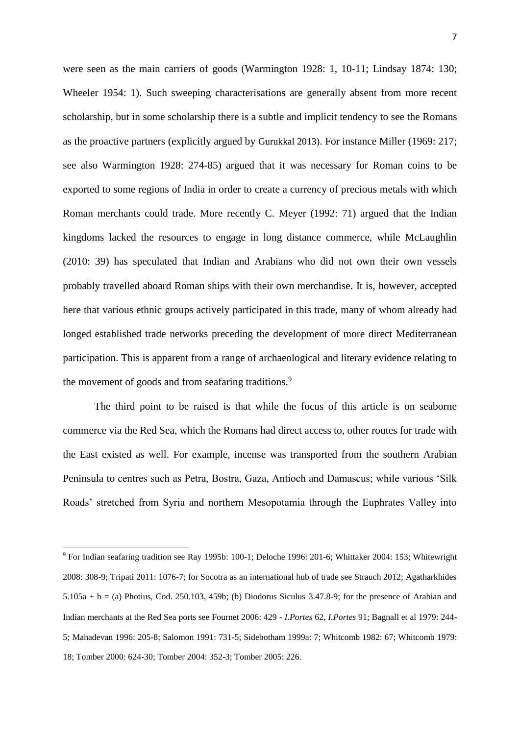were seen as the main carriers of goods (Warmington 1928: 1, 10-11; Lindsay 1874: 130; Wheeler 1954: 1). Such sweeping characterisations are generally absent from more recent scholarship, but in some scholarship there is a subtle and implicit tendency to see the Romans as the proactive partners (explicitly argued by Gurukkal 2013). For instance Miller (1969: 217; see also Warmington 1928: 274-85) argued that it was necessary for Roman coins to be exported to some regions of India in order to create a currency of precious metals with which Roman merchants could trade. More recently C. Meyer (1992: 71) argued that the Indian kingdoms lacked the resources to engage in long distance commerce, while McLaughlin (2010: 39) has speculated that Indian and Arabians who did not own their own vessels probably travelled aboard Roman ships with their own merchandise. It is, however, accepted here that various ethnic groups actively participated in this trade, many of whom already had longed established trade networks preceding the development of more direct Mediterranean participation. This is apparent from a range of archaeological and literary evidence relating to the movement of goods and from seafaring traditions.[9]

The third point to be raised is that while the focus of this article is on seaborne commerce via the Red Sea, which the Romans had direct access to, other routes for trade with the East existed as well. For example, incense was transported from the southern Arabian Peninsula to centres such as Petra, Bostra, Gaza, Antioch and Damascus; while various 'Silk Roads' stretched from Syria and northern Mesopotamia through the Euphrates Valley into

---

[9] For Indian seafaring tradition see Ray 1995b: 100-1; Deloche 1996: 201-6; Whittaker 2004: 153; Whitewright 2008: 308-9; Tripati 2011: 1076-7; for Socotra as an international hub of trade see Strauch 2012; Agatharkhides 5.105a + b = (a) Photius, Cod. 250.103, 459b; (b) Diodorus Siculus 3.47.8-9; for the presence of Arabian and Indian merchants at the Red Sea ports see Fournet 2006: 429 - *I.Portes* 62, *I.Portes* 91; Bagnall et al 1979: 244-5; Mahadevan 1996: 205-8; Salomon 1991: 731-5; Sidebotham 1999a: 7; Whitcomb 1982: 67; Whitcomb 1979: 18; Tomber 2000: 624-30; Tomber 2004: 352-3; Tomber 2005: 226.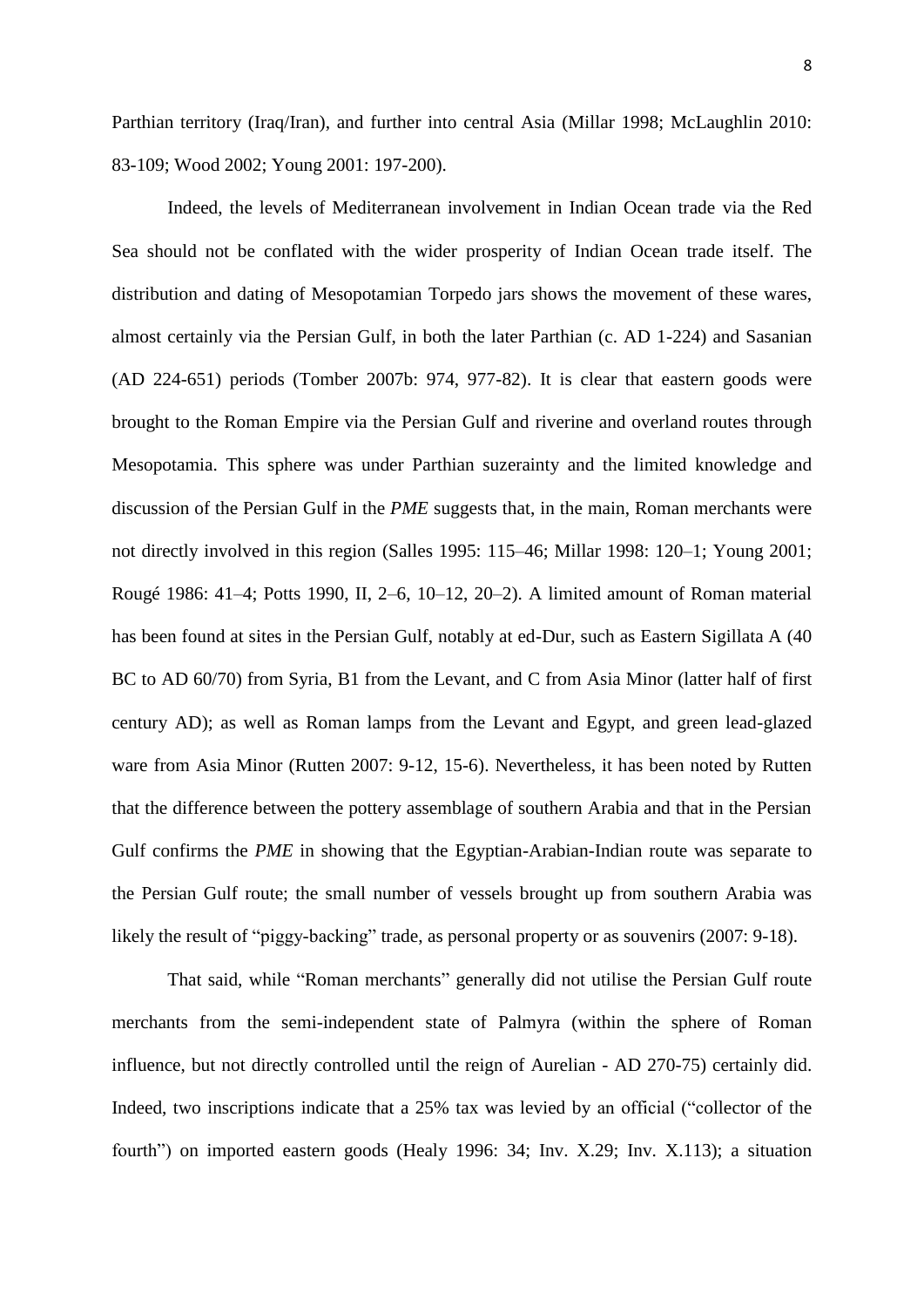Parthian territory (Iraq/Iran), and further into central Asia (Millar 1998; McLaughlin 2010: 83-109; Wood 2002; Young 2001: 197-200).

Indeed, the levels of Mediterranean involvement in Indian Ocean trade via the Red Sea should not be conflated with the wider prosperity of Indian Ocean trade itself. The distribution and dating of Mesopotamian Torpedo jars shows the movement of these wares, almost certainly via the Persian Gulf, in both the later Parthian (c. AD 1-224) and Sasanian (AD 224-651) periods (Tomber 2007b: 974, 977-82). It is clear that eastern goods were brought to the Roman Empire via the Persian Gulf and riverine and overland routes through Mesopotamia. This sphere was under Parthian suzerainty and the limited knowledge and discussion of the Persian Gulf in the *PME* suggests that, in the main, Roman merchants were not directly involved in this region (Salles 1995: 115–46; Millar 1998: 120–1; Young 2001; Rougé 1986: 41–4; Potts 1990, II, 2–6, 10–12, 20–2). A limited amount of Roman material has been found at sites in the Persian Gulf, notably at ed-Dur, such as Eastern Sigillata A (40 BC to AD 60/70) from Syria, B1 from the Levant, and C from Asia Minor (latter half of first century AD); as well as Roman lamps from the Levant and Egypt, and green lead-glazed ware from Asia Minor (Rutten 2007: 9-12, 15-6). Nevertheless, it has been noted by Rutten that the difference between the pottery assemblage of southern Arabia and that in the Persian Gulf confirms the *PME* in showing that the Egyptian-Arabian-Indian route was separate to the Persian Gulf route; the small number of vessels brought up from southern Arabia was likely the result of "piggy-backing" trade, as personal property or as souvenirs (2007: 9-18).

That said, while "Roman merchants" generally did not utilise the Persian Gulf route merchants from the semi-independent state of Palmyra (within the sphere of Roman influence, but not directly controlled until the reign of Aurelian - AD 270-75) certainly did. Indeed, two inscriptions indicate that a 25% tax was levied by an official ("collector of the fourth") on imported eastern goods (Healy 1996: 34; Inv. X.29; Inv. X.113); a situation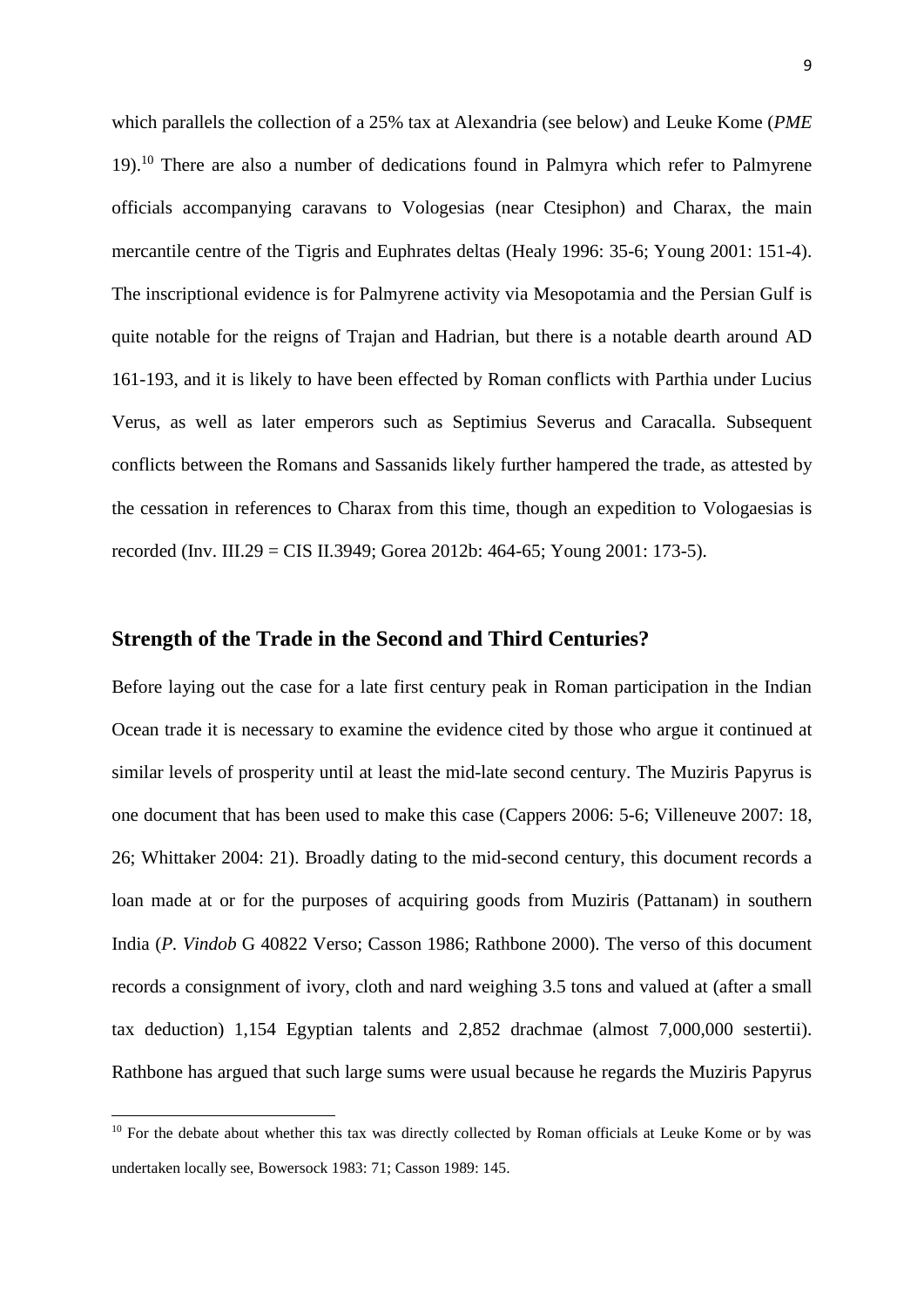which parallels the collection of a 25% tax at Alexandria (see below) and Leuke Kome (*PME* 19).[10] There are also a number of dedications found in Palmyra which refer to Palmyrene officials accompanying caravans to Vologesias (near Ctesiphon) and Charax, the main mercantile centre of the Tigris and Euphrates deltas (Healy 1996: 35-6; Young 2001: 151-4). The inscriptional evidence is for Palmyrene activity via Mesopotamia and the Persian Gulf is quite notable for the reigns of Trajan and Hadrian, but there is a notable dearth around AD 161-193, and it is likely to have been effected by Roman conflicts with Parthia under Lucius Verus, as well as later emperors such as Septimius Severus and Caracalla. Subsequent conflicts between the Romans and Sassanids likely further hampered the trade, as attested by the cessation in references to Charax from this time, though an expedition to Vologaesias is recorded (Inv. III.29 = CIS II.3949; Gorea 2012b: 464-65; Young 2001: 173-5).

## Strength of the Trade in the Second and Third Centuries?

Before laying out the case for a late first century peak in Roman participation in the Indian Ocean trade it is necessary to examine the evidence cited by those who argue it continued at similar levels of prosperity until at least the mid-late second century. The Muziris Papyrus is one document that has been used to make this case (Cappers 2006: 5-6; Villeneuve 2007: 18, 26; Whittaker 2004: 21). Broadly dating to the mid-second century, this document records a loan made at or for the purposes of acquiring goods from Muziris (Pattanam) in southern India (*P. Vindob* G 40822 Verso; Casson 1986; Rathbone 2000). The verso of this document records a consignment of ivory, cloth and nard weighing 3.5 tons and valued at (after a small tax deduction) 1,154 Egyptian talents and 2,852 drachmae (almost 7,000,000 sestertii). Rathbone has argued that such large sums were usual because he regards the Muziris Papyrus

[10] For the debate about whether this tax was directly collected by Roman officials at Leuke Kome or by was undertaken locally see, Bowersock 1983: 71; Casson 1989: 145.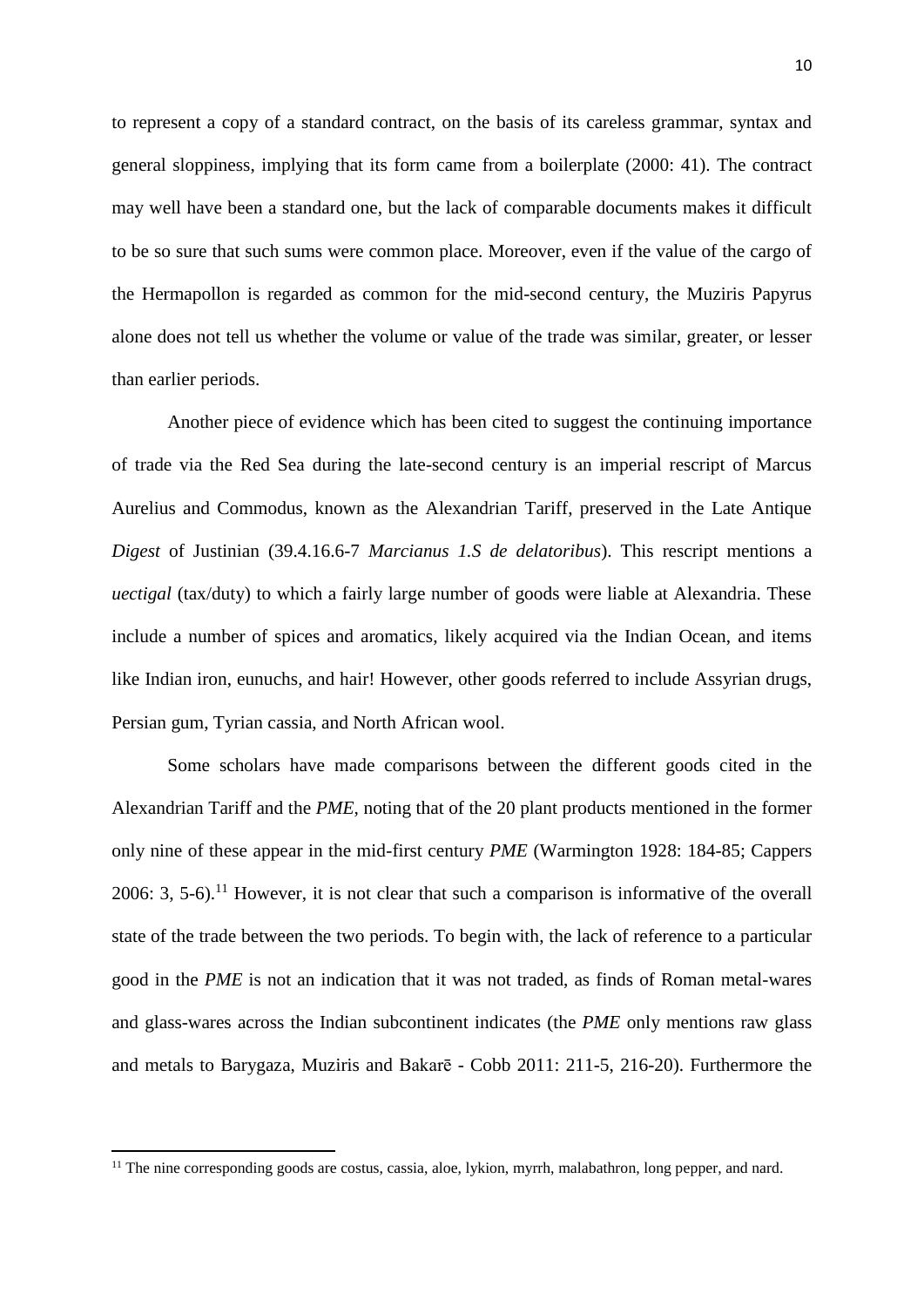to represent a copy of a standard contract, on the basis of its careless grammar, syntax and general sloppiness, implying that its form came from a boilerplate (2000: 41). The contract may well have been a standard one, but the lack of comparable documents makes it difficult to be so sure that such sums were common place. Moreover, even if the value of the cargo of the Hermapollon is regarded as common for the mid-second century, the Muziris Papyrus alone does not tell us whether the volume or value of the trade was similar, greater, or lesser than earlier periods.

Another piece of evidence which has been cited to suggest the continuing importance of trade via the Red Sea during the late-second century is an imperial rescript of Marcus Aurelius and Commodus, known as the Alexandrian Tariff, preserved in the Late Antique *Digest* of Justinian (39.4.16.6-7 *Marcianus 1.S de delatoribus*). This rescript mentions a *uectigal* (tax/duty) to which a fairly large number of goods were liable at Alexandria. These include a number of spices and aromatics, likely acquired via the Indian Ocean, and items like Indian iron, eunuchs, and hair! However, other goods referred to include Assyrian drugs, Persian gum, Tyrian cassia, and North African wool.

Some scholars have made comparisons between the different goods cited in the Alexandrian Tariff and the *PME*, noting that of the 20 plant products mentioned in the former only nine of these appear in the mid-first century *PME* (Warmington 1928: 184-85; Cappers 2006: 3, 5-6).[11] However, it is not clear that such a comparison is informative of the overall state of the trade between the two periods. To begin with, the lack of reference to a particular good in the *PME* is not an indication that it was not traded, as finds of Roman metal-wares and glass-wares across the Indian subcontinent indicates (the *PME* only mentions raw glass and metals to Barygaza, Muziris and Bakarē - Cobb 2011: 211-5, 216-20). Furthermore the

[11] The nine corresponding goods are costus, cassia, aloe, lykion, myrrh, malabathron, long pepper, and nard.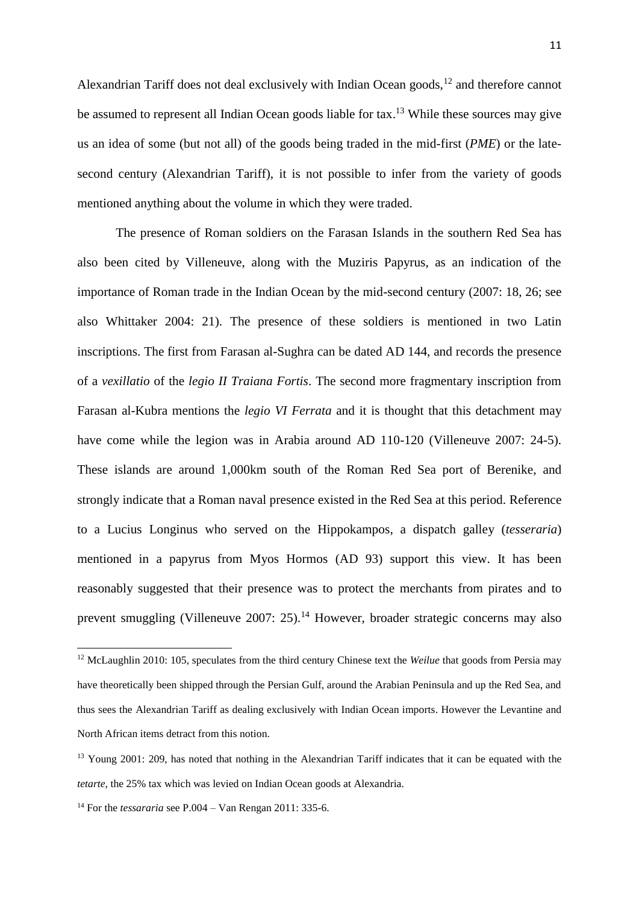Alexandrian Tariff does not deal exclusively with Indian Ocean goods,[12] and therefore cannot be assumed to represent all Indian Ocean goods liable for tax.[13] While these sources may give us an idea of some (but not all) of the goods being traded in the mid-first (*PME*) or the late-second century (Alexandrian Tariff), it is not possible to infer from the variety of goods mentioned anything about the volume in which they were traded.

The presence of Roman soldiers on the Farasan Islands in the southern Red Sea has also been cited by Villeneuve, along with the Muziris Papyrus, as an indication of the importance of Roman trade in the Indian Ocean by the mid-second century (2007: 18, 26; see also Whittaker 2004: 21). The presence of these soldiers is mentioned in two Latin inscriptions. The first from Farasan al-Sughra can be dated AD 144, and records the presence of a *vexillatio* of the *legio II Traiana Fortis*. The second more fragmentary inscription from Farasan al-Kubra mentions the *legio VI Ferrata* and it is thought that this detachment may have come while the legion was in Arabia around AD 110-120 (Villeneuve 2007: 24-5). These islands are around 1,000km south of the Roman Red Sea port of Berenike, and strongly indicate that a Roman naval presence existed in the Red Sea at this period. Reference to a Lucius Longinus who served on the Hippokampos, a dispatch galley (*tesseraria*) mentioned in a papyrus from Myos Hormos (AD 93) support this view. It has been reasonably suggested that their presence was to protect the merchants from pirates and to prevent smuggling (Villeneuve 2007: 25).[14] However, broader strategic concerns may also

[12] McLaughlin 2010: 105, speculates from the third century Chinese text the *Weilue* that goods from Persia may have theoretically been shipped through the Persian Gulf, around the Arabian Peninsula and up the Red Sea, and thus sees the Alexandrian Tariff as dealing exclusively with Indian Ocean imports. However the Levantine and North African items detract from this notion.

[13] Young 2001: 209, has noted that nothing in the Alexandrian Tariff indicates that it can be equated with the *tetarte*, the 25% tax which was levied on Indian Ocean goods at Alexandria.

[14] For the *tessararia* see P.004 – Van Rengan 2011: 335-6.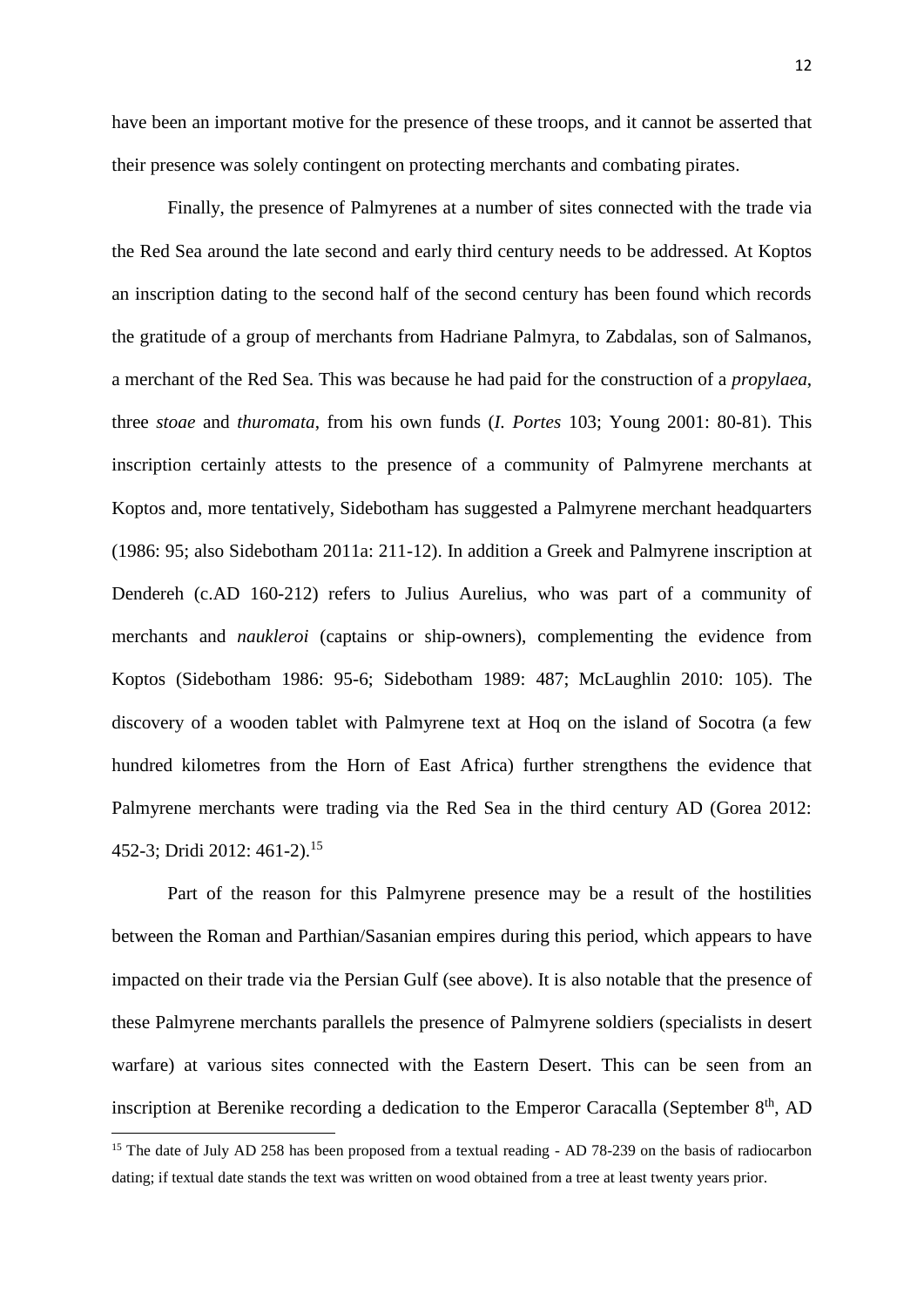have been an important motive for the presence of these troops, and it cannot be asserted that their presence was solely contingent on protecting merchants and combating pirates.

Finally, the presence of Palmyrenes at a number of sites connected with the trade via the Red Sea around the late second and early third century needs to be addressed. At Koptos an inscription dating to the second half of the second century has been found which records the gratitude of a group of merchants from Hadriane Palmyra, to Zabdalas, son of Salmanos, a merchant of the Red Sea. This was because he had paid for the construction of a *propylaea*, three *stoae* and *thuromata*, from his own funds (*I. Portes* 103; Young 2001: 80-81). This inscription certainly attests to the presence of a community of Palmyrene merchants at Koptos and, more tentatively, Sidebotham has suggested a Palmyrene merchant headquarters (1986: 95; also Sidebotham 2011a: 211-12). In addition a Greek and Palmyrene inscription at Dendereh (c.AD 160-212) refers to Julius Aurelius, who was part of a community of merchants and *naukleroi* (captains or ship-owners), complementing the evidence from Koptos (Sidebotham 1986: 95-6; Sidebotham 1989: 487; McLaughlin 2010: 105). The discovery of a wooden tablet with Palmyrene text at Hoq on the island of Socotra (a few hundred kilometres from the Horn of East Africa) further strengthens the evidence that Palmyrene merchants were trading via the Red Sea in the third century AD (Gorea 2012: 452-3; Dridi 2012: 461-2).[15]

Part of the reason for this Palmyrene presence may be a result of the hostilities between the Roman and Parthian/Sasanian empires during this period, which appears to have impacted on their trade via the Persian Gulf (see above). It is also notable that the presence of these Palmyrene merchants parallels the presence of Palmyrene soldiers (specialists in desert warfare) at various sites connected with the Eastern Desert. This can be seen from an inscription at Berenike recording a dedication to the Emperor Caracalla (September 8th, AD

[15] The date of July AD 258 has been proposed from a textual reading - AD 78-239 on the basis of radiocarbon dating; if textual date stands the text was written on wood obtained from a tree at least twenty years prior.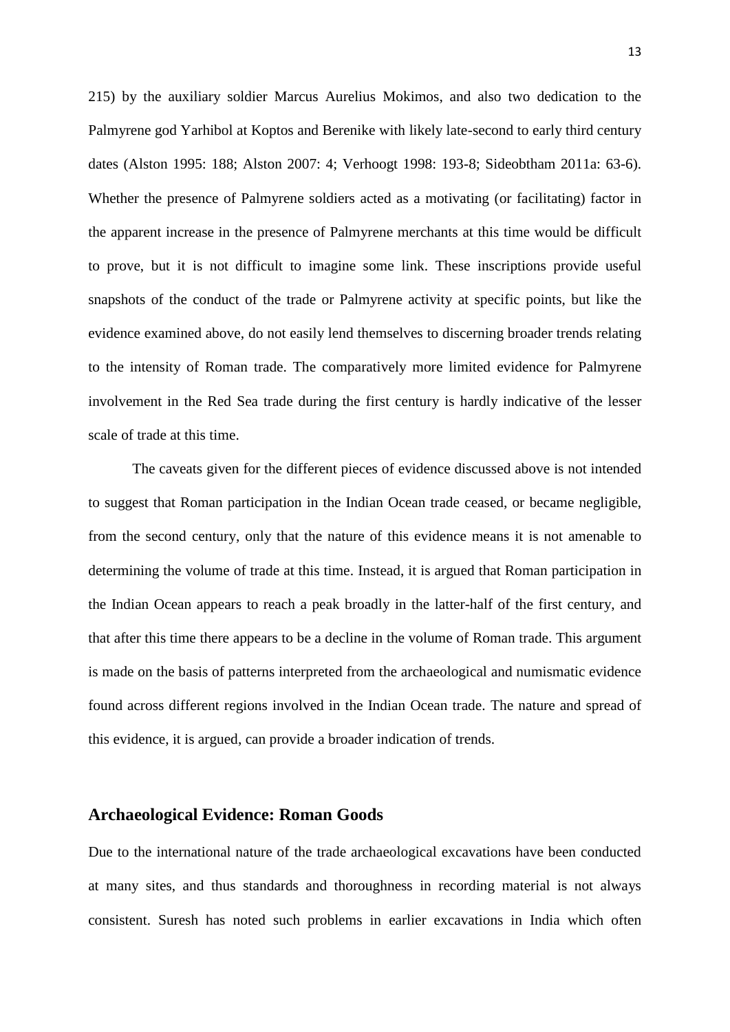215) by the auxiliary soldier Marcus Aurelius Mokimos, and also two dedication to the Palmyrene god Yarhibol at Koptos and Berenike with likely late-second to early third century dates (Alston 1995: 188; Alston 2007: 4; Verhoogt 1998: 193-8; Sideobtham 2011a: 63-6). Whether the presence of Palmyrene soldiers acted as a motivating (or facilitating) factor in the apparent increase in the presence of Palmyrene merchants at this time would be difficult to prove, but it is not difficult to imagine some link. These inscriptions provide useful snapshots of the conduct of the trade or Palmyrene activity at specific points, but like the evidence examined above, do not easily lend themselves to discerning broader trends relating to the intensity of Roman trade. The comparatively more limited evidence for Palmyrene involvement in the Red Sea trade during the first century is hardly indicative of the lesser scale of trade at this time.

The caveats given for the different pieces of evidence discussed above is not intended to suggest that Roman participation in the Indian Ocean trade ceased, or became negligible, from the second century, only that the nature of this evidence means it is not amenable to determining the volume of trade at this time. Instead, it is argued that Roman participation in the Indian Ocean appears to reach a peak broadly in the latter-half of the first century, and that after this time there appears to be a decline in the volume of Roman trade. This argument is made on the basis of patterns interpreted from the archaeological and numismatic evidence found across different regions involved in the Indian Ocean trade. The nature and spread of this evidence, it is argued, can provide a broader indication of trends.

## Archaeological Evidence: Roman Goods

Due to the international nature of the trade archaeological excavations have been conducted at many sites, and thus standards and thoroughness in recording material is not always consistent. Suresh has noted such problems in earlier excavations in India which often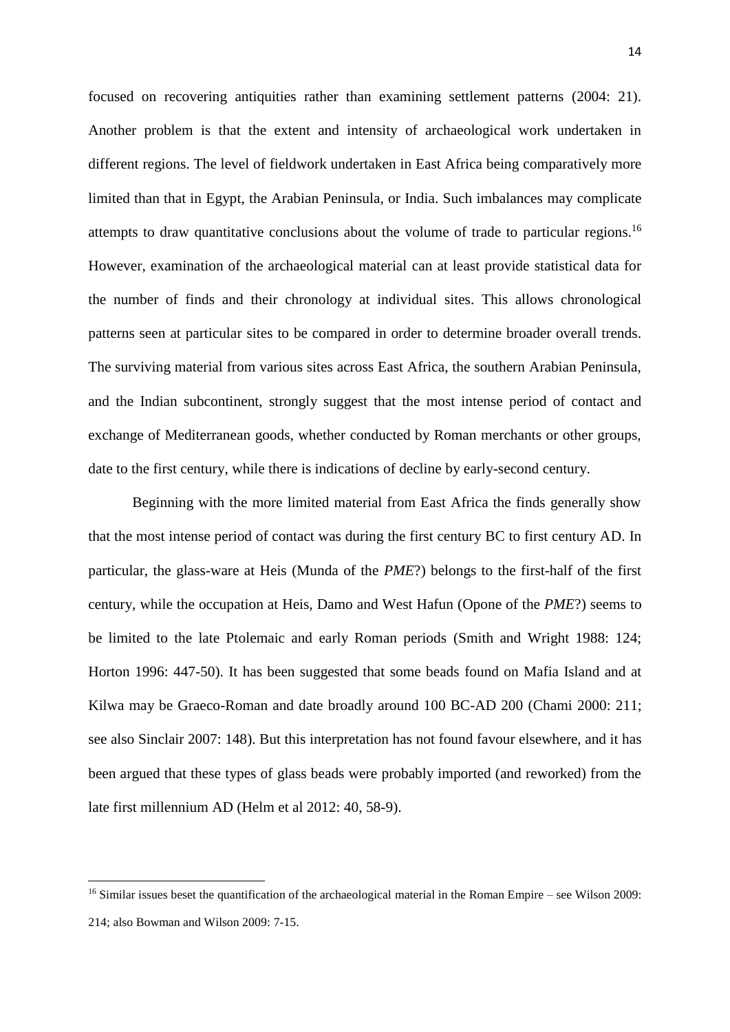focused on recovering antiquities rather than examining settlement patterns (2004: 21). Another problem is that the extent and intensity of archaeological work undertaken in different regions. The level of fieldwork undertaken in East Africa being comparatively more limited than that in Egypt, the Arabian Peninsula, or India. Such imbalances may complicate attempts to draw quantitative conclusions about the volume of trade to particular regions.[16] However, examination of the archaeological material can at least provide statistical data for the number of finds and their chronology at individual sites. This allows chronological patterns seen at particular sites to be compared in order to determine broader overall trends. The surviving material from various sites across East Africa, the southern Arabian Peninsula, and the Indian subcontinent, strongly suggest that the most intense period of contact and exchange of Mediterranean goods, whether conducted by Roman merchants or other groups, date to the first century, while there is indications of decline by early-second century.

Beginning with the more limited material from East Africa the finds generally show that the most intense period of contact was during the first century BC to first century AD. In particular, the glass-ware at Heis (Munda of the *PME*?) belongs to the first-half of the first century, while the occupation at Heis, Damo and West Hafun (Opone of the *PME*?) seems to be limited to the late Ptolemaic and early Roman periods (Smith and Wright 1988: 124; Horton 1996: 447-50). It has been suggested that some beads found on Mafia Island and at Kilwa may be Graeco-Roman and date broadly around 100 BC-AD 200 (Chami 2000: 211; see also Sinclair 2007: 148). But this interpretation has not found favour elsewhere, and it has been argued that these types of glass beads were probably imported (and reworked) from the late first millennium AD (Helm et al 2012: 40, 58-9).

---

[16] Similar issues beset the quantification of the archaeological material in the Roman Empire – see Wilson 2009: 214; also Bowman and Wilson 2009: 7-15.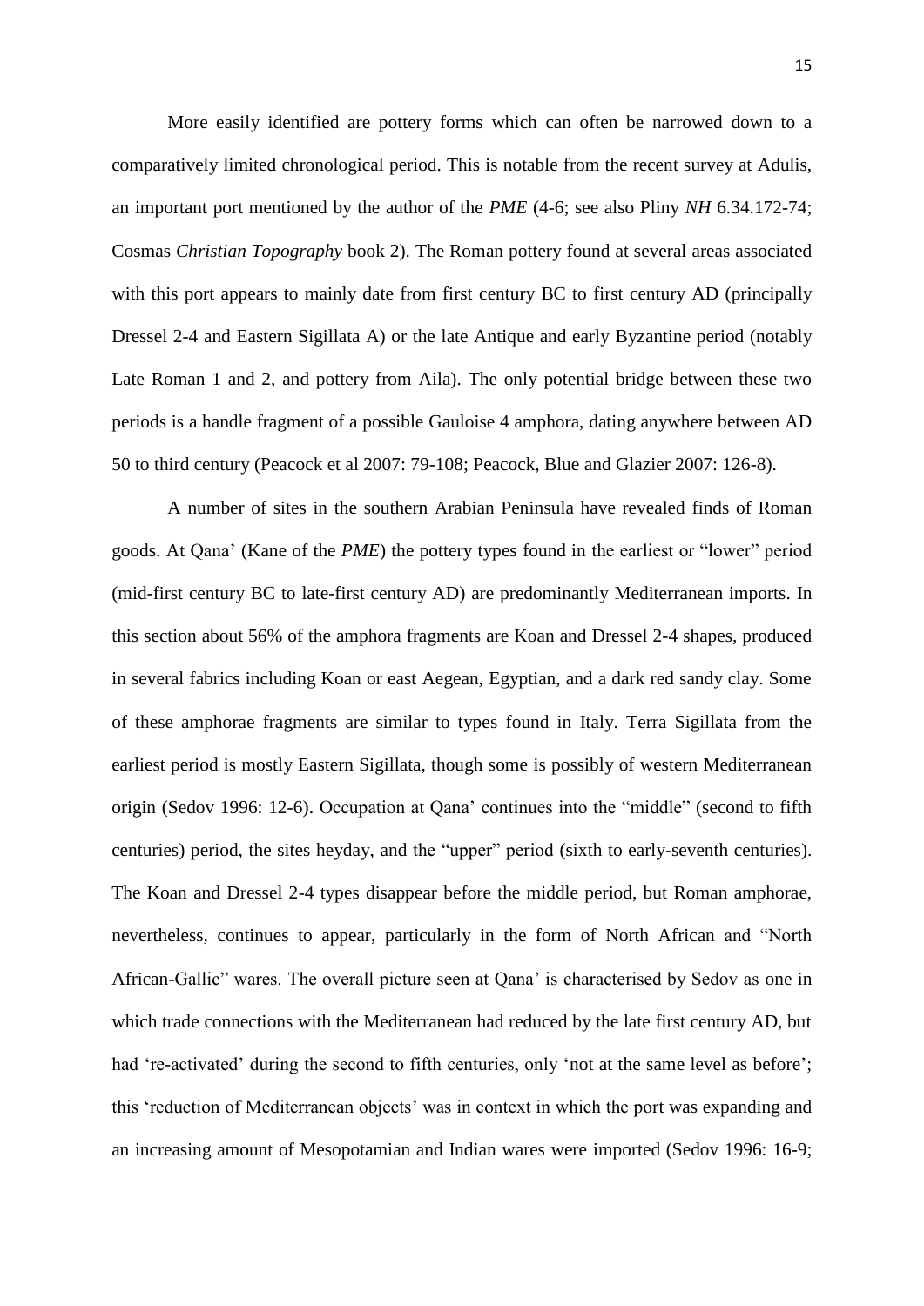More easily identified are pottery forms which can often be narrowed down to a comparatively limited chronological period. This is notable from the recent survey at Adulis, an important port mentioned by the author of the *PME* (4-6; see also Pliny *NH* 6.34.172-74; Cosmas *Christian Topography* book 2). The Roman pottery found at several areas associated with this port appears to mainly date from first century BC to first century AD (principally Dressel 2-4 and Eastern Sigillata A) or the late Antique and early Byzantine period (notably Late Roman 1 and 2, and pottery from Aila). The only potential bridge between these two periods is a handle fragment of a possible Gauloise 4 amphora, dating anywhere between AD 50 to third century (Peacock et al 2007: 79-108; Peacock, Blue and Glazier 2007: 126-8).

A number of sites in the southern Arabian Peninsula have revealed finds of Roman goods. At Qana' (Kane of the *PME*) the pottery types found in the earliest or "lower" period (mid-first century BC to late-first century AD) are predominantly Mediterranean imports. In this section about 56% of the amphora fragments are Koan and Dressel 2-4 shapes, produced in several fabrics including Koan or east Aegean, Egyptian, and a dark red sandy clay. Some of these amphorae fragments are similar to types found in Italy. Terra Sigillata from the earliest period is mostly Eastern Sigillata, though some is possibly of western Mediterranean origin (Sedov 1996: 12-6). Occupation at Qana' continues into the "middle" (second to fifth centuries) period, the sites heyday, and the "upper" period (sixth to early-seventh centuries). The Koan and Dressel 2-4 types disappear before the middle period, but Roman amphorae, nevertheless, continues to appear, particularly in the form of North African and "North African-Gallic" wares. The overall picture seen at Qana' is characterised by Sedov as one in which trade connections with the Mediterranean had reduced by the late first century AD, but had 're-activated' during the second to fifth centuries, only 'not at the same level as before'; this 'reduction of Mediterranean objects' was in context in which the port was expanding and an increasing amount of Mesopotamian and Indian wares were imported (Sedov 1996: 16-9;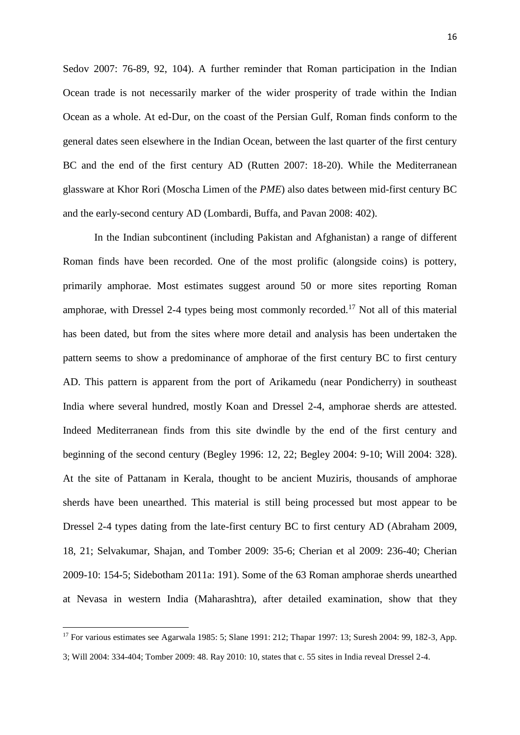Sedov 2007: 76-89, 92, 104). A further reminder that Roman participation in the Indian Ocean trade is not necessarily marker of the wider prosperity of trade within the Indian Ocean as a whole. At ed-Dur, on the coast of the Persian Gulf, Roman finds conform to the general dates seen elsewhere in the Indian Ocean, between the last quarter of the first century BC and the end of the first century AD (Rutten 2007: 18-20). While the Mediterranean glassware at Khor Rori (Moscha Limen of the *PME*) also dates between mid-first century BC and the early-second century AD (Lombardi, Buffa, and Pavan 2008: 402).

In the Indian subcontinent (including Pakistan and Afghanistan) a range of different Roman finds have been recorded. One of the most prolific (alongside coins) is pottery, primarily amphorae. Most estimates suggest around 50 or more sites reporting Roman amphorae, with Dressel 2-4 types being most commonly recorded.[17] Not all of this material has been dated, but from the sites where more detail and analysis has been undertaken the pattern seems to show a predominance of amphorae of the first century BC to first century AD. This pattern is apparent from the port of Arikamedu (near Pondicherry) in southeast India where several hundred, mostly Koan and Dressel 2-4, amphorae sherds are attested. Indeed Mediterranean finds from this site dwindle by the end of the first century and beginning of the second century (Begley 1996: 12, 22; Begley 2004: 9-10; Will 2004: 328). At the site of Pattanam in Kerala, thought to be ancient Muziris, thousands of amphorae sherds have been unearthed. This material is still being processed but most appear to be Dressel 2-4 types dating from the late-first century BC to first century AD (Abraham 2009, 18, 21; Selvakumar, Shajan, and Tomber 2009: 35-6; Cherian et al 2009: 236-40; Cherian 2009-10: 154-5; Sidebotham 2011a: 191). Some of the 63 Roman amphorae sherds unearthed at Nevasa in western India (Maharashtra), after detailed examination, show that they

---

[17] For various estimates see Agarwala 1985: 5; Slane 1991: 212; Thapar 1997: 13; Suresh 2004: 99, 182-3, App. 3; Will 2004: 334-404; Tomber 2009: 48. Ray 2010: 10, states that c. 55 sites in India reveal Dressel 2-4.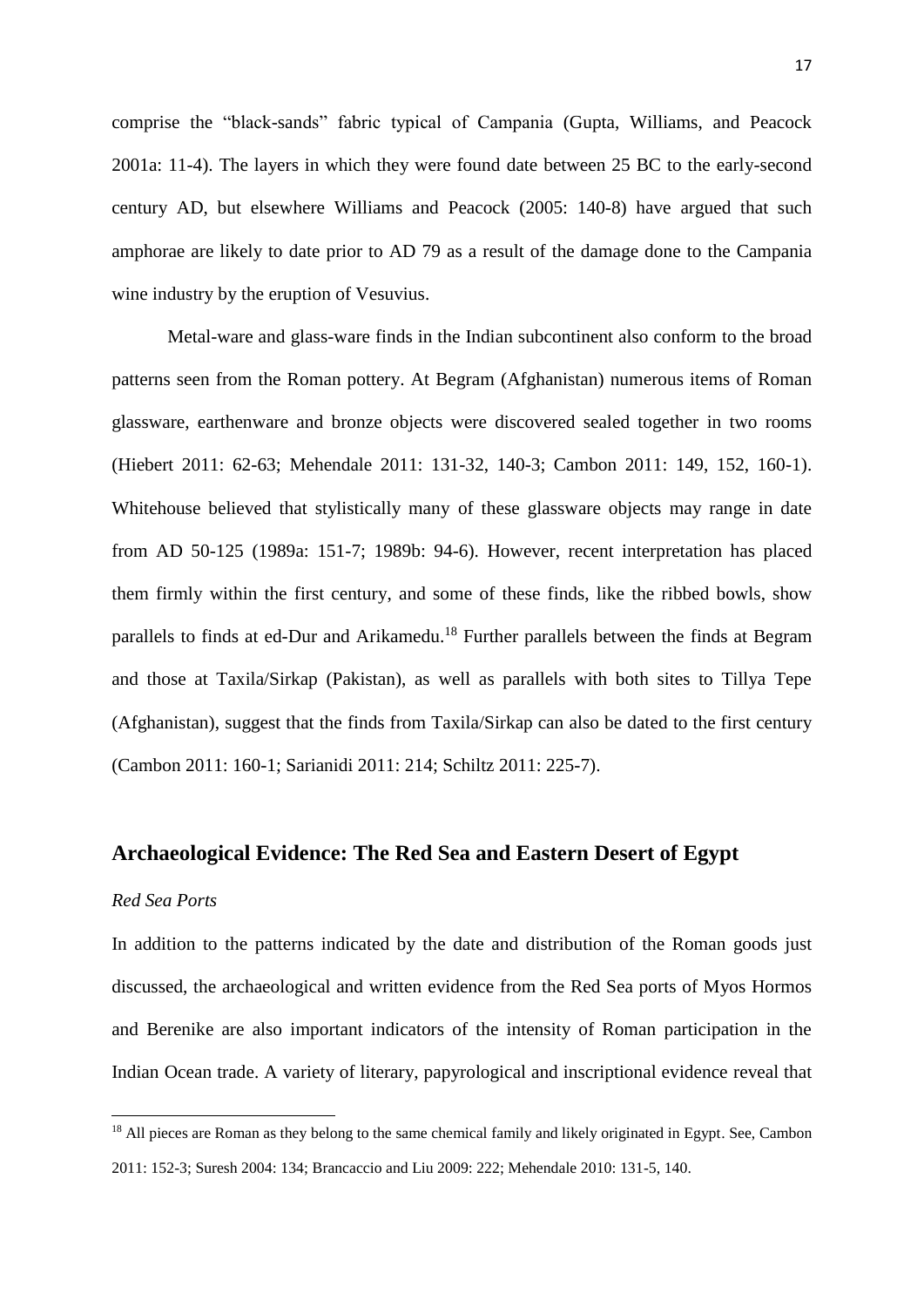comprise the "black-sands" fabric typical of Campania (Gupta, Williams, and Peacock 2001a: 11-4). The layers in which they were found date between 25 BC to the early-second century AD, but elsewhere Williams and Peacock (2005: 140-8) have argued that such amphorae are likely to date prior to AD 79 as a result of the damage done to the Campania wine industry by the eruption of Vesuvius.

Metal-ware and glass-ware finds in the Indian subcontinent also conform to the broad patterns seen from the Roman pottery. At Begram (Afghanistan) numerous items of Roman glassware, earthenware and bronze objects were discovered sealed together in two rooms (Hiebert 2011: 62-63; Mehendale 2011: 131-32, 140-3; Cambon 2011: 149, 152, 160-1). Whitehouse believed that stylistically many of these glassware objects may range in date from AD 50-125 (1989a: 151-7; 1989b: 94-6). However, recent interpretation has placed them firmly within the first century, and some of these finds, like the ribbed bowls, show parallels to finds at ed-Dur and Arikamedu.[18] Further parallels between the finds at Begram and those at Taxila/Sirkap (Pakistan), as well as parallels with both sites to Tillya Tepe (Afghanistan), suggest that the finds from Taxila/Sirkap can also be dated to the first century (Cambon 2011: 160-1; Sarianidi 2011: 214; Schiltz 2011: 225-7).

## Archaeological Evidence: The Red Sea and Eastern Desert of Egypt

### *Red Sea Ports*

In addition to the patterns indicated by the date and distribution of the Roman goods just discussed, the archaeological and written evidence from the Red Sea ports of Myos Hormos and Berenike are also important indicators of the intensity of Roman participation in the Indian Ocean trade. A variety of literary, papyrological and inscriptional evidence reveal that

---

[18] All pieces are Roman as they belong to the same chemical family and likely originated in Egypt. See, Cambon 2011: 152-3; Suresh 2004: 134; Brancaccio and Liu 2009: 222; Mehendale 2010: 131-5, 140.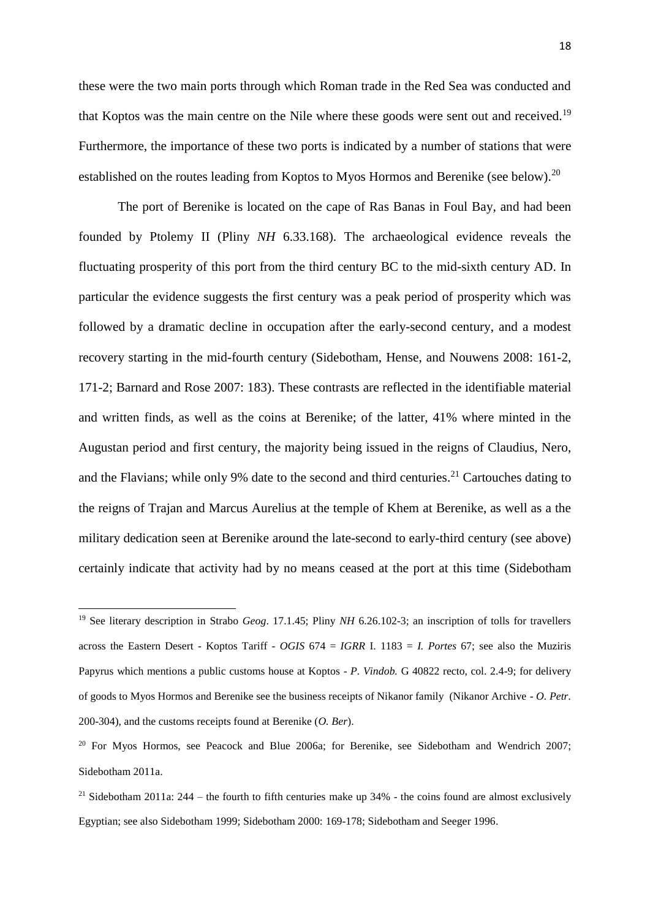these were the two main ports through which Roman trade in the Red Sea was conducted and that Koptos was the main centre on the Nile where these goods were sent out and received.[19] Furthermore, the importance of these two ports is indicated by a number of stations that were established on the routes leading from Koptos to Myos Hormos and Berenike (see below).[20]

The port of Berenike is located on the cape of Ras Banas in Foul Bay, and had been founded by Ptolemy II (Pliny *NH* 6.33.168). The archaeological evidence reveals the fluctuating prosperity of this port from the third century BC to the mid-sixth century AD. In particular the evidence suggests the first century was a peak period of prosperity which was followed by a dramatic decline in occupation after the early-second century, and a modest recovery starting in the mid-fourth century (Sidebotham, Hense, and Nouwens 2008: 161-2, 171-2; Barnard and Rose 2007: 183). These contrasts are reflected in the identifiable material and written finds, as well as the coins at Berenike; of the latter, 41% where minted in the Augustan period and first century, the majority being issued in the reigns of Claudius, Nero, and the Flavians; while only 9% date to the second and third centuries.[21] Cartouches dating to the reigns of Trajan and Marcus Aurelius at the temple of Khem at Berenike, as well as a the military dedication seen at Berenike around the late-second to early-third century (see above) certainly indicate that activity had by no means ceased at the port at this time (Sidebotham

---

[19] See literary description in Strabo *Geog*. 17.1.45; Pliny *NH* 6.26.102-3; an inscription of tolls for travellers across the Eastern Desert - Koptos Tariff - *OGIS* 674 = *IGRR* I. 1183 = *I. Portes* 67; see also the Muziris Papyrus which mentions a public customs house at Koptos - *P. Vindob.* G 40822 recto, col. 2.4-9; for delivery of goods to Myos Hormos and Berenike see the business receipts of Nikanor family (Nikanor Archive - *O. Petr*. 200-304), and the customs receipts found at Berenike (*O. Ber*).

[20] For Myos Hormos, see Peacock and Blue 2006a; for Berenike, see Sidebotham and Wendrich 2007; Sidebotham 2011a.

[21] Sidebotham 2011a: 244 – the fourth to fifth centuries make up 34% - the coins found are almost exclusively Egyptian; see also Sidebotham 1999; Sidebotham 2000: 169-178; Sidebotham and Seeger 1996.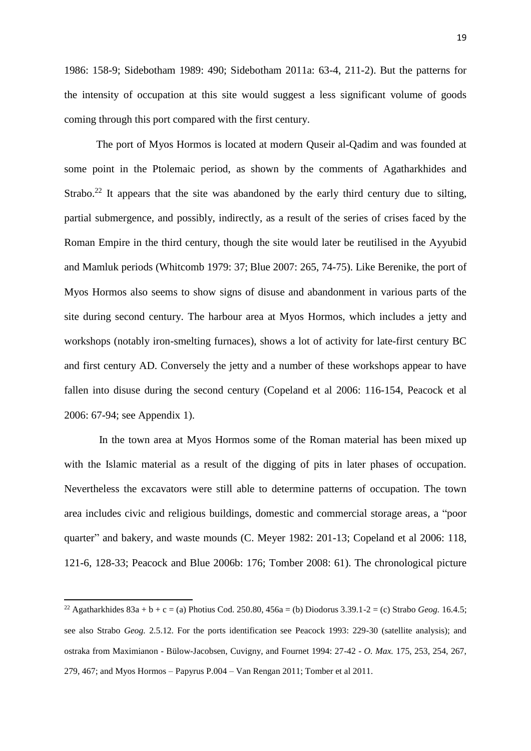1986: 158-9; Sidebotham 1989: 490; Sidebotham 2011a: 63-4, 211-2). But the patterns for the intensity of occupation at this site would suggest a less significant volume of goods coming through this port compared with the first century.

The port of Myos Hormos is located at modern Quseir al-Qadim and was founded at some point in the Ptolemaic period, as shown by the comments of Agatharkhides and Strabo.[22] It appears that the site was abandoned by the early third century due to silting, partial submergence, and possibly, indirectly, as a result of the series of crises faced by the Roman Empire in the third century, though the site would later be reutilised in the Ayyubid and Mamluk periods (Whitcomb 1979: 37; Blue 2007: 265, 74-75). Like Berenike, the port of Myos Hormos also seems to show signs of disuse and abandonment in various parts of the site during second century. The harbour area at Myos Hormos, which includes a jetty and workshops (notably iron-smelting furnaces), shows a lot of activity for late-first century BC and first century AD. Conversely the jetty and a number of these workshops appear to have fallen into disuse during the second century (Copeland et al 2006: 116-154, Peacock et al 2006: 67-94; see Appendix 1).

In the town area at Myos Hormos some of the Roman material has been mixed up with the Islamic material as a result of the digging of pits in later phases of occupation. Nevertheless the excavators were still able to determine patterns of occupation. The town area includes civic and religious buildings, domestic and commercial storage areas, a "poor quarter" and bakery, and waste mounds (C. Meyer 1982: 201-13; Copeland et al 2006: 118, 121-6, 128-33; Peacock and Blue 2006b: 176; Tomber 2008: 61). The chronological picture

---

[22] Agatharkhides 83a + b + c = (a) Photius Cod. 250.80, 456a = (b) Diodorus 3.39.1-2 = (c) Strabo *Geog.* 16.4.5; see also Strabo *Geog.* 2.5.12. For the ports identification see Peacock 1993: 229-30 (satellite analysis); and ostraka from Maximianon - Bülow-Jacobsen, Cuvigny, and Fournet 1994: 27-42 - *O. Max.* 175, 253, 254, 267, 279, 467; and Myos Hormos – Papyrus P.004 – Van Rengan 2011; Tomber et al 2011.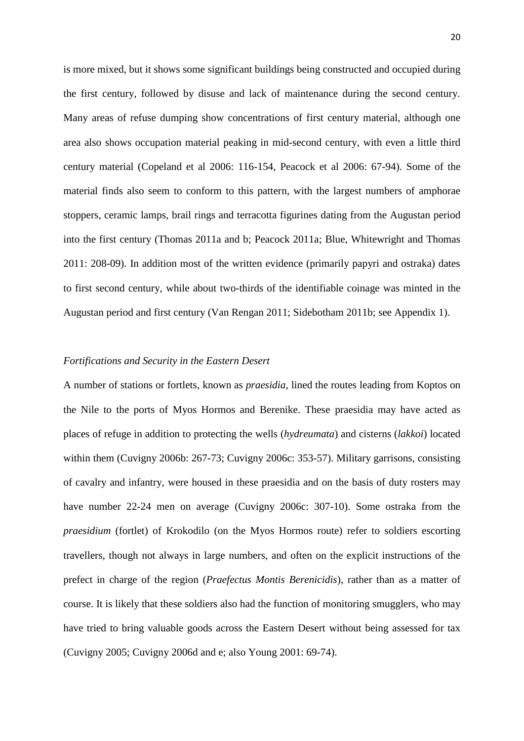is more mixed, but it shows some significant buildings being constructed and occupied during the first century, followed by disuse and lack of maintenance during the second century. Many areas of refuse dumping show concentrations of first century material, although one area also shows occupation material peaking in mid-second century, with even a little third century material (Copeland et al 2006: 116-154, Peacock et al 2006: 67-94). Some of the material finds also seem to conform to this pattern, with the largest numbers of amphorae stoppers, ceramic lamps, brail rings and terracotta figurines dating from the Augustan period into the first century (Thomas 2011a and b; Peacock 2011a; Blue, Whitewright and Thomas 2011: 208-09). In addition most of the written evidence (primarily papyri and ostraka) dates to first second century, while about two-thirds of the identifiable coinage was minted in the Augustan period and first century (Van Rengan 2011; Sidebotham 2011b; see Appendix 1).

*Fortifications and Security in the Eastern Desert*

A number of stations or fortlets, known as *praesidia*, lined the routes leading from Koptos on the Nile to the ports of Myos Hormos and Berenike. These praesidia may have acted as places of refuge in addition to protecting the wells (*hydreumata*) and cisterns (*lakkoi*) located within them (Cuvigny 2006b: 267-73; Cuvigny 2006c: 353-57). Military garrisons, consisting of cavalry and infantry, were housed in these praesidia and on the basis of duty rosters may have number 22-24 men on average (Cuvigny 2006c: 307-10). Some ostraka from the *praesidium* (fortlet) of Krokodilo (on the Myos Hormos route) refer to soldiers escorting travellers, though not always in large numbers, and often on the explicit instructions of the prefect in charge of the region (*Praefectus Montis Berenicidis*), rather than as a matter of course. It is likely that these soldiers also had the function of monitoring smugglers, who may have tried to bring valuable goods across the Eastern Desert without being assessed for tax (Cuvigny 2005; Cuvigny 2006d and e; also Young 2001: 69-74).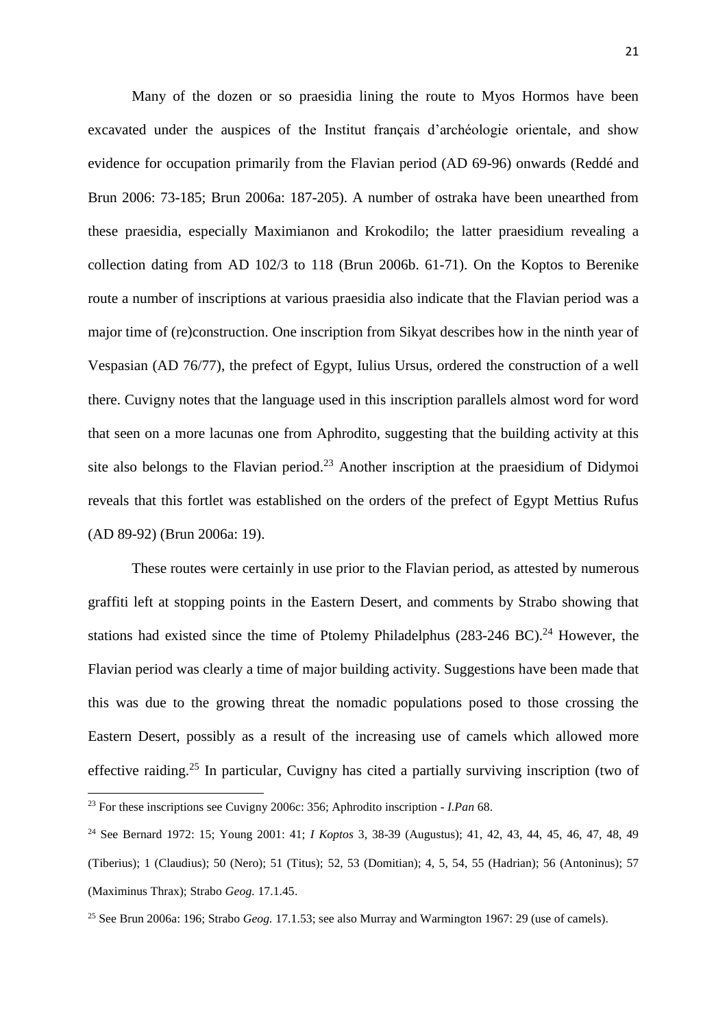Many of the dozen or so praesidia lining the route to Myos Hormos have been excavated under the auspices of the Institut français d'archéologie orientale, and show evidence for occupation primarily from the Flavian period (AD 69-96) onwards (Reddé and Brun 2006: 73-185; Brun 2006a: 187-205). A number of ostraka have been unearthed from these praesidia, especially Maximianon and Krokodilo; the latter praesidium revealing a collection dating from AD 102/3 to 118 (Brun 2006b. 61-71). On the Koptos to Berenike route a number of inscriptions at various praesidia also indicate that the Flavian period was a major time of (re)construction. One inscription from Sikyat describes how in the ninth year of Vespasian (AD 76/77), the prefect of Egypt, Iulius Ursus, ordered the construction of a well there. Cuvigny notes that the language used in this inscription parallels almost word for word that seen on a more lacunas one from Aphrodito, suggesting that the building activity at this site also belongs to the Flavian period.[23] Another inscription at the praesidium of Didymoi reveals that this fortlet was established on the orders of the prefect of Egypt Mettius Rufus (AD 89-92) (Brun 2006a: 19).

These routes were certainly in use prior to the Flavian period, as attested by numerous graffiti left at stopping points in the Eastern Desert, and comments by Strabo showing that stations had existed since the time of Ptolemy Philadelphus (283-246 BC).[24] However, the Flavian period was clearly a time of major building activity. Suggestions have been made that this was due to the growing threat the nomadic populations posed to those crossing the Eastern Desert, possibly as a result of the increasing use of camels which allowed more effective raiding.[25] In particular, Cuvigny has cited a partially surviving inscription (two of

---

[23] For these inscriptions see Cuvigny 2006c: 356; Aphrodito inscription - *I.Pan* 68.

[24] See Bernard 1972: 15; Young 2001: 41; *I Koptos* 3, 38-39 (Augustus); 41, 42, 43, 44, 45, 46, 47, 48, 49 (Tiberius); 1 (Claudius); 50 (Nero); 51 (Titus); 52, 53 (Domitian); 4, 5, 54, 55 (Hadrian); 56 (Antoninus); 57 (Maximinus Thrax); Strabo *Geog.* 17.1.45.

[25] See Brun 2006a: 196; Strabo *Geog.* 17.1.53; see also Murray and Warmington 1967: 29 (use of camels).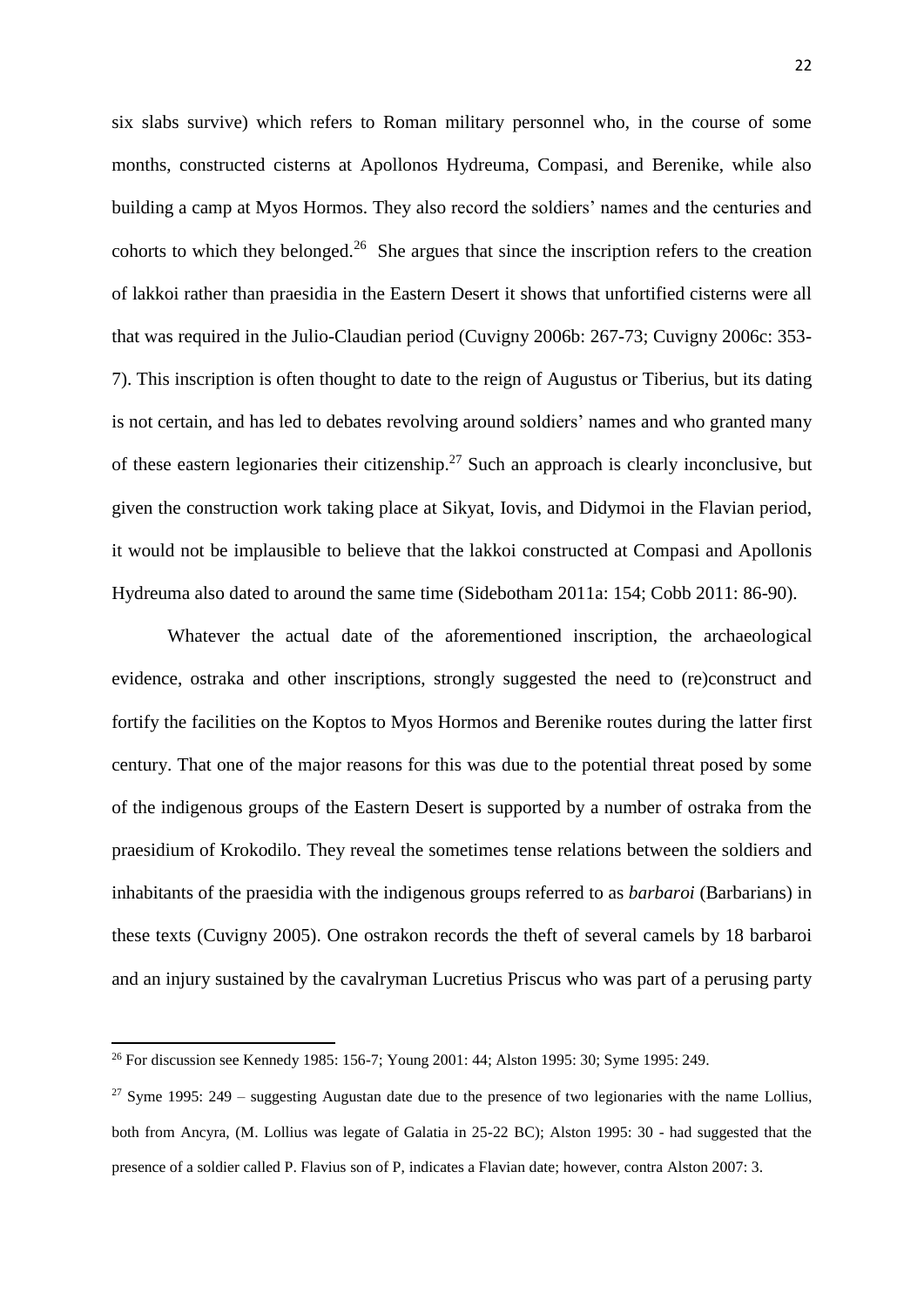six slabs survive) which refers to Roman military personnel who, in the course of some months, constructed cisterns at Apollonos Hydreuma, Compasi, and Berenike, while also building a camp at Myos Hormos. They also record the soldiers' names and the centuries and cohorts to which they belonged.[26] She argues that since the inscription refers to the creation of lakkoi rather than praesidia in the Eastern Desert it shows that unfortified cisterns were all that was required in the Julio-Claudian period (Cuvigny 2006b: 267-73; Cuvigny 2006c: 353-7). This inscription is often thought to date to the reign of Augustus or Tiberius, but its dating is not certain, and has led to debates revolving around soldiers' names and who granted many of these eastern legionaries their citizenship.[27] Such an approach is clearly inconclusive, but given the construction work taking place at Sikyat, Iovis, and Didymoi in the Flavian period, it would not be implausible to believe that the lakkoi constructed at Compasi and Apollonis Hydreuma also dated to around the same time (Sidebotham 2011a: 154; Cobb 2011: 86-90).

Whatever the actual date of the aforementioned inscription, the archaeological evidence, ostraka and other inscriptions, strongly suggested the need to (re)construct and fortify the facilities on the Koptos to Myos Hormos and Berenike routes during the latter first century. That one of the major reasons for this was due to the potential threat posed by some of the indigenous groups of the Eastern Desert is supported by a number of ostraka from the praesidium of Krokodilo. They reveal the sometimes tense relations between the soldiers and inhabitants of the praesidia with the indigenous groups referred to as *barbaroi* (Barbarians) in these texts (Cuvigny 2005). One ostrakon records the theft of several camels by 18 barbaroi and an injury sustained by the cavalryman Lucretius Priscus who was part of a perusing party

---

[26] For discussion see Kennedy 1985: 156-7; Young 2001: 44; Alston 1995: 30; Syme 1995: 249.

[27] Syme 1995: 249 – suggesting Augustan date due to the presence of two legionaries with the name Lollius, both from Ancyra, (M. Lollius was legate of Galatia in 25-22 BC); Alston 1995: 30 - had suggested that the presence of a soldier called P. Flavius son of P, indicates a Flavian date; however, contra Alston 2007: 3.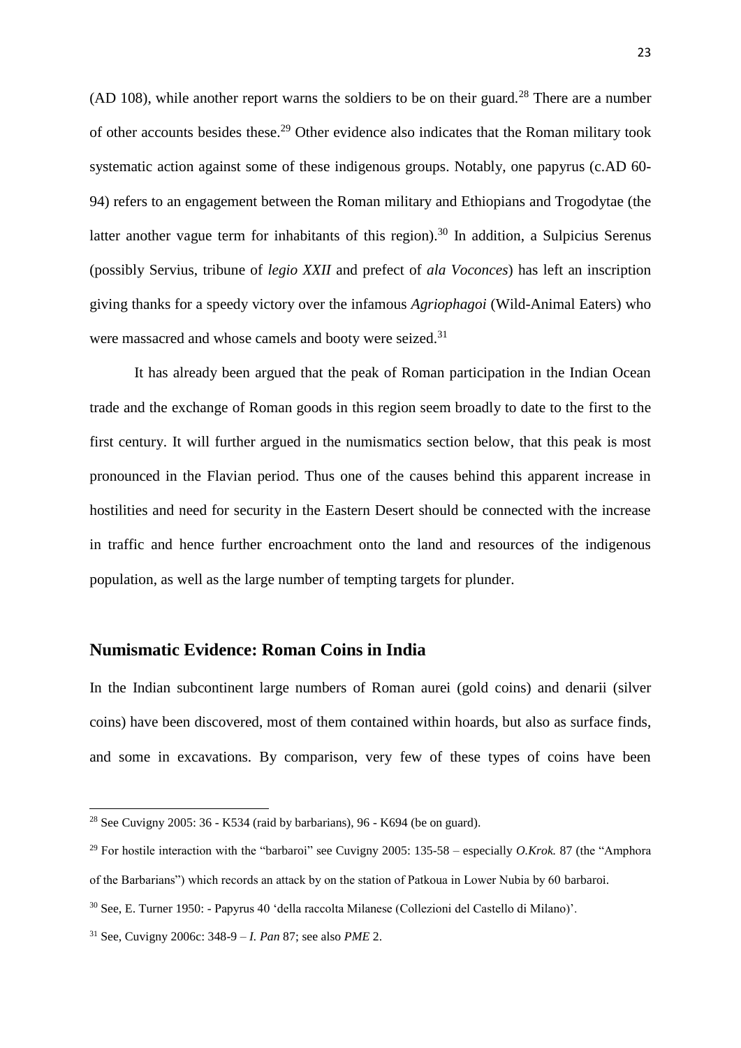(AD 108), while another report warns the soldiers to be on their guard.[28] There are a number of other accounts besides these.[29] Other evidence also indicates that the Roman military took systematic action against some of these indigenous groups. Notably, one papyrus (c.AD 60-94) refers to an engagement between the Roman military and Ethiopians and Trogodytae (the latter another vague term for inhabitants of this region).[30] In addition, a Sulpicius Serenus (possibly Servius, tribune of *legio XXII* and prefect of *ala Voconces*) has left an inscription giving thanks for a speedy victory over the infamous *Agriophagoi* (Wild-Animal Eaters) who were massacred and whose camels and booty were seized.[31]

It has already been argued that the peak of Roman participation in the Indian Ocean trade and the exchange of Roman goods in this region seem broadly to date to the first to the first century. It will further argued in the numismatics section below, that this peak is most pronounced in the Flavian period. Thus one of the causes behind this apparent increase in hostilities and need for security in the Eastern Desert should be connected with the increase in traffic and hence further encroachment onto the land and resources of the indigenous population, as well as the large number of tempting targets for plunder.

## Numismatic Evidence: Roman Coins in India

In the Indian subcontinent large numbers of Roman aurei (gold coins) and denarii (silver coins) have been discovered, most of them contained within hoards, but also as surface finds, and some in excavations. By comparison, very few of these types of coins have been

---

[28] See Cuvigny 2005: 36 - K534 (raid by barbarians), 96 - K694 (be on guard).

[29] For hostile interaction with the "barbaroi" see Cuvigny 2005: 135-58 – especially *O.Krok.* 87 (the "Amphora of the Barbarians") which records an attack by on the station of Patkoua in Lower Nubia by 60 barbaroi.

[30] See, E. Turner 1950: - Papyrus 40 'della raccolta Milanese (Collezioni del Castello di Milano)'.

[31] See, Cuvigny 2006c: 348-9 – *I. Pan* 87; see also *PME* 2.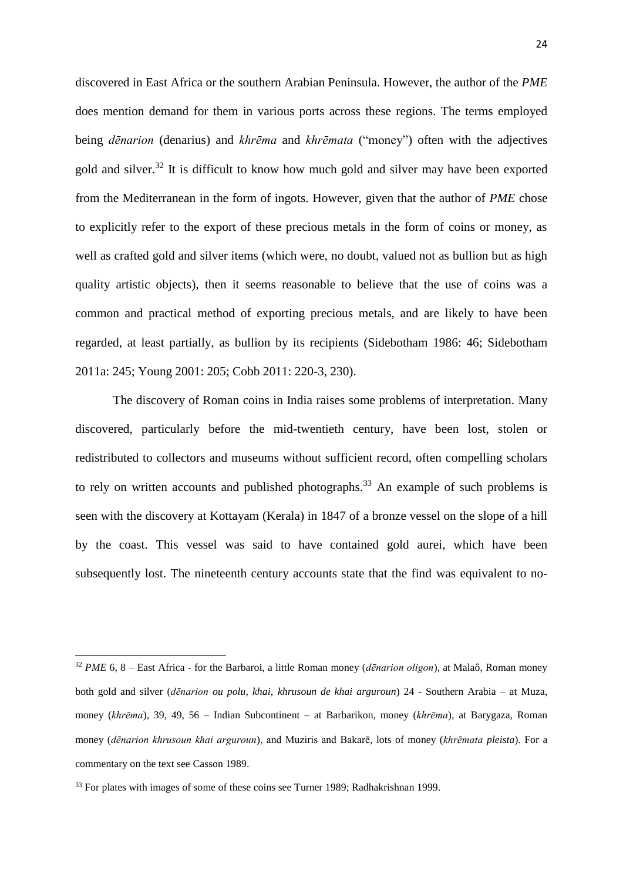discovered in East Africa or the southern Arabian Peninsula. However, the author of the *PME* does mention demand for them in various ports across these regions. The terms employed being *dēnarion* (denarius) and *khrēma* and *khrēmata* ("money") often with the adjectives gold and silver.[32] It is difficult to know how much gold and silver may have been exported from the Mediterranean in the form of ingots. However, given that the author of *PME* chose to explicitly refer to the export of these precious metals in the form of coins or money, as well as crafted gold and silver items (which were, no doubt, valued not as bullion but as high quality artistic objects), then it seems reasonable to believe that the use of coins was a common and practical method of exporting precious metals, and are likely to have been regarded, at least partially, as bullion by its recipients (Sidebotham 1986: 46; Sidebotham 2011a: 245; Young 2001: 205; Cobb 2011: 220-3, 230).

The discovery of Roman coins in India raises some problems of interpretation. Many discovered, particularly before the mid-twentieth century, have been lost, stolen or redistributed to collectors and museums without sufficient record, often compelling scholars to rely on written accounts and published photographs.[33] An example of such problems is seen with the discovery at Kottayam (Kerala) in 1847 of a bronze vessel on the slope of a hill by the coast. This vessel was said to have contained gold aurei, which have been subsequently lost. The nineteenth century accounts state that the find was equivalent to no-

---

[32] *PME* 6, 8 – East Africa - for the Barbaroi, a little Roman money (*dēnarion oligon*), at Malaô, Roman money both gold and silver (*dēnarion ou polu, khai, khrusoun de khai arguroun*) 24 - Southern Arabia – at Muza, money (*khrēma*), 39, 49, 56 – Indian Subcontinent – at Barbarikon, money (*khrēma*), at Barygaza, Roman money (*dēnarion khrusoun khai arguroun*), and Muziris and Bakarē, lots of money (*khrēmata pleista*). For a commentary on the text see Casson 1989.

[33] For plates with images of some of these coins see Turner 1989; Radhakrishnan 1999.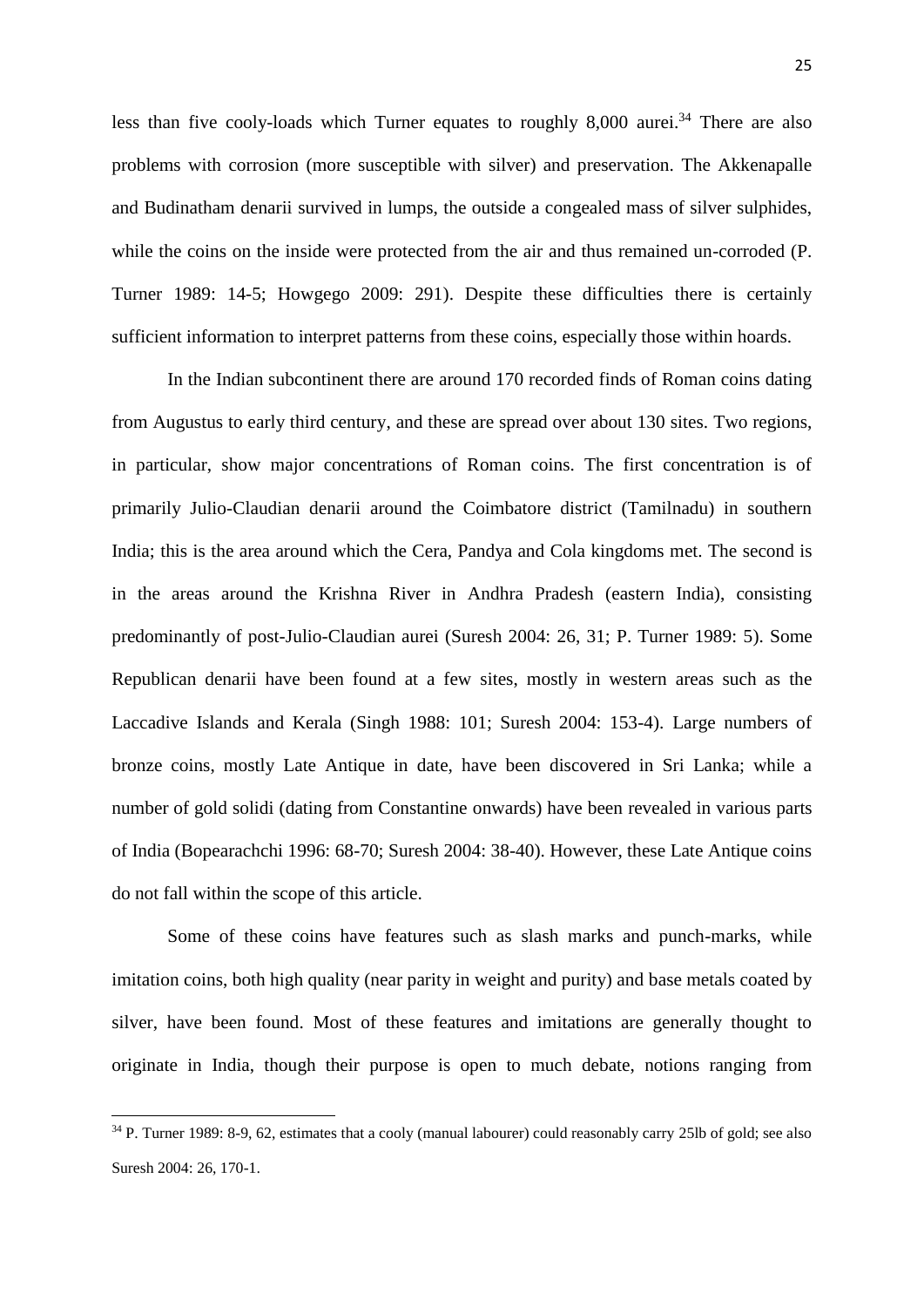less than five cooly-loads which Turner equates to roughly 8,000 aurei.[34] There are also problems with corrosion (more susceptible with silver) and preservation. The Akkenapalle and Budinatham denarii survived in lumps, the outside a congealed mass of silver sulphides, while the coins on the inside were protected from the air and thus remained un-corroded (P. Turner 1989: 14-5; Howgego 2009: 291). Despite these difficulties there is certainly sufficient information to interpret patterns from these coins, especially those within hoards.

In the Indian subcontinent there are around 170 recorded finds of Roman coins dating from Augustus to early third century, and these are spread over about 130 sites. Two regions, in particular, show major concentrations of Roman coins. The first concentration is of primarily Julio-Claudian denarii around the Coimbatore district (Tamilnadu) in southern India; this is the area around which the Cera, Pandya and Cola kingdoms met. The second is in the areas around the Krishna River in Andhra Pradesh (eastern India), consisting predominantly of post-Julio-Claudian aurei (Suresh 2004: 26, 31; P. Turner 1989: 5). Some Republican denarii have been found at a few sites, mostly in western areas such as the Laccadive Islands and Kerala (Singh 1988: 101; Suresh 2004: 153-4). Large numbers of bronze coins, mostly Late Antique in date, have been discovered in Sri Lanka; while a number of gold solidi (dating from Constantine onwards) have been revealed in various parts of India (Bopearachchi 1996: 68-70; Suresh 2004: 38-40). However, these Late Antique coins do not fall within the scope of this article.

Some of these coins have features such as slash marks and punch-marks, while imitation coins, both high quality (near parity in weight and purity) and base metals coated by silver, have been found. Most of these features and imitations are generally thought to originate in India, though their purpose is open to much debate, notions ranging from

---

[34] P. Turner 1989: 8-9, 62, estimates that a cooly (manual labourer) could reasonably carry 25lb of gold; see also Suresh 2004: 26, 170-1.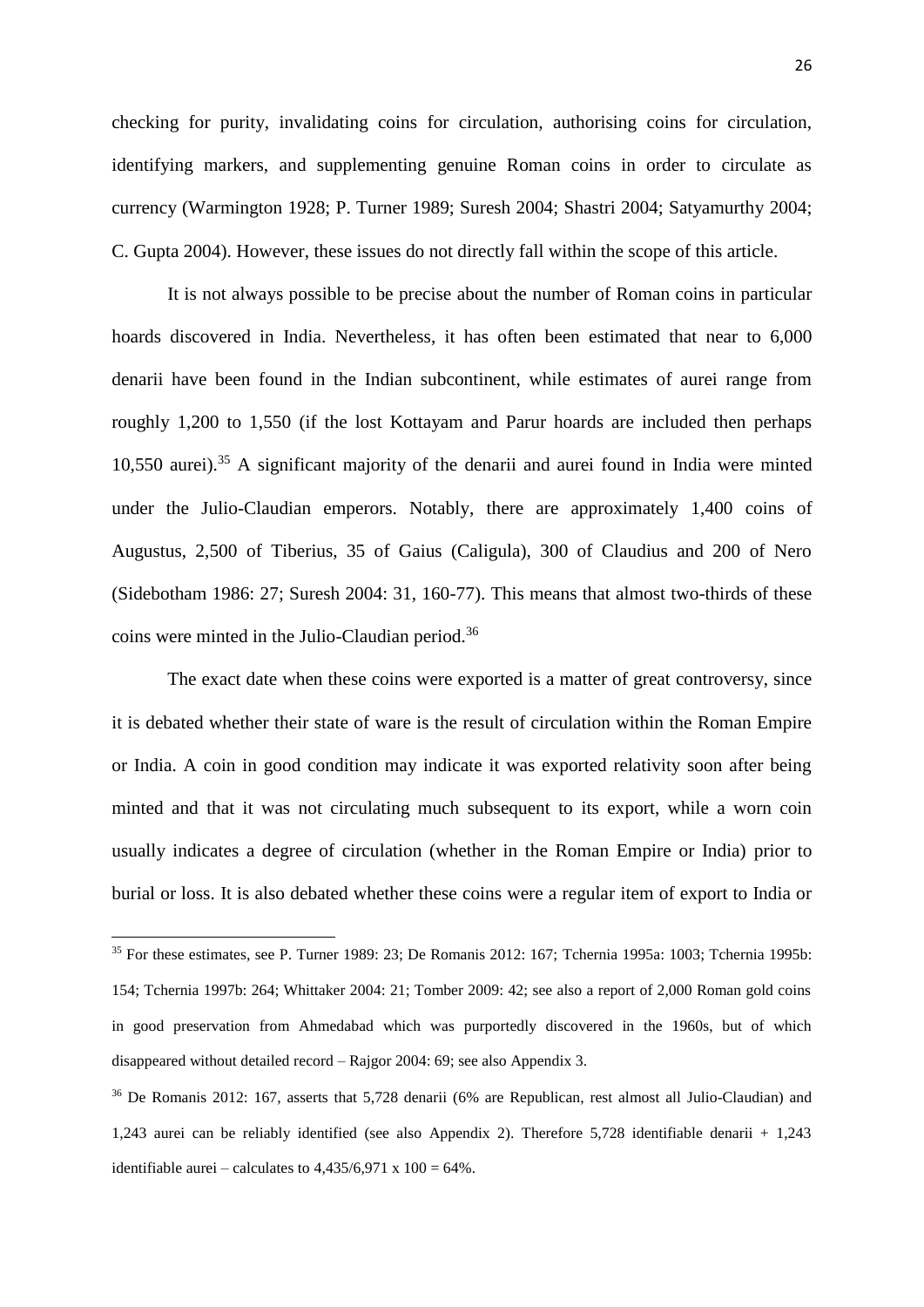checking for purity, invalidating coins for circulation, authorising coins for circulation, identifying markers, and supplementing genuine Roman coins in order to circulate as currency (Warmington 1928; P. Turner 1989; Suresh 2004; Shastri 2004; Satyamurthy 2004; C. Gupta 2004). However, these issues do not directly fall within the scope of this article.

It is not always possible to be precise about the number of Roman coins in particular hoards discovered in India. Nevertheless, it has often been estimated that near to 6,000 denarii have been found in the Indian subcontinent, while estimates of aurei range from roughly 1,200 to 1,550 (if the lost Kottayam and Parur hoards are included then perhaps 10,550 aurei).[35] A significant majority of the denarii and aurei found in India were minted under the Julio-Claudian emperors. Notably, there are approximately 1,400 coins of Augustus, 2,500 of Tiberius, 35 of Gaius (Caligula), 300 of Claudius and 200 of Nero (Sidebotham 1986: 27; Suresh 2004: 31, 160-77). This means that almost two-thirds of these coins were minted in the Julio-Claudian period.[36]

The exact date when these coins were exported is a matter of great controversy, since it is debated whether their state of ware is the result of circulation within the Roman Empire or India. A coin in good condition may indicate it was exported relativity soon after being minted and that it was not circulating much subsequent to its export, while a worn coin usually indicates a degree of circulation (whether in the Roman Empire or India) prior to burial or loss. It is also debated whether these coins were a regular item of export to India or

---

[35] For these estimates, see P. Turner 1989: 23; De Romanis 2012: 167; Tchernia 1995a: 1003; Tchernia 1995b: 154; Tchernia 1997b: 264; Whittaker 2004: 21; Tomber 2009: 42; see also a report of 2,000 Roman gold coins in good preservation from Ahmedabad which was purportedly discovered in the 1960s, but of which disappeared without detailed record – Rajgor 2004: 69; see also Appendix 3.

[36] De Romanis 2012: 167, asserts that 5,728 denarii (6% are Republican, rest almost all Julio-Claudian) and 1,243 aurei can be reliably identified (see also Appendix 2). Therefore 5,728 identifiable denarii + 1,243 identifiable aurei – calculates to 4,435/6,971 x 100 = 64%.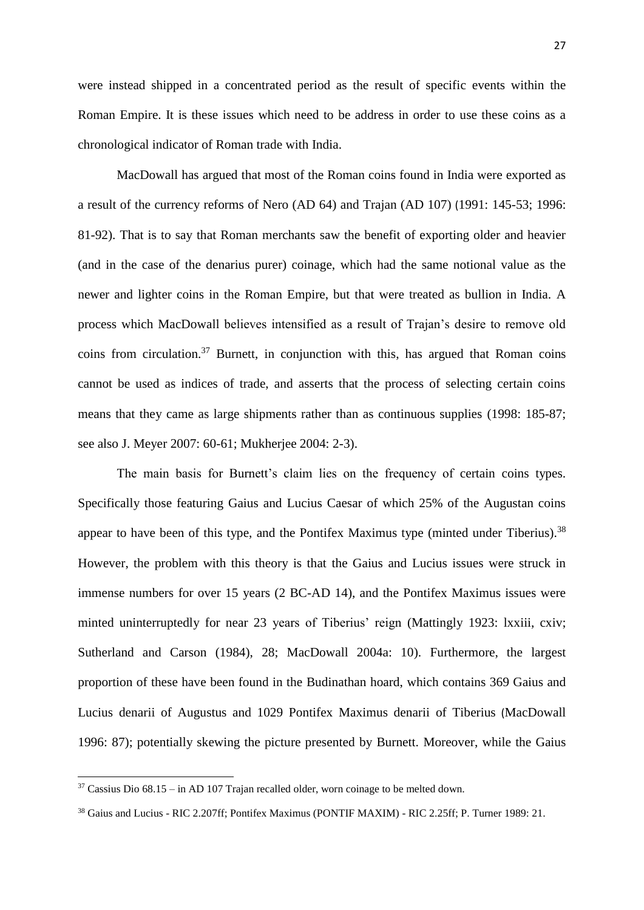were instead shipped in a concentrated period as the result of specific events within the Roman Empire. It is these issues which need to be address in order to use these coins as a chronological indicator of Roman trade with India.

MacDowall has argued that most of the Roman coins found in India were exported as a result of the currency reforms of Nero (AD 64) and Trajan (AD 107) (1991: 145-53; 1996: 81-92). That is to say that Roman merchants saw the benefit of exporting older and heavier (and in the case of the denarius purer) coinage, which had the same notional value as the newer and lighter coins in the Roman Empire, but that were treated as bullion in India. A process which MacDowall believes intensified as a result of Trajan's desire to remove old coins from circulation.[37] Burnett, in conjunction with this, has argued that Roman coins cannot be used as indices of trade, and asserts that the process of selecting certain coins means that they came as large shipments rather than as continuous supplies (1998: 185-87; see also J. Meyer 2007: 60-61; Mukherjee 2004: 2-3).

The main basis for Burnett's claim lies on the frequency of certain coins types. Specifically those featuring Gaius and Lucius Caesar of which 25% of the Augustan coins appear to have been of this type, and the Pontifex Maximus type (minted under Tiberius).[38] However, the problem with this theory is that the Gaius and Lucius issues were struck in immense numbers for over 15 years (2 BC-AD 14), and the Pontifex Maximus issues were minted uninterruptedly for near 23 years of Tiberius' reign (Mattingly 1923: lxxiii, cxiv; Sutherland and Carson (1984), 28; MacDowall 2004a: 10). Furthermore, the largest proportion of these have been found in the Budinathan hoard, which contains 369 Gaius and Lucius denarii of Augustus and 1029 Pontifex Maximus denarii of Tiberius (MacDowall 1996: 87); potentially skewing the picture presented by Burnett. Moreover, while the Gaius

---

[37] Cassius Dio 68.15 – in AD 107 Trajan recalled older, worn coinage to be melted down.

[38] Gaius and Lucius - RIC 2.207ff; Pontifex Maximus (PONTIF MAXIM) - RIC 2.25ff; P. Turner 1989: 21.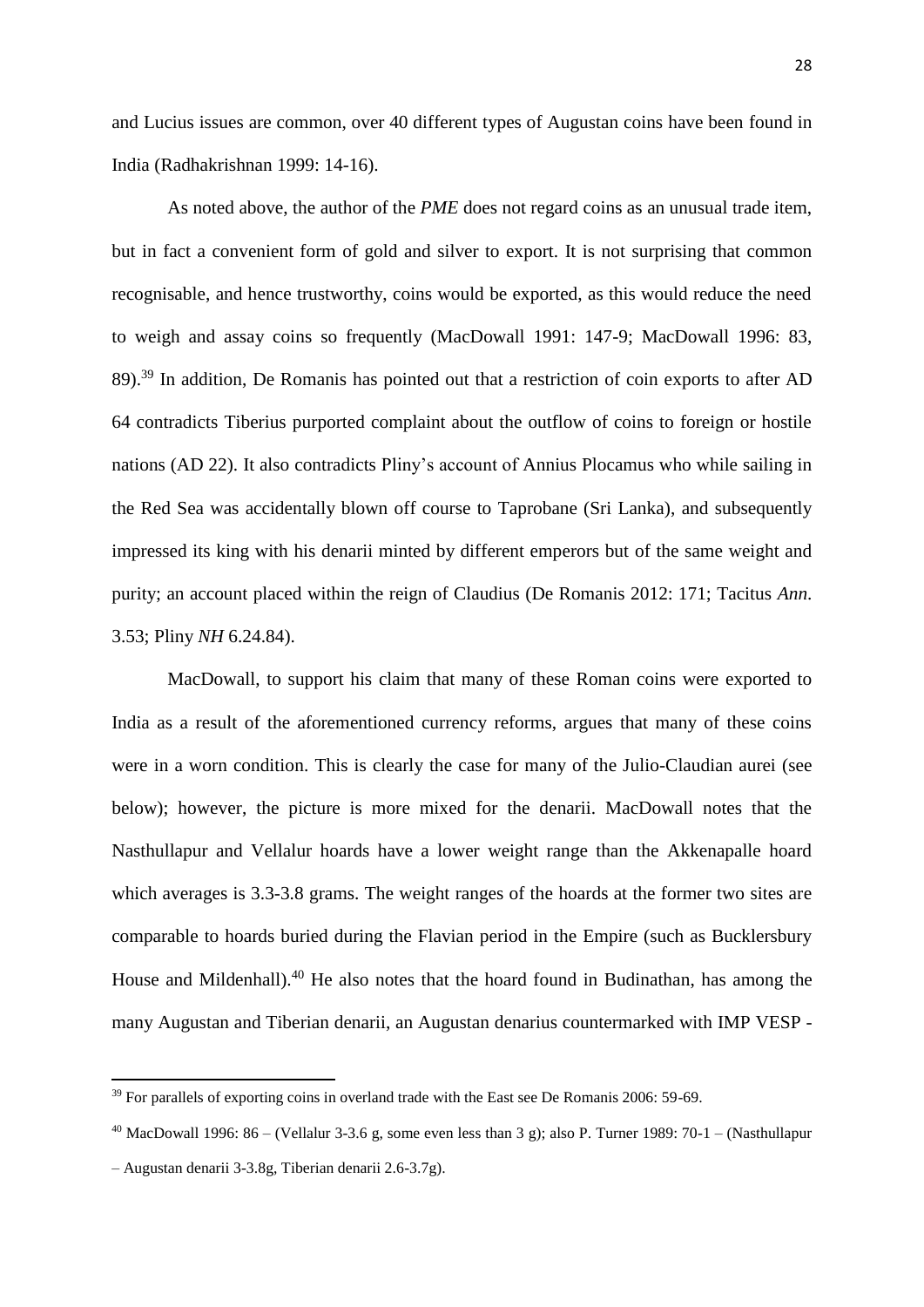and Lucius issues are common, over 40 different types of Augustan coins have been found in India (Radhakrishnan 1999: 14-16).

As noted above, the author of the *PME* does not regard coins as an unusual trade item, but in fact a convenient form of gold and silver to export. It is not surprising that common recognisable, and hence trustworthy, coins would be exported, as this would reduce the need to weigh and assay coins so frequently (MacDowall 1991: 147-9; MacDowall 1996: 83, 89).[39] In addition, De Romanis has pointed out that a restriction of coin exports to after AD 64 contradicts Tiberius purported complaint about the outflow of coins to foreign or hostile nations (AD 22). It also contradicts Pliny's account of Annius Plocamus who while sailing in the Red Sea was accidentally blown off course to Taprobane (Sri Lanka), and subsequently impressed its king with his denarii minted by different emperors but of the same weight and purity; an account placed within the reign of Claudius (De Romanis 2012: 171; Tacitus *Ann.* 3.53; Pliny *NH* 6.24.84).

MacDowall, to support his claim that many of these Roman coins were exported to India as a result of the aforementioned currency reforms, argues that many of these coins were in a worn condition. This is clearly the case for many of the Julio-Claudian aurei (see below); however, the picture is more mixed for the denarii. MacDowall notes that the Nasthullapur and Vellalur hoards have a lower weight range than the Akkenapalle hoard which averages is 3.3-3.8 grams. The weight ranges of the hoards at the former two sites are comparable to hoards buried during the Flavian period in the Empire (such as Bucklersbury House and Mildenhall).[40] He also notes that the hoard found in Budinathan, has among the many Augustan and Tiberian denarii, an Augustan denarius countermarked with IMP VESP -

---

[39] For parallels of exporting coins in overland trade with the East see De Romanis 2006: 59-69.

[40] MacDowall 1996: 86 – (Vellalur 3-3.6 g, some even less than 3 g); also P. Turner 1989: 70-1 – (Nasthullapur – Augustan denarii 3-3.8g, Tiberian denarii 2.6-3.7g).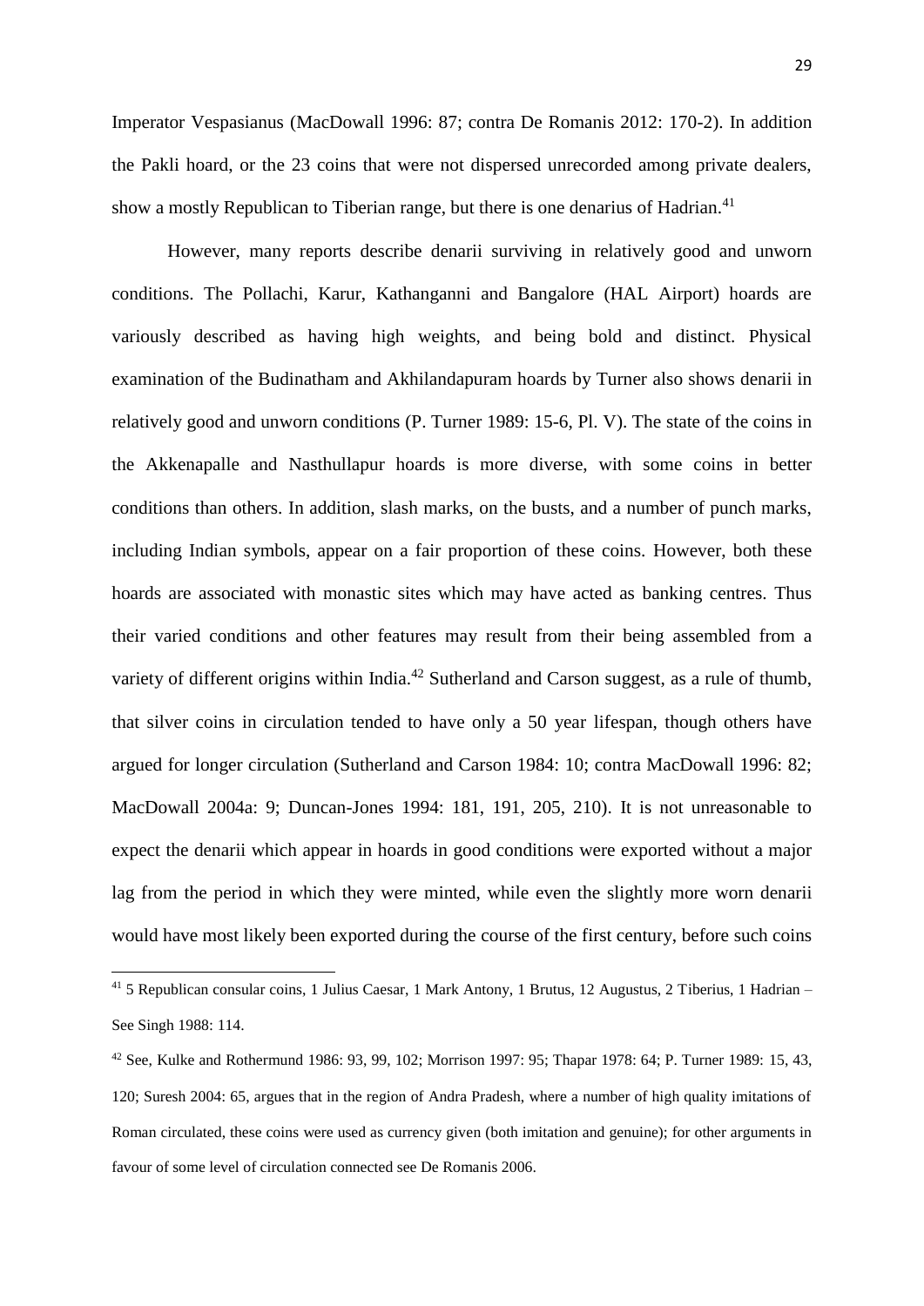Imperator Vespasianus (MacDowall 1996: 87; contra De Romanis 2012: 170-2). In addition the Pakli hoard, or the 23 coins that were not dispersed unrecorded among private dealers, show a mostly Republican to Tiberian range, but there is one denarius of Hadrian.[41]

However, many reports describe denarii surviving in relatively good and unworn conditions. The Pollachi, Karur, Kathanganni and Bangalore (HAL Airport) hoards are variously described as having high weights, and being bold and distinct. Physical examination of the Budinatham and Akhilandapuram hoards by Turner also shows denarii in relatively good and unworn conditions (P. Turner 1989: 15-6, Pl. V). The state of the coins in the Akkenapalle and Nasthullapur hoards is more diverse, with some coins in better conditions than others. In addition, slash marks, on the busts, and a number of punch marks, including Indian symbols, appear on a fair proportion of these coins. However, both these hoards are associated with monastic sites which may have acted as banking centres. Thus their varied conditions and other features may result from their being assembled from a variety of different origins within India.[42] Sutherland and Carson suggest, as a rule of thumb, that silver coins in circulation tended to have only a 50 year lifespan, though others have argued for longer circulation (Sutherland and Carson 1984: 10; contra MacDowall 1996: 82; MacDowall 2004a: 9; Duncan-Jones 1994: 181, 191, 205, 210). It is not unreasonable to expect the denarii which appear in hoards in good conditions were exported without a major lag from the period in which they were minted, while even the slightly more worn denarii would have most likely been exported during the course of the first century, before such coins

---

[41] 5 Republican consular coins, 1 Julius Caesar, 1 Mark Antony, 1 Brutus, 12 Augustus, 2 Tiberius, 1 Hadrian – See Singh 1988: 114.

[42] See, Kulke and Rothermund 1986: 93, 99, 102; Morrison 1997: 95; Thapar 1978: 64; P. Turner 1989: 15, 43, 120; Suresh 2004: 65, argues that in the region of Andra Pradesh, where a number of high quality imitations of Roman circulated, these coins were used as currency given (both imitation and genuine); for other arguments in favour of some level of circulation connected see De Romanis 2006.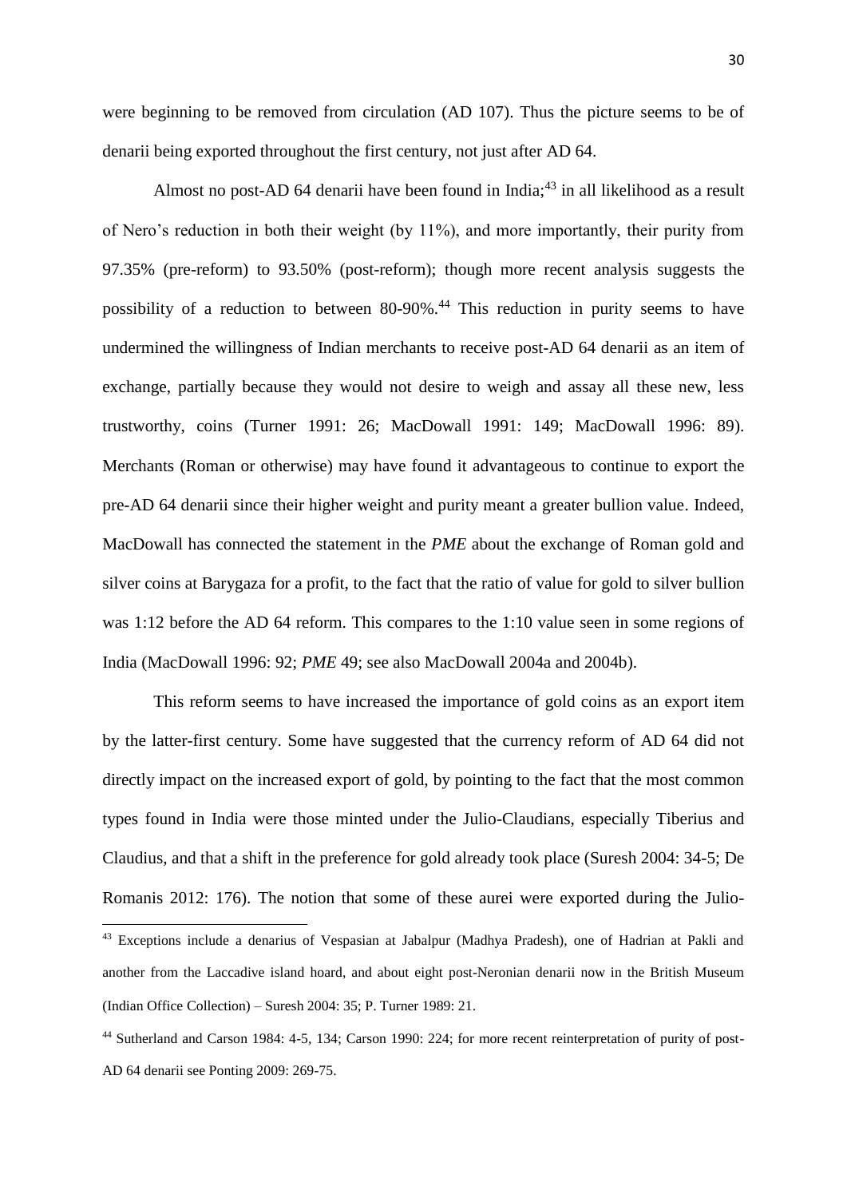were beginning to be removed from circulation (AD 107). Thus the picture seems to be of denarii being exported throughout the first century, not just after AD 64.

Almost no post-AD 64 denarii have been found in India;[43] in all likelihood as a result of Nero's reduction in both their weight (by 11%), and more importantly, their purity from 97.35% (pre-reform) to 93.50% (post-reform); though more recent analysis suggests the possibility of a reduction to between 80-90%.[44] This reduction in purity seems to have undermined the willingness of Indian merchants to receive post-AD 64 denarii as an item of exchange, partially because they would not desire to weigh and assay all these new, less trustworthy, coins (Turner 1991: 26; MacDowall 1991: 149; MacDowall 1996: 89). Merchants (Roman or otherwise) may have found it advantageous to continue to export the pre-AD 64 denarii since their higher weight and purity meant a greater bullion value. Indeed, MacDowall has connected the statement in the *PME* about the exchange of Roman gold and silver coins at Barygaza for a profit, to the fact that the ratio of value for gold to silver bullion was 1:12 before the AD 64 reform. This compares to the 1:10 value seen in some regions of India (MacDowall 1996: 92; *PME* 49; see also MacDowall 2004a and 2004b).

This reform seems to have increased the importance of gold coins as an export item by the latter-first century. Some have suggested that the currency reform of AD 64 did not directly impact on the increased export of gold, by pointing to the fact that the most common types found in India were those minted under the Julio-Claudians, especially Tiberius and Claudius, and that a shift in the preference for gold already took place (Suresh 2004: 34-5; De Romanis 2012: 176). The notion that some of these aurei were exported during the Julio-

[43] Exceptions include a denarius of Vespasian at Jabalpur (Madhya Pradesh), one of Hadrian at Pakli and another from the Laccadive island hoard, and about eight post-Neronian denarii now in the British Museum (Indian Office Collection) – Suresh 2004: 35; P. Turner 1989: 21.

[44] Sutherland and Carson 1984: 4-5, 134; Carson 1990: 224; for more recent reinterpretation of purity of post-AD 64 denarii see Ponting 2009: 269-75.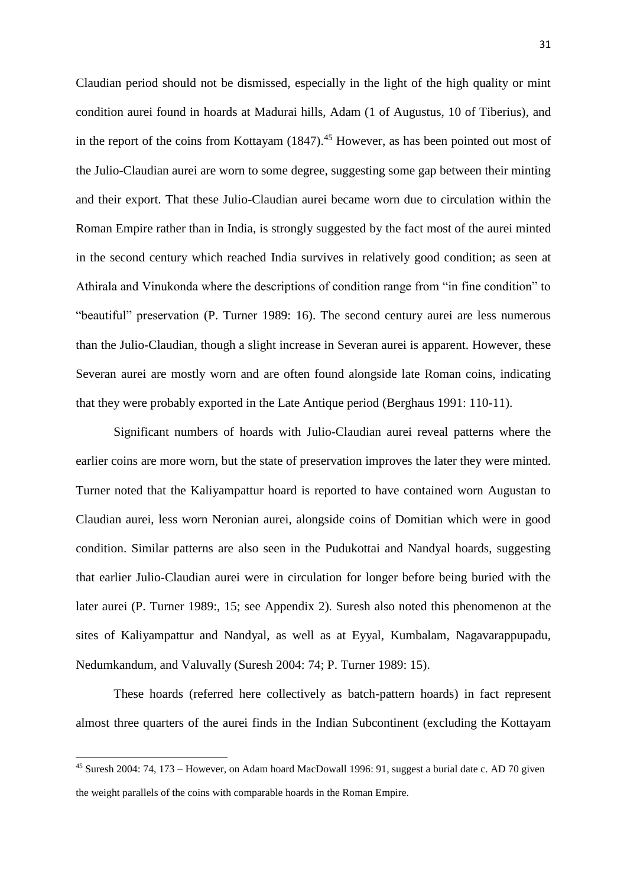Claudian period should not be dismissed, especially in the light of the high quality or mint condition aurei found in hoards at Madurai hills, Adam (1 of Augustus, 10 of Tiberius), and in the report of the coins from Kottayam (1847).[45] However, as has been pointed out most of the Julio-Claudian aurei are worn to some degree, suggesting some gap between their minting and their export. That these Julio-Claudian aurei became worn due to circulation within the Roman Empire rather than in India, is strongly suggested by the fact most of the aurei minted in the second century which reached India survives in relatively good condition; as seen at Athirala and Vinukonda where the descriptions of condition range from "in fine condition" to "beautiful" preservation (P. Turner 1989: 16). The second century aurei are less numerous than the Julio-Claudian, though a slight increase in Severan aurei is apparent. However, these Severan aurei are mostly worn and are often found alongside late Roman coins, indicating that they were probably exported in the Late Antique period (Berghaus 1991: 110-11).

Significant numbers of hoards with Julio-Claudian aurei reveal patterns where the earlier coins are more worn, but the state of preservation improves the later they were minted. Turner noted that the Kaliyampattur hoard is reported to have contained worn Augustan to Claudian aurei, less worn Neronian aurei, alongside coins of Domitian which were in good condition. Similar patterns are also seen in the Pudukottai and Nandyal hoards, suggesting that earlier Julio-Claudian aurei were in circulation for longer before being buried with the later aurei (P. Turner 1989:, 15; see Appendix 2). Suresh also noted this phenomenon at the sites of Kaliyampattur and Nandyal, as well as at Eyyal, Kumbalam, Nagavarappupadu, Nedumkandum, and Valuvally (Suresh 2004: 74; P. Turner 1989: 15).

These hoards (referred here collectively as batch-pattern hoards) in fact represent almost three quarters of the aurei finds in the Indian Subcontinent (excluding the Kottayam

---

[45] Suresh 2004: 74, 173 – However, on Adam hoard MacDowall 1996: 91, suggest a burial date c. AD 70 given the weight parallels of the coins with comparable hoards in the Roman Empire.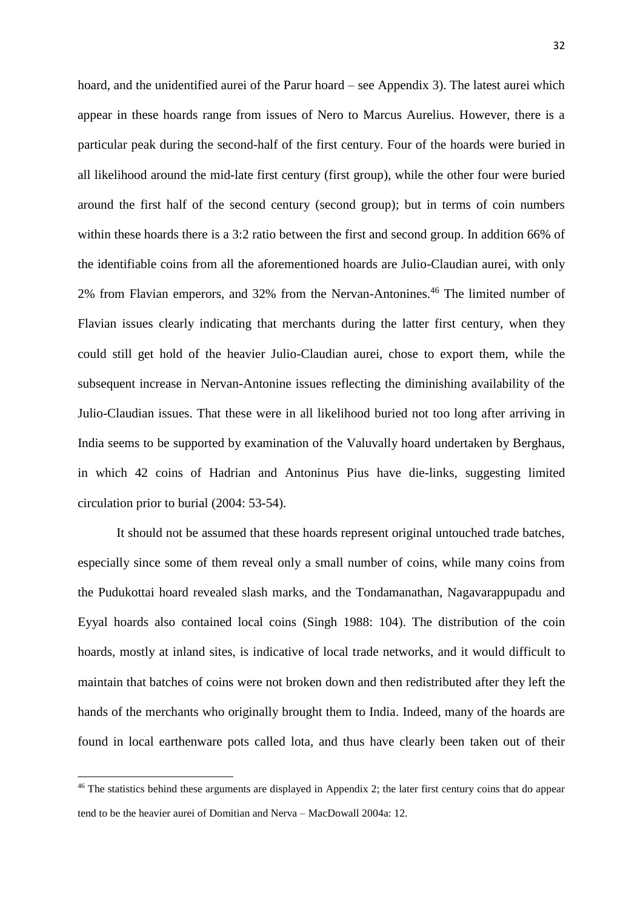hoard, and the unidentified aurei of the Parur hoard – see Appendix 3). The latest aurei which appear in these hoards range from issues of Nero to Marcus Aurelius. However, there is a particular peak during the second-half of the first century. Four of the hoards were buried in all likelihood around the mid-late first century (first group), while the other four were buried around the first half of the second century (second group); but in terms of coin numbers within these hoards there is a 3:2 ratio between the first and second group. In addition 66% of the identifiable coins from all the aforementioned hoards are Julio-Claudian aurei, with only 2% from Flavian emperors, and 32% from the Nervan-Antonines.[46] The limited number of Flavian issues clearly indicating that merchants during the latter first century, when they could still get hold of the heavier Julio-Claudian aurei, chose to export them, while the subsequent increase in Nervan-Antonine issues reflecting the diminishing availability of the Julio-Claudian issues. That these were in all likelihood buried not too long after arriving in India seems to be supported by examination of the Valuvally hoard undertaken by Berghaus, in which 42 coins of Hadrian and Antoninus Pius have die-links, suggesting limited circulation prior to burial (2004: 53-54).

It should not be assumed that these hoards represent original untouched trade batches, especially since some of them reveal only a small number of coins, while many coins from the Pudukottai hoard revealed slash marks, and the Tondamanathan, Nagavarappupadu and Eyyal hoards also contained local coins (Singh 1988: 104). The distribution of the coin hoards, mostly at inland sites, is indicative of local trade networks, and it would difficult to maintain that batches of coins were not broken down and then redistributed after they left the hands of the merchants who originally brought them to India. Indeed, many of the hoards are found in local earthenware pots called lota, and thus have clearly been taken out of their

---

[46] The statistics behind these arguments are displayed in Appendix 2; the later first century coins that do appear tend to be the heavier aurei of Domitian and Nerva – MacDowall 2004a: 12.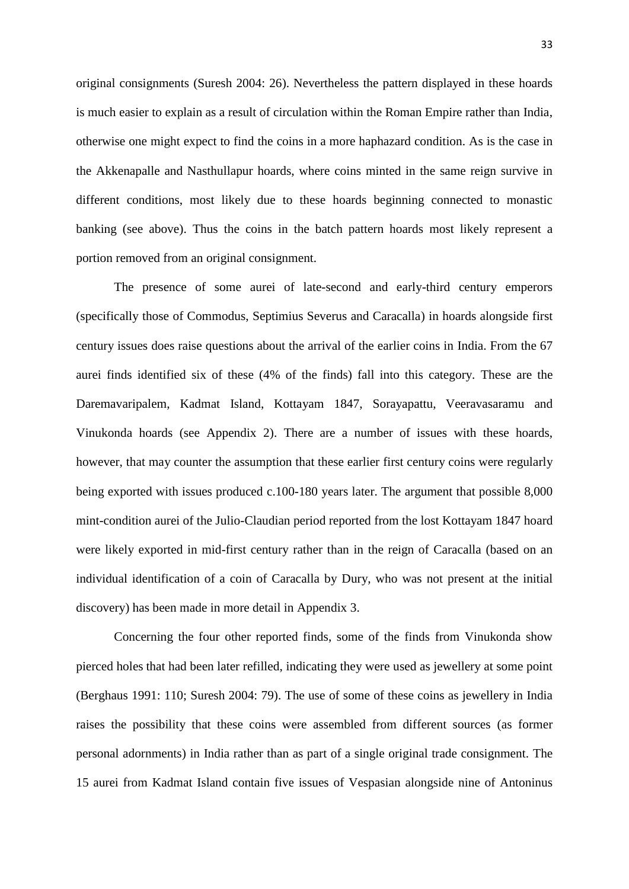original consignments (Suresh 2004: 26). Nevertheless the pattern displayed in these hoards is much easier to explain as a result of circulation within the Roman Empire rather than India, otherwise one might expect to find the coins in a more haphazard condition. As is the case in the Akkenapalle and Nasthullapur hoards, where coins minted in the same reign survive in different conditions, most likely due to these hoards beginning connected to monastic banking (see above). Thus the coins in the batch pattern hoards most likely represent a portion removed from an original consignment.

The presence of some aurei of late-second and early-third century emperors (specifically those of Commodus, Septimius Severus and Caracalla) in hoards alongside first century issues does raise questions about the arrival of the earlier coins in India. From the 67 aurei finds identified six of these (4% of the finds) fall into this category. These are the Daremavaripalem, Kadmat Island, Kottayam 1847, Sorayapattu, Veeravasaramu and Vinukonda hoards (see Appendix 2). There are a number of issues with these hoards, however, that may counter the assumption that these earlier first century coins were regularly being exported with issues produced c.100-180 years later. The argument that possible 8,000 mint-condition aurei of the Julio-Claudian period reported from the lost Kottayam 1847 hoard were likely exported in mid-first century rather than in the reign of Caracalla (based on an individual identification of a coin of Caracalla by Dury, who was not present at the initial discovery) has been made in more detail in Appendix 3.

Concerning the four other reported finds, some of the finds from Vinukonda show pierced holes that had been later refilled, indicating they were used as jewellery at some point (Berghaus 1991: 110; Suresh 2004: 79). The use of some of these coins as jewellery in India raises the possibility that these coins were assembled from different sources (as former personal adornments) in India rather than as part of a single original trade consignment. The 15 aurei from Kadmat Island contain five issues of Vespasian alongside nine of Antoninus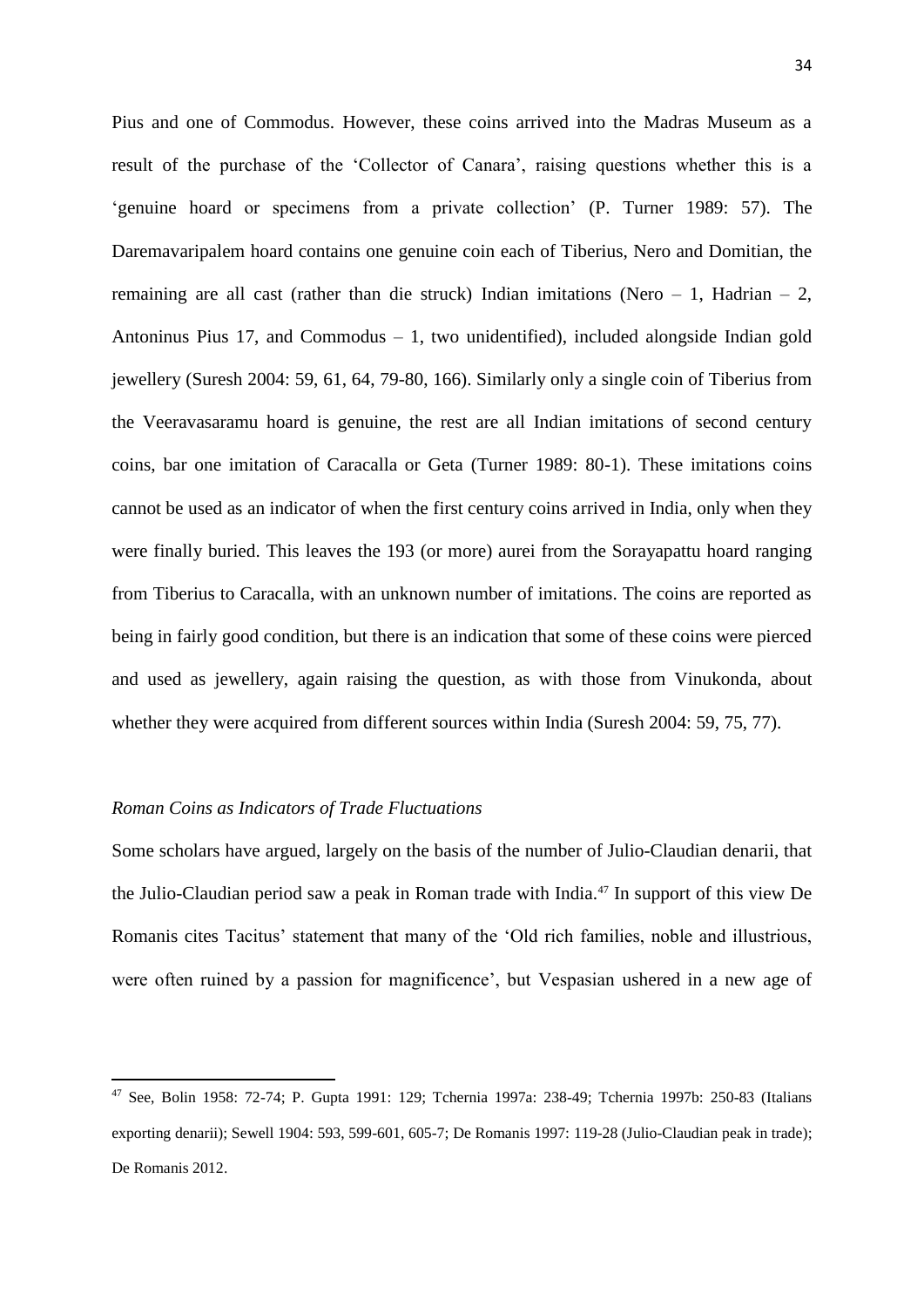Pius and one of Commodus. However, these coins arrived into the Madras Museum as a result of the purchase of the 'Collector of Canara', raising questions whether this is a 'genuine hoard or specimens from a private collection' (P. Turner 1989: 57). The Daremavaripalem hoard contains one genuine coin each of Tiberius, Nero and Domitian, the remaining are all cast (rather than die struck) Indian imitations (Nero – 1, Hadrian – 2, Antoninus Pius 17, and Commodus – 1, two unidentified), included alongside Indian gold jewellery (Suresh 2004: 59, 61, 64, 79-80, 166). Similarly only a single coin of Tiberius from the Veeravasaramu hoard is genuine, the rest are all Indian imitations of second century coins, bar one imitation of Caracalla or Geta (Turner 1989: 80-1). These imitations coins cannot be used as an indicator of when the first century coins arrived in India, only when they were finally buried. This leaves the 193 (or more) aurei from the Sorayapattu hoard ranging from Tiberius to Caracalla, with an unknown number of imitations. The coins are reported as being in fairly good condition, but there is an indication that some of these coins were pierced and used as jewellery, again raising the question, as with those from Vinukonda, about whether they were acquired from different sources within India (Suresh 2004: 59, 75, 77).

*Roman Coins as Indicators of Trade Fluctuations*

Some scholars have argued, largely on the basis of the number of Julio-Claudian denarii, that the Julio-Claudian period saw a peak in Roman trade with India.[47] In support of this view De Romanis cites Tacitus' statement that many of the 'Old rich families, noble and illustrious, were often ruined by a passion for magnificence', but Vespasian ushered in a new age of

[47] See, Bolin 1958: 72-74; P. Gupta 1991: 129; Tchernia 1997a: 238-49; Tchernia 1997b: 250-83 (Italians exporting denarii); Sewell 1904: 593, 599-601, 605-7; De Romanis 1997: 119-28 (Julio-Claudian peak in trade); De Romanis 2012.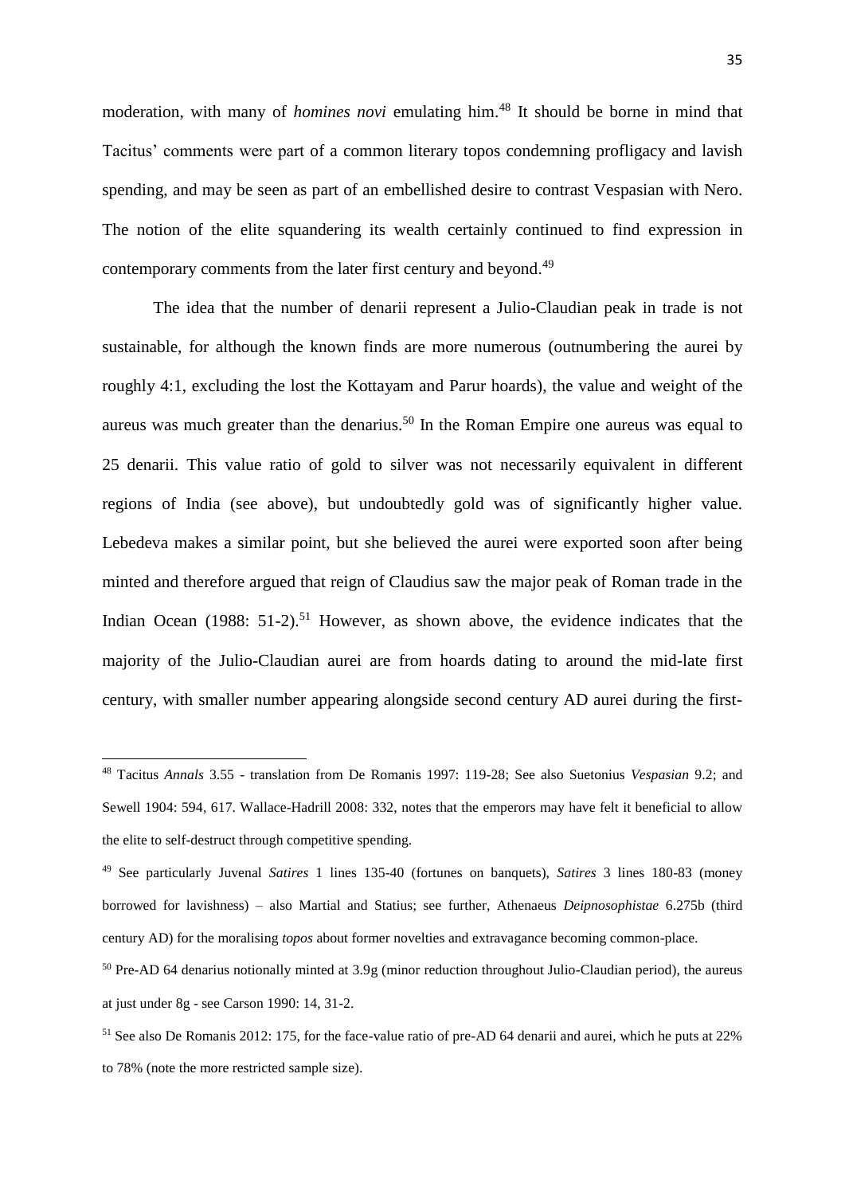moderation, with many of *homines novi* emulating him.[48] It should be borne in mind that Tacitus' comments were part of a common literary topos condemning profligacy and lavish spending, and may be seen as part of an embellished desire to contrast Vespasian with Nero. The notion of the elite squandering its wealth certainly continued to find expression in contemporary comments from the later first century and beyond.[49]

The idea that the number of denarii represent a Julio-Claudian peak in trade is not sustainable, for although the known finds are more numerous (outnumbering the aurei by roughly 4:1, excluding the lost the Kottayam and Parur hoards), the value and weight of the aureus was much greater than the denarius.[50] In the Roman Empire one aureus was equal to 25 denarii. This value ratio of gold to silver was not necessarily equivalent in different regions of India (see above), but undoubtedly gold was of significantly higher value. Lebedeva makes a similar point, but she believed the aurei were exported soon after being minted and therefore argued that reign of Claudius saw the major peak of Roman trade in the Indian Ocean (1988: 51-2).[51] However, as shown above, the evidence indicates that the majority of the Julio-Claudian aurei are from hoards dating to around the mid-late first century, with smaller number appearing alongside second century AD aurei during the first-

---

[48] Tacitus *Annals* 3.55 - translation from De Romanis 1997: 119-28; See also Suetonius *Vespasian* 9.2; and Sewell 1904: 594, 617. Wallace-Hadrill 2008: 332, notes that the emperors may have felt it beneficial to allow the elite to self-destruct through competitive spending.

[49] See particularly Juvenal *Satires* 1 lines 135-40 (fortunes on banquets), *Satires* 3 lines 180-83 (money borrowed for lavishness) – also Martial and Statius; see further, Athenaeus *Deipnosophistae* 6.275b (third century AD) for the moralising *topos* about former novelties and extravagance becoming common-place.

[50] Pre-AD 64 denarius notionally minted at 3.9g (minor reduction throughout Julio-Claudian period), the aureus at just under 8g - see Carson 1990: 14, 31-2.

[51] See also De Romanis 2012: 175, for the face-value ratio of pre-AD 64 denarii and aurei, which he puts at 22% to 78% (note the more restricted sample size).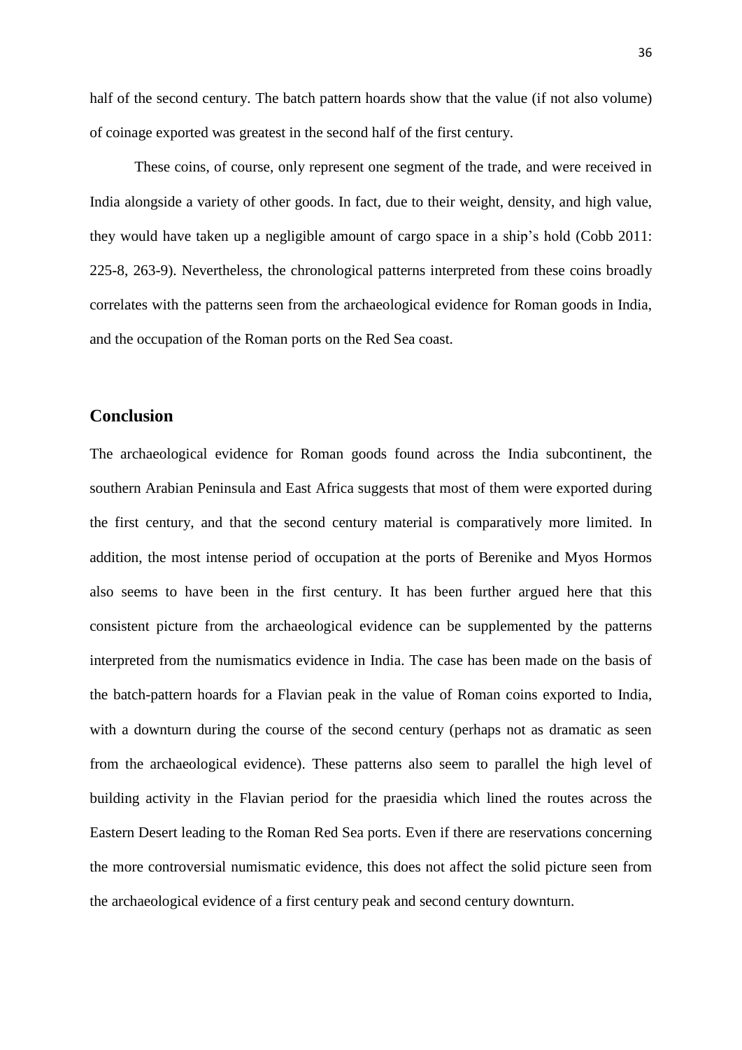half of the second century. The batch pattern hoards show that the value (if not also volume) of coinage exported was greatest in the second half of the first century.

These coins, of course, only represent one segment of the trade, and were received in India alongside a variety of other goods. In fact, due to their weight, density, and high value, they would have taken up a negligible amount of cargo space in a ship's hold (Cobb 2011: 225-8, 263-9). Nevertheless, the chronological patterns interpreted from these coins broadly correlates with the patterns seen from the archaeological evidence for Roman goods in India, and the occupation of the Roman ports on the Red Sea coast.

## Conclusion

The archaeological evidence for Roman goods found across the India subcontinent, the southern Arabian Peninsula and East Africa suggests that most of them were exported during the first century, and that the second century material is comparatively more limited. In addition, the most intense period of occupation at the ports of Berenike and Myos Hormos also seems to have been in the first century. It has been further argued here that this consistent picture from the archaeological evidence can be supplemented by the patterns interpreted from the numismatics evidence in India. The case has been made on the basis of the batch-pattern hoards for a Flavian peak in the value of Roman coins exported to India, with a downturn during the course of the second century (perhaps not as dramatic as seen from the archaeological evidence). These patterns also seem to parallel the high level of building activity in the Flavian period for the praesidia which lined the routes across the Eastern Desert leading to the Roman Red Sea ports. Even if there are reservations concerning the more controversial numismatic evidence, this does not affect the solid picture seen from the archaeological evidence of a first century peak and second century downturn.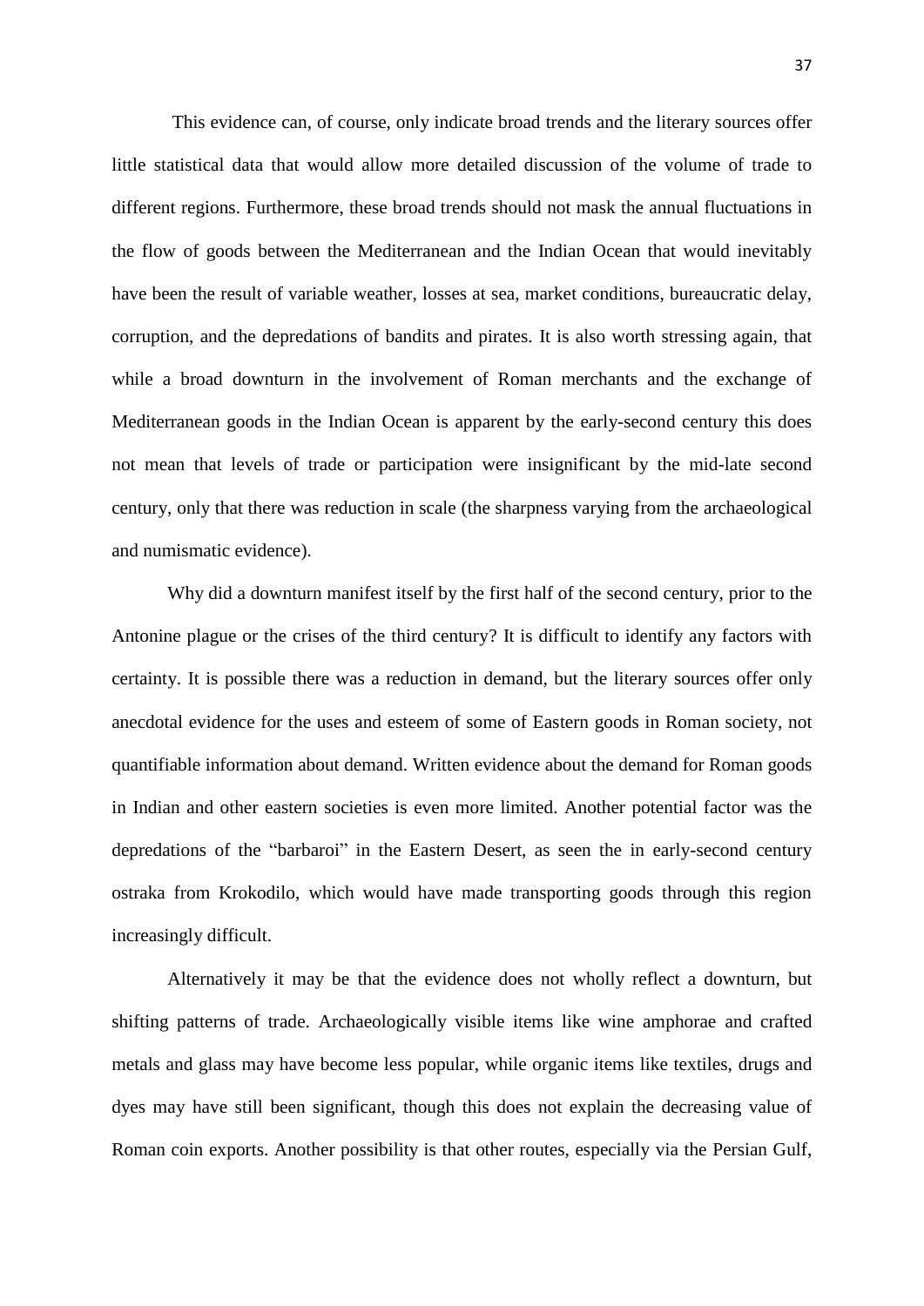This evidence can, of course, only indicate broad trends and the literary sources offer little statistical data that would allow more detailed discussion of the volume of trade to different regions. Furthermore, these broad trends should not mask the annual fluctuations in the flow of goods between the Mediterranean and the Indian Ocean that would inevitably have been the result of variable weather, losses at sea, market conditions, bureaucratic delay, corruption, and the depredations of bandits and pirates. It is also worth stressing again, that while a broad downturn in the involvement of Roman merchants and the exchange of Mediterranean goods in the Indian Ocean is apparent by the early-second century this does not mean that levels of trade or participation were insignificant by the mid-late second century, only that there was reduction in scale (the sharpness varying from the archaeological and numismatic evidence).

Why did a downturn manifest itself by the first half of the second century, prior to the Antonine plague or the crises of the third century? It is difficult to identify any factors with certainty. It is possible there was a reduction in demand, but the literary sources offer only anecdotal evidence for the uses and esteem of some of Eastern goods in Roman society, not quantifiable information about demand. Written evidence about the demand for Roman goods in Indian and other eastern societies is even more limited. Another potential factor was the depredations of the "barbaroi" in the Eastern Desert, as seen the in early-second century ostraka from Krokodilo, which would have made transporting goods through this region increasingly difficult.

Alternatively it may be that the evidence does not wholly reflect a downturn, but shifting patterns of trade. Archaeologically visible items like wine amphorae and crafted metals and glass may have become less popular, while organic items like textiles, drugs and dyes may have still been significant, though this does not explain the decreasing value of Roman coin exports. Another possibility is that other routes, especially via the Persian Gulf,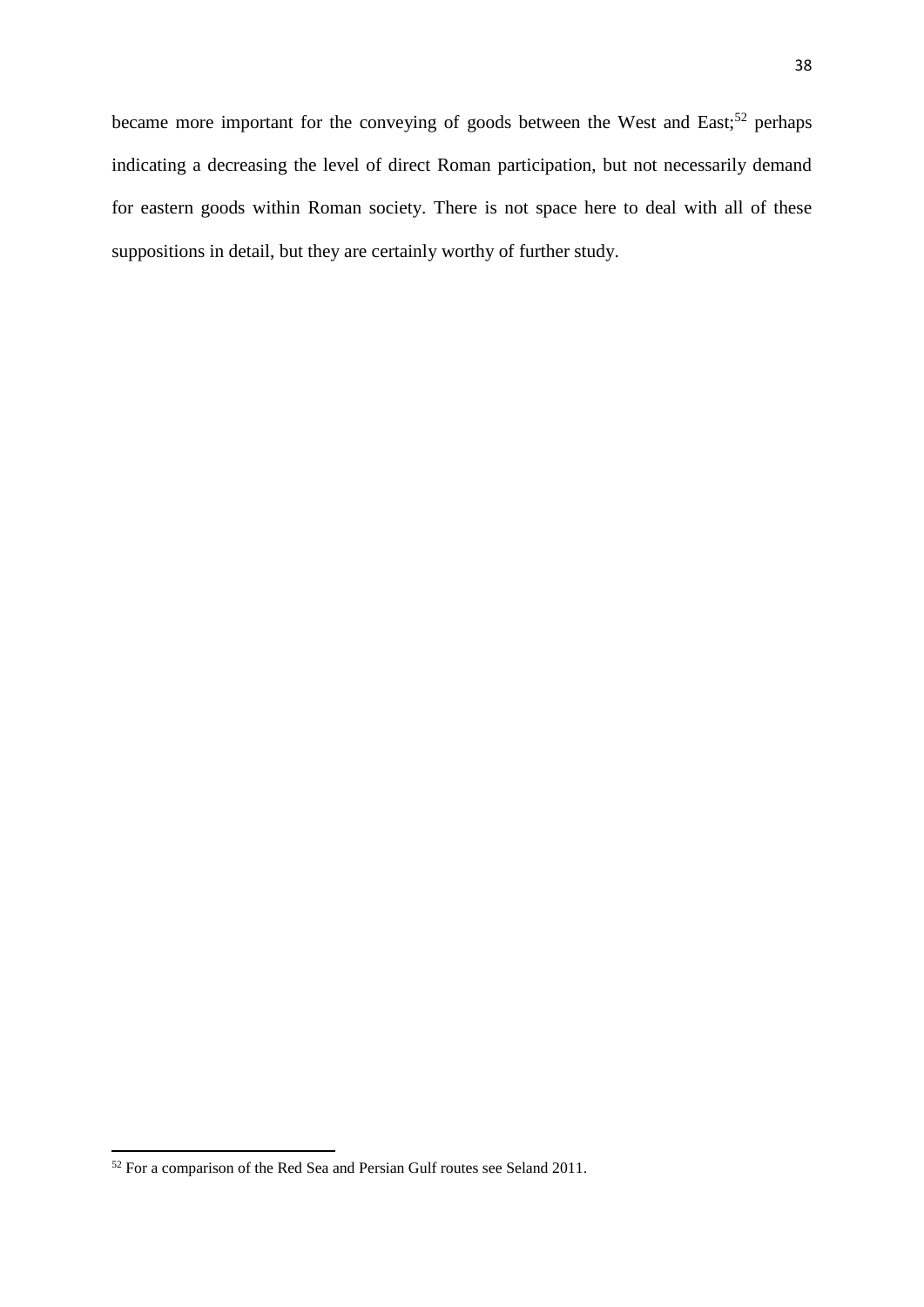became more important for the conveying of goods between the West and East;[52] perhaps indicating a decreasing the level of direct Roman participation, but not necessarily demand for eastern goods within Roman society. There is not space here to deal with all of these suppositions in detail, but they are certainly worthy of further study.

[52] For a comparison of the Red Sea and Persian Gulf routes see Seland 2011.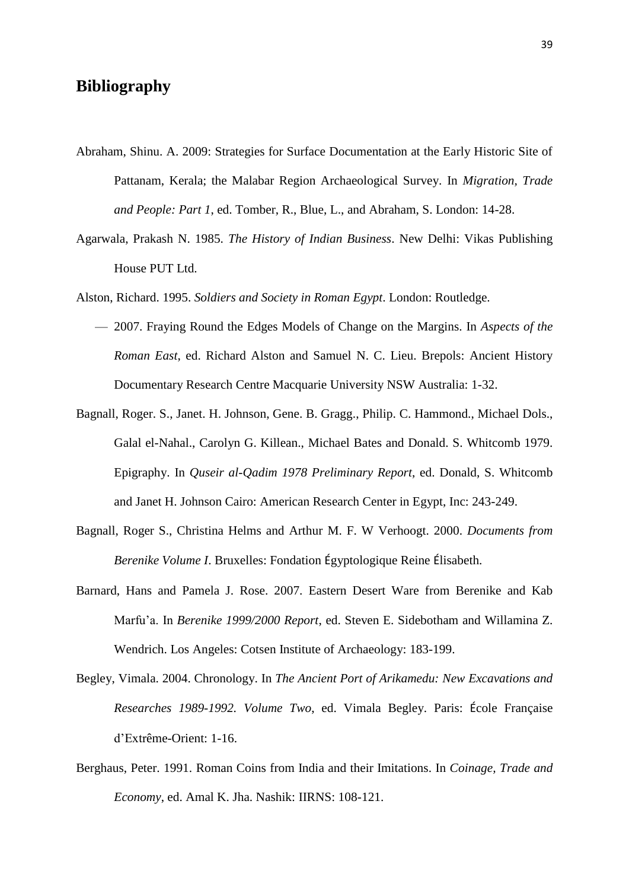# Bibliography

Abraham, Shinu. A. 2009: Strategies for Surface Documentation at the Early Historic Site of Pattanam, Kerala; the Malabar Region Archaeological Survey. In *Migration, Trade and People: Part 1*, ed. Tomber, R., Blue, L., and Abraham, S. London: 14-28.

Agarwala, Prakash N. 1985. *The History of Indian Business*. New Delhi: Vikas Publishing House PUT Ltd.

Alston, Richard. 1995. *Soldiers and Society in Roman Egypt*. London: Routledge.

— 2007. Fraying Round the Edges Models of Change on the Margins. In *Aspects of the Roman East*, ed. Richard Alston and Samuel N. C. Lieu. Brepols: Ancient History Documentary Research Centre Macquarie University NSW Australia: 1-32.

Bagnall, Roger. S., Janet. H. Johnson, Gene. B. Gragg., Philip. C. Hammond., Michael Dols., Galal el-Nahal., Carolyn G. Killean., Michael Bates and Donald. S. Whitcomb 1979. Epigraphy. In *Quseir al-Qadim 1978 Preliminary Report*, ed. Donald, S. Whitcomb and Janet H. Johnson Cairo: American Research Center in Egypt, Inc: 243-249.

Bagnall, Roger S., Christina Helms and Arthur M. F. W Verhoogt. 2000. *Documents from Berenike Volume I*. Bruxelles: Fondation Égyptologique Reine Élisabeth.

Barnard, Hans and Pamela J. Rose. 2007. Eastern Desert Ware from Berenike and Kab Marfu'a. In *Berenike 1999/2000 Report*, ed. Steven E. Sidebotham and Willamina Z. Wendrich. Los Angeles: Cotsen Institute of Archaeology: 183-199.

Begley, Vimala. 2004. Chronology. In *The Ancient Port of Arikamedu: New Excavations and Researches 1989-1992. Volume Two*, ed. Vimala Begley. Paris: École Française d'Extrême-Orient: 1-16.

Berghaus, Peter. 1991. Roman Coins from India and their Imitations. In *Coinage, Trade and Economy*, ed. Amal K. Jha. Nashik: IIRNS: 108-121.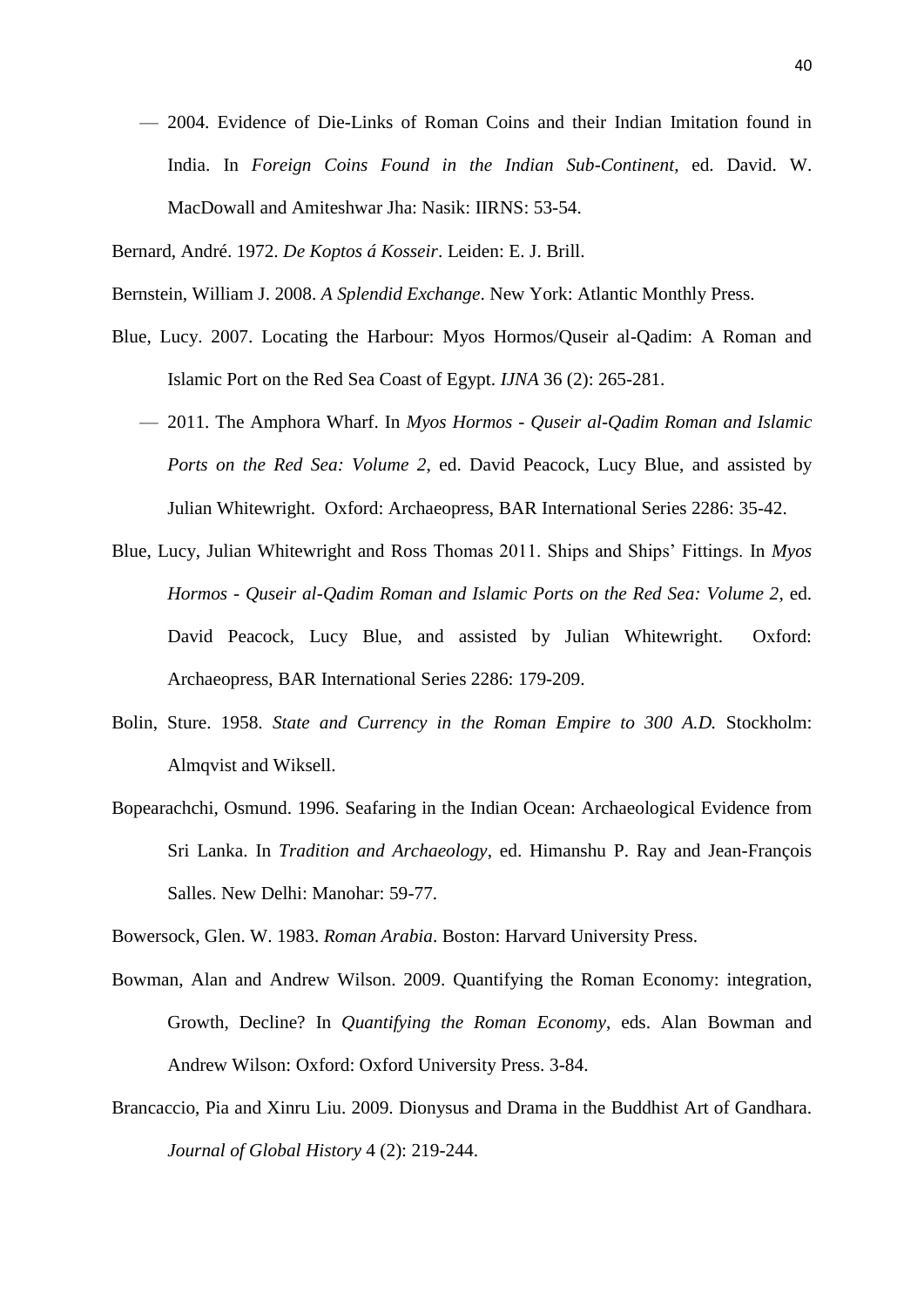— 2004. Evidence of Die-Links of Roman Coins and their Indian Imitation found in India. In *Foreign Coins Found in the Indian Sub-Continent*, ed. David. W. MacDowall and Amiteshwar Jha: Nasik: IIRNS: 53-54.

Bernard, André. 1972. *De Koptos á Kosseir*. Leiden: E. J. Brill.

Bernstein, William J. 2008. *A Splendid Exchange*. New York: Atlantic Monthly Press.

Blue, Lucy. 2007. Locating the Harbour: Myos Hormos/Quseir al-Qadim: A Roman and Islamic Port on the Red Sea Coast of Egypt. *IJNA* 36 (2): 265-281.

— 2011. The Amphora Wharf. In *Myos Hormos - Quseir al-Qadim Roman and Islamic Ports on the Red Sea: Volume 2*, ed. David Peacock, Lucy Blue, and assisted by Julian Whitewright. Oxford: Archaeopress, BAR International Series 2286: 35-42.

Blue, Lucy, Julian Whitewright and Ross Thomas 2011. Ships and Ships' Fittings. In *Myos Hormos - Quseir al-Qadim Roman and Islamic Ports on the Red Sea: Volume 2*, ed. David Peacock, Lucy Blue, and assisted by Julian Whitewright. Oxford: Archaeopress, BAR International Series 2286: 179-209.

Bolin, Sture. 1958. *State and Currency in the Roman Empire to 300 A.D.* Stockholm: Almqvist and Wiksell.

Bopearachchi, Osmund. 1996. Seafaring in the Indian Ocean: Archaeological Evidence from Sri Lanka. In *Tradition and Archaeology*, ed. Himanshu P. Ray and Jean-François Salles. New Delhi: Manohar: 59-77.

Bowersock, Glen. W. 1983. *Roman Arabia*. Boston: Harvard University Press.

Bowman, Alan and Andrew Wilson. 2009. Quantifying the Roman Economy: integration, Growth, Decline? In *Quantifying the Roman Economy*, eds. Alan Bowman and Andrew Wilson: Oxford: Oxford University Press. 3-84.

Brancaccio, Pia and Xinru Liu. 2009. Dionysus and Drama in the Buddhist Art of Gandhara. *Journal of Global History* 4 (2): 219-244.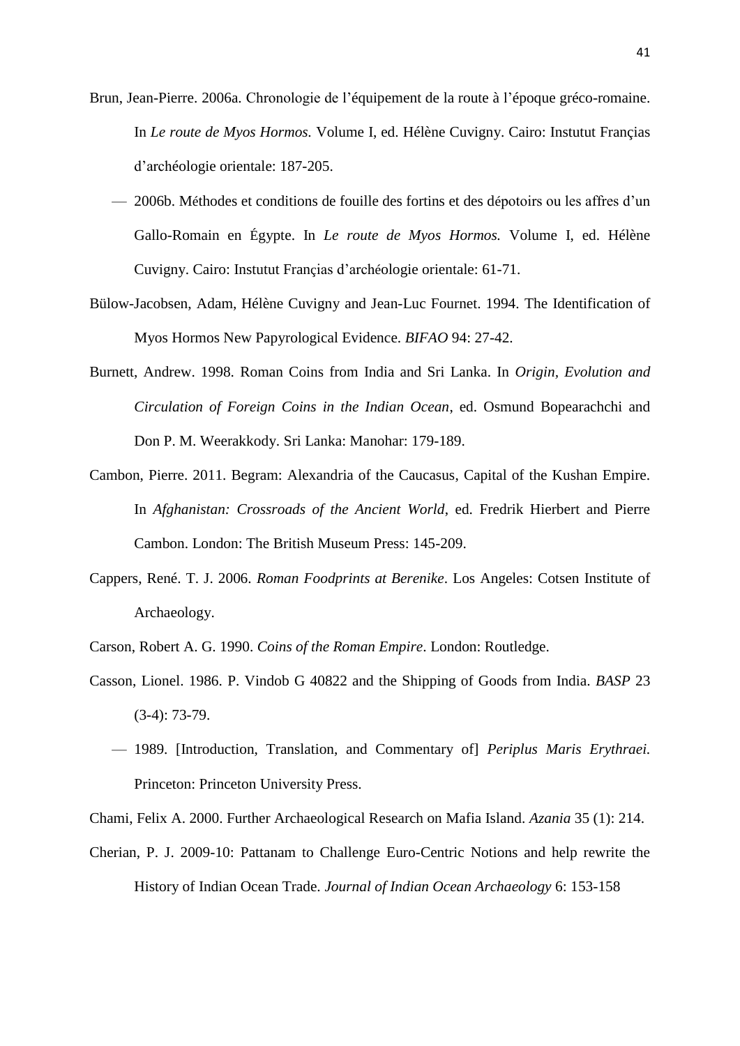Brun, Jean-Pierre. 2006a. Chronologie de l'équipement de la route à l'époque gréco-romaine. In *Le route de Myos Hormos.* Volume I, ed. Hélène Cuvigny. Cairo: Instutut Françias d'archéologie orientale: 187-205.

— 2006b. Méthodes et conditions de fouille des fortins et des dépotoirs ou les affres d'un Gallo-Romain en Égypte. In *Le route de Myos Hormos.* Volume I, ed. Hélène Cuvigny. Cairo: Instutut Françias d'archéologie orientale: 61-71.

Bülow-Jacobsen, Adam, Hélène Cuvigny and Jean-Luc Fournet. 1994. The Identification of Myos Hormos New Papyrological Evidence. *BIFAO* 94: 27-42.

Burnett, Andrew. 1998. Roman Coins from India and Sri Lanka. In *Origin, Evolution and Circulation of Foreign Coins in the Indian Ocean*, ed. Osmund Bopearachchi and Don P. M. Weerakkody. Sri Lanka: Manohar: 179-189.

Cambon, Pierre. 2011. Begram: Alexandria of the Caucasus, Capital of the Kushan Empire. In *Afghanistan: Crossroads of the Ancient World*, ed. Fredrik Hierbert and Pierre Cambon. London: The British Museum Press: 145-209.

Cappers, René. T. J. 2006. *Roman Foodprints at Berenike*. Los Angeles: Cotsen Institute of Archaeology.

Carson, Robert A. G. 1990. *Coins of the Roman Empire*. London: Routledge.

Casson, Lionel. 1986. P. Vindob G 40822 and the Shipping of Goods from India. *BASP* 23 (3-4): 73-79.

— 1989. [Introduction, Translation, and Commentary of] *Periplus Maris Erythraei.* Princeton: Princeton University Press.

Chami, Felix A. 2000. Further Archaeological Research on Mafia Island. *Azania* 35 (1): 214.

Cherian, P. J. 2009-10: Pattanam to Challenge Euro-Centric Notions and help rewrite the History of Indian Ocean Trade. *Journal of Indian Ocean Archaeology* 6: 153-158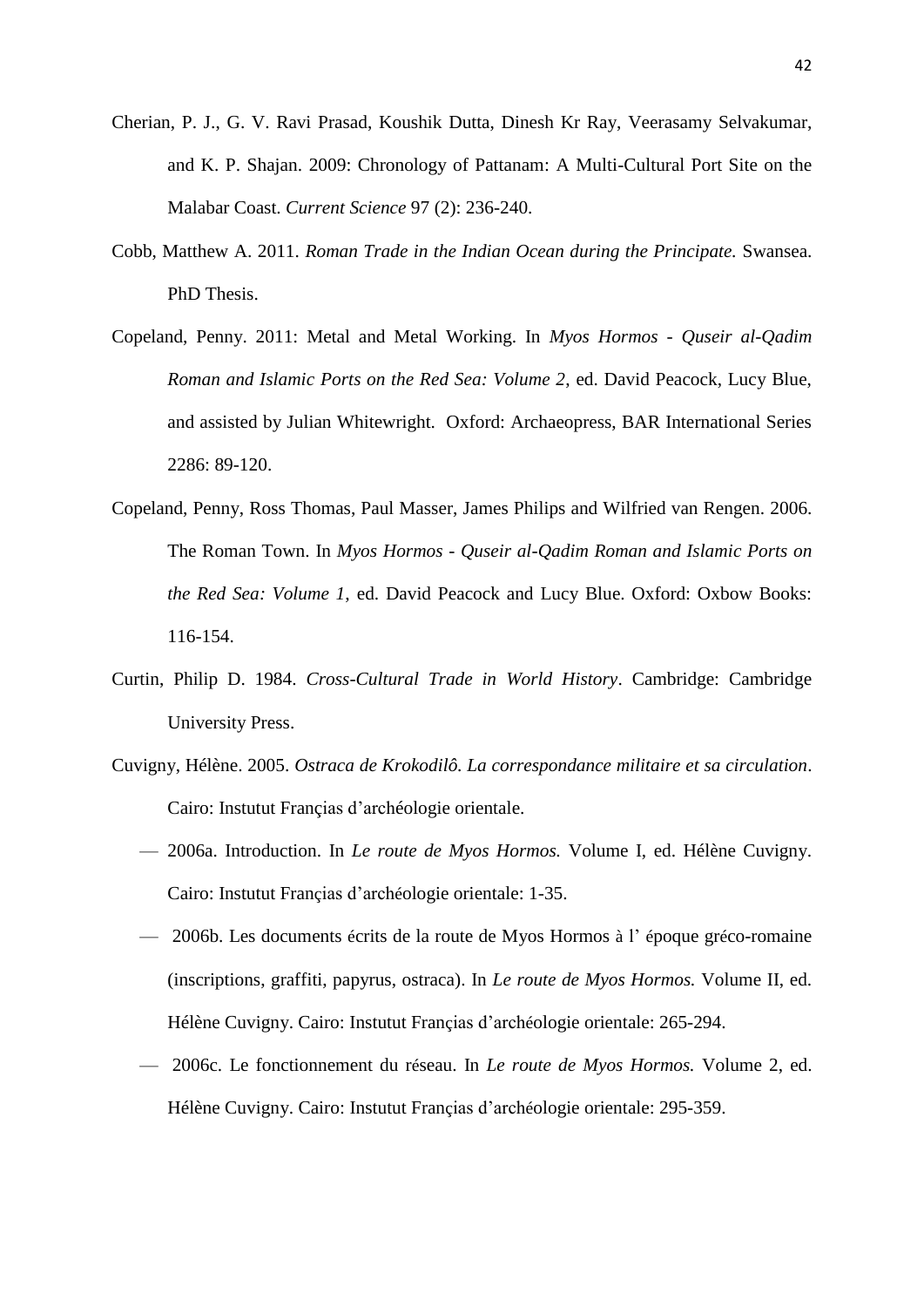Cherian, P. J., G. V. Ravi Prasad, Koushik Dutta, Dinesh Kr Ray, Veerasamy Selvakumar, and K. P. Shajan. 2009: Chronology of Pattanam: A Multi-Cultural Port Site on the Malabar Coast. *Current Science* 97 (2): 236-240.

Cobb, Matthew A. 2011. *Roman Trade in the Indian Ocean during the Principate.* Swansea. PhD Thesis.

Copeland, Penny. 2011: Metal and Metal Working. In *Myos Hormos - Quseir al-Qadim Roman and Islamic Ports on the Red Sea: Volume 2*, ed. David Peacock, Lucy Blue, and assisted by Julian Whitewright. Oxford: Archaeopress, BAR International Series 2286: 89-120.

Copeland, Penny, Ross Thomas, Paul Masser, James Philips and Wilfried van Rengen. 2006. The Roman Town. In *Myos Hormos - Quseir al-Qadim Roman and Islamic Ports on the Red Sea: Volume 1*, ed. David Peacock and Lucy Blue. Oxford: Oxbow Books: 116-154.

Curtin, Philip D. 1984. *Cross-Cultural Trade in World History*. Cambridge: Cambridge University Press.

Cuvigny, Hélène. 2005. *Ostraca de Krokodilô. La correspondance militaire et sa circulation*. Cairo: Instutut Françias d'archéologie orientale.

— 2006a. Introduction. In *Le route de Myos Hormos.* Volume I, ed. Hélène Cuvigny. Cairo: Instutut Françias d'archéologie orientale: 1-35.

— 2006b. Les documents écrits de la route de Myos Hormos à l' époque gréco-romaine (inscriptions, graffiti, papyrus, ostraca). In *Le route de Myos Hormos.* Volume II, ed. Hélène Cuvigny. Cairo: Instutut Françias d'archéologie orientale: 265-294.

— 2006c. Le fonctionnement du réseau. In *Le route de Myos Hormos.* Volume 2, ed. Hélène Cuvigny. Cairo: Instutut Françias d'archéologie orientale: 295-359.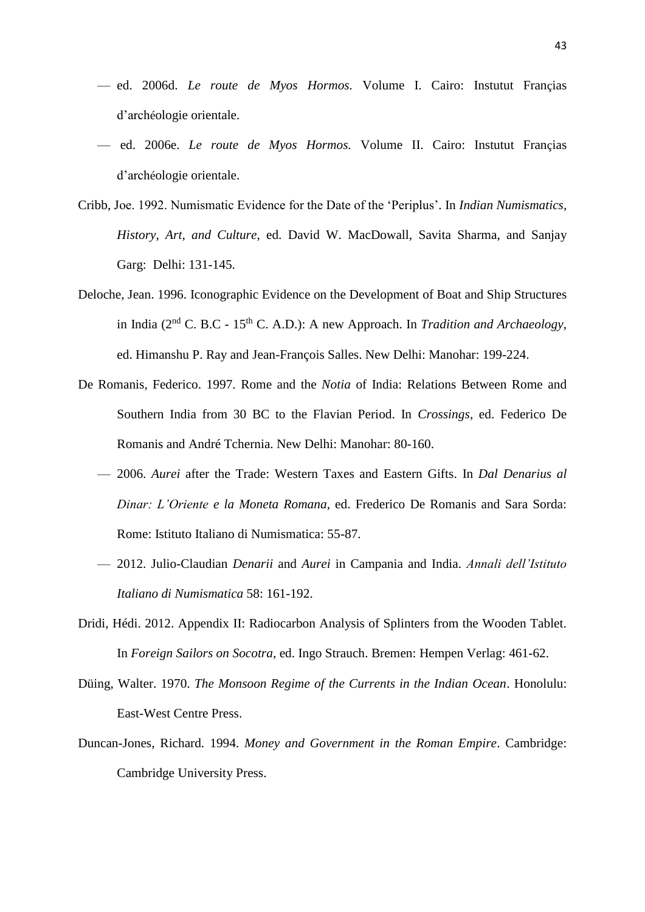— ed. 2006d. *Le route de Myos Hormos.* Volume I. Cairo: Instutut Françias d'archéologie orientale.

— ed. 2006e. *Le route de Myos Hormos.* Volume II. Cairo: Instutut Françias d'archéologie orientale.

Cribb, Joe. 1992. Numismatic Evidence for the Date of the 'Periplus'. In *Indian Numismatics, History, Art, and Culture*, ed. David W. MacDowall, Savita Sharma, and Sanjay Garg: Delhi: 131-145.

Deloche, Jean. 1996. Iconographic Evidence on the Development of Boat and Ship Structures in India (2nd C. B.C - 15th C. A.D.): A new Approach. In *Tradition and Archaeology*, ed. Himanshu P. Ray and Jean-François Salles. New Delhi: Manohar: 199-224.

De Romanis, Federico. 1997. Rome and the *Notia* of India: Relations Between Rome and Southern India from 30 BC to the Flavian Period. In *Crossings*, ed. Federico De Romanis and André Tchernia. New Delhi: Manohar: 80-160.

— 2006. *Aurei* after the Trade: Western Taxes and Eastern Gifts. In *Dal Denarius al Dinar: L'Oriente e la Moneta Romana*, ed. Frederico De Romanis and Sara Sorda: Rome: Istituto Italiano di Numismatica: 55-87.

— 2012. Julio-Claudian *Denarii* and *Aurei* in Campania and India. *Annali dell'Istituto Italiano di Numismatica* 58: 161-192.

Dridi, Hédi. 2012. Appendix II: Radiocarbon Analysis of Splinters from the Wooden Tablet. In *Foreign Sailors on Socotra*, ed. Ingo Strauch. Bremen: Hempen Verlag: 461-62.

Düing, Walter. 1970. *The Monsoon Regime of the Currents in the Indian Ocean*. Honolulu: East-West Centre Press.

Duncan-Jones, Richard. 1994. *Money and Government in the Roman Empire*. Cambridge: Cambridge University Press.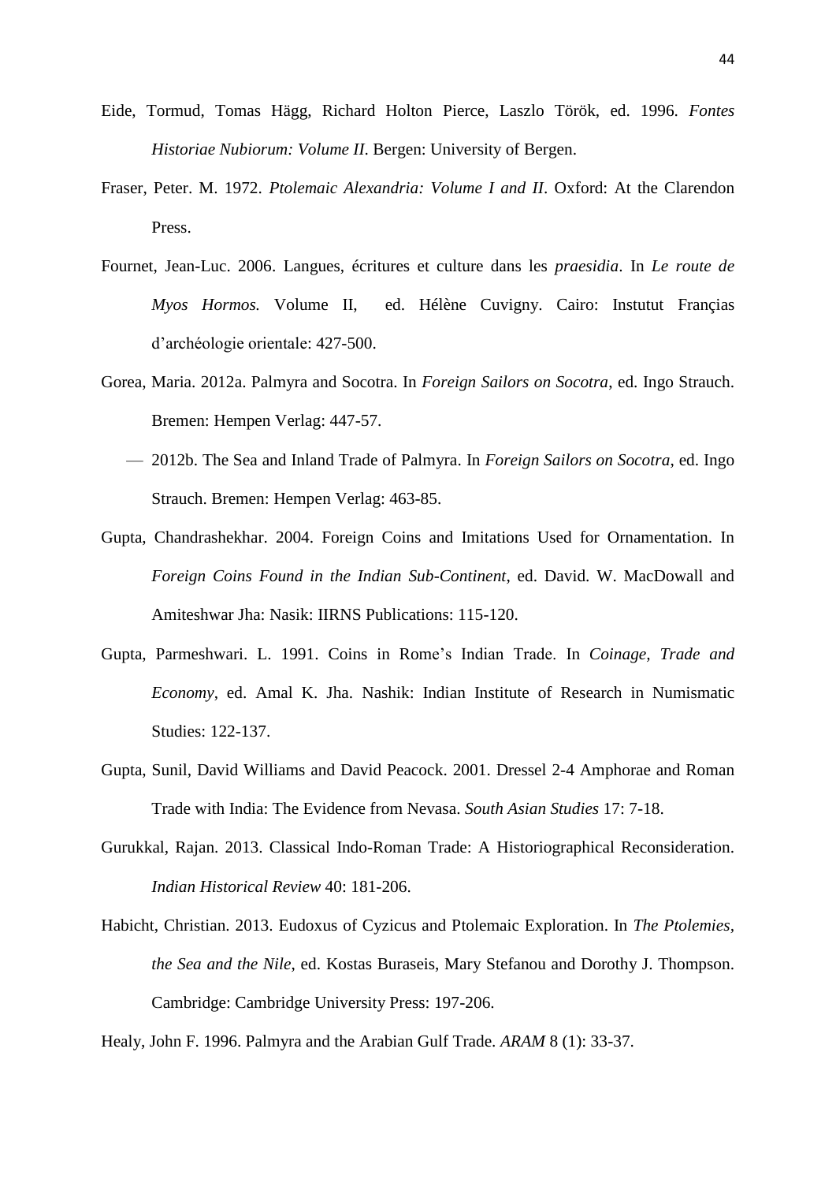Eide, Tormud, Tomas Hägg, Richard Holton Pierce, Laszlo Török, ed. 1996. *Fontes Historiae Nubiorum: Volume II*. Bergen: University of Bergen.

Fraser, Peter. M. 1972. *Ptolemaic Alexandria: Volume I and II*. Oxford: At the Clarendon Press.

Fournet, Jean-Luc. 2006. Langues, écritures et culture dans les *praesidia*. In *Le route de Myos Hormos.* Volume II, ed. Hélène Cuvigny. Cairo: Instutut Françias d'archéologie orientale: 427-500.

Gorea, Maria. 2012a. Palmyra and Socotra. In *Foreign Sailors on Socotra*, ed. Ingo Strauch. Bremen: Hempen Verlag: 447-57.

— 2012b. The Sea and Inland Trade of Palmyra. In *Foreign Sailors on Socotra*, ed. Ingo Strauch. Bremen: Hempen Verlag: 463-85.

Gupta, Chandrashekhar. 2004. Foreign Coins and Imitations Used for Ornamentation. In *Foreign Coins Found in the Indian Sub-Continent*, ed. David. W. MacDowall and Amiteshwar Jha: Nasik: IIRNS Publications: 115-120.

Gupta, Parmeshwari. L. 1991. Coins in Rome's Indian Trade. In *Coinage, Trade and Economy*, ed. Amal K. Jha. Nashik: Indian Institute of Research in Numismatic Studies: 122-137.

Gupta, Sunil, David Williams and David Peacock. 2001. Dressel 2-4 Amphorae and Roman Trade with India: The Evidence from Nevasa. *South Asian Studies* 17: 7-18.

Gurukkal, Rajan. 2013. Classical Indo-Roman Trade: A Historiographical Reconsideration. *Indian Historical Review* 40: 181-206.

Habicht, Christian. 2013. Eudoxus of Cyzicus and Ptolemaic Exploration. In *The Ptolemies, the Sea and the Nile*, ed. Kostas Buraseis, Mary Stefanou and Dorothy J. Thompson. Cambridge: Cambridge University Press: 197-206.

Healy, John F. 1996. Palmyra and the Arabian Gulf Trade. *ARAM* 8 (1): 33-37.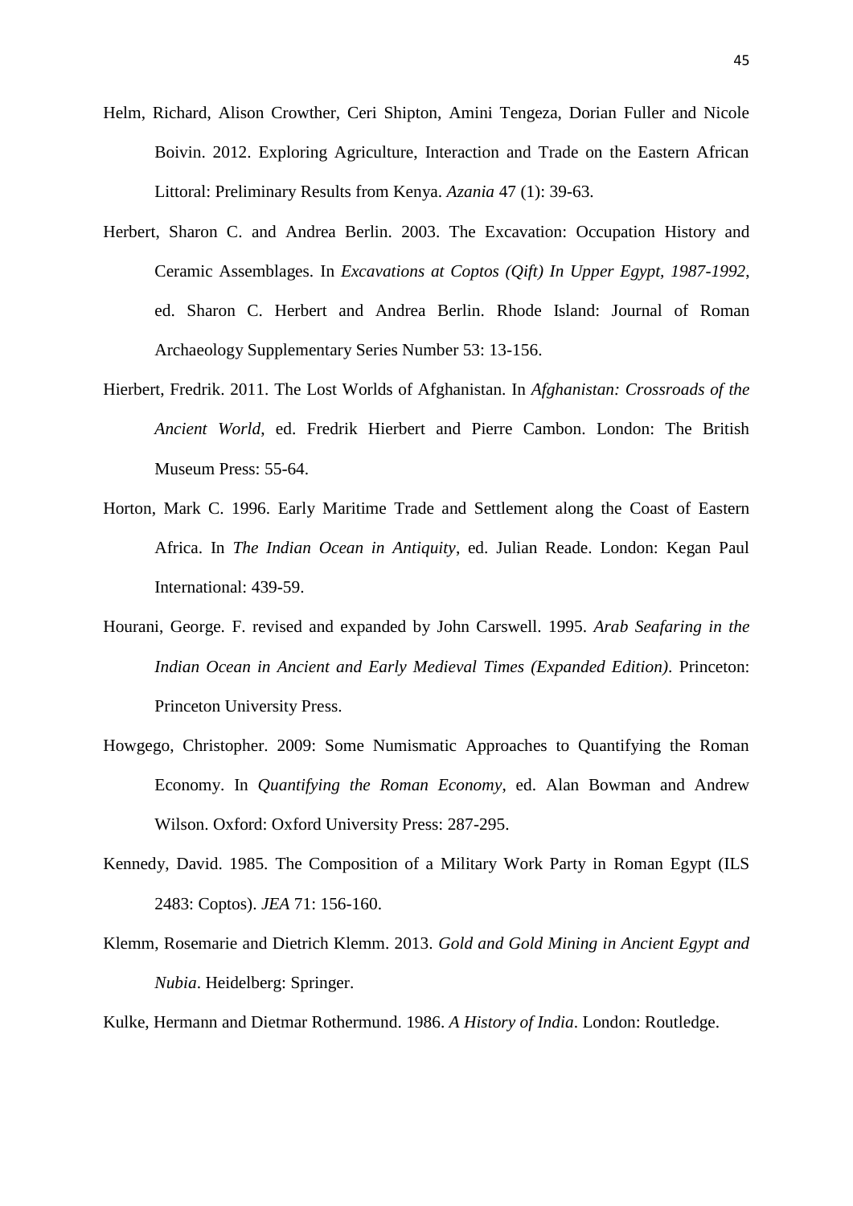Helm, Richard, Alison Crowther, Ceri Shipton, Amini Tengeza, Dorian Fuller and Nicole Boivin. 2012. Exploring Agriculture, Interaction and Trade on the Eastern African Littoral: Preliminary Results from Kenya. *Azania* 47 (1): 39-63.

Herbert, Sharon C. and Andrea Berlin. 2003. The Excavation: Occupation History and Ceramic Assemblages. In *Excavations at Coptos (Qift) In Upper Egypt, 1987-1992*, ed. Sharon C. Herbert and Andrea Berlin. Rhode Island: Journal of Roman Archaeology Supplementary Series Number 53: 13-156.

Hierbert, Fredrik. 2011. The Lost Worlds of Afghanistan. In *Afghanistan: Crossroads of the Ancient World*, ed. Fredrik Hierbert and Pierre Cambon. London: The British Museum Press: 55-64.

Horton, Mark C. 1996. Early Maritime Trade and Settlement along the Coast of Eastern Africa. In *The Indian Ocean in Antiquity*, ed. Julian Reade. London: Kegan Paul International: 439-59.

Hourani, George. F. revised and expanded by John Carswell. 1995. *Arab Seafaring in the Indian Ocean in Ancient and Early Medieval Times (Expanded Edition)*. Princeton: Princeton University Press.

Howgego, Christopher. 2009: Some Numismatic Approaches to Quantifying the Roman Economy. In *Quantifying the Roman Economy*, ed. Alan Bowman and Andrew Wilson. Oxford: Oxford University Press: 287-295.

Kennedy, David. 1985. The Composition of a Military Work Party in Roman Egypt (ILS 2483: Coptos). *JEA* 71: 156-160.

Klemm, Rosemarie and Dietrich Klemm. 2013. *Gold and Gold Mining in Ancient Egypt and Nubia*. Heidelberg: Springer.

Kulke, Hermann and Dietmar Rothermund. 1986. *A History of India*. London: Routledge.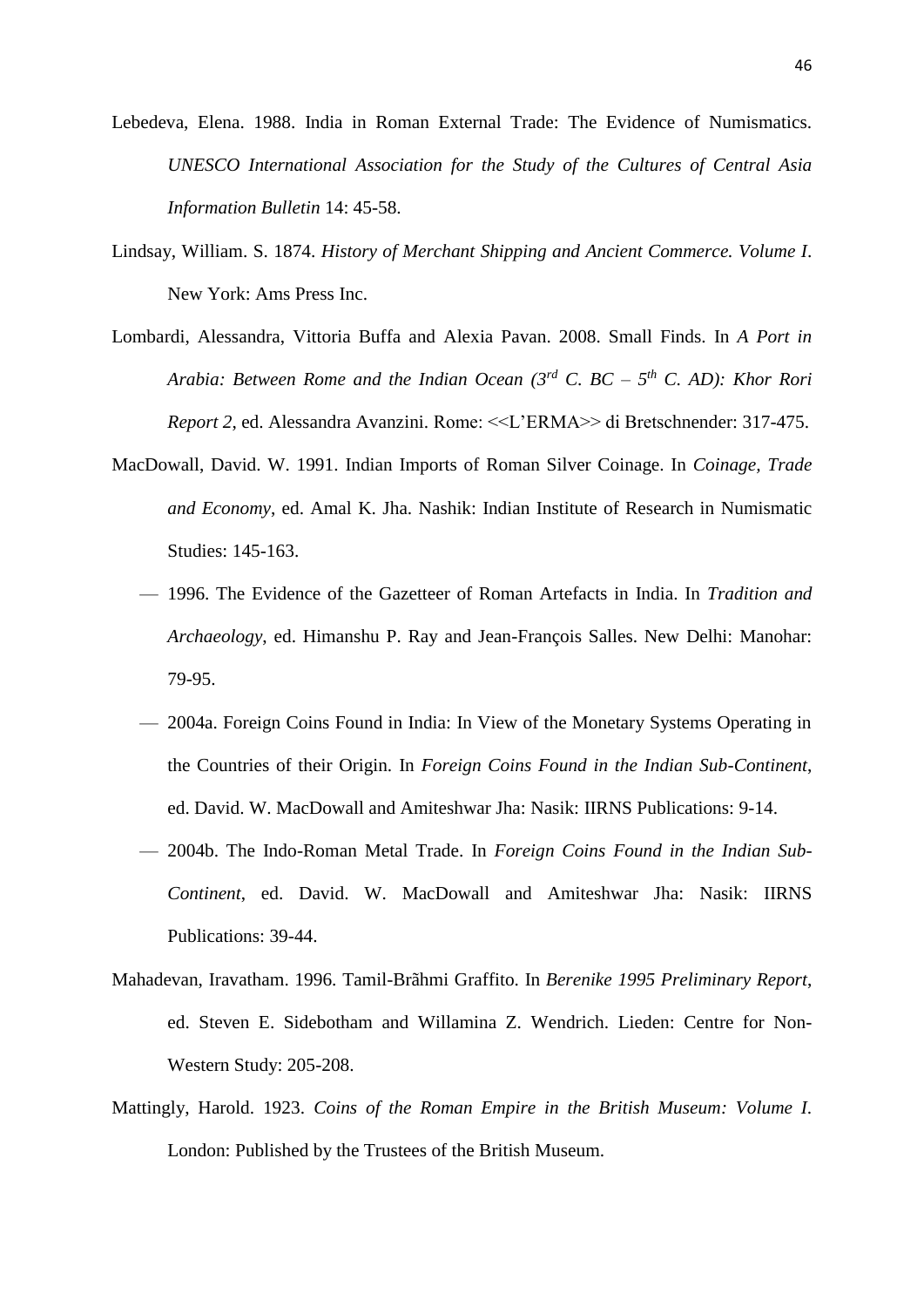Lebedeva, Elena. 1988. India in Roman External Trade: The Evidence of Numismatics. *UNESCO International Association for the Study of the Cultures of Central Asia Information Bulletin* 14: 45-58.

Lindsay, William. S. 1874. *History of Merchant Shipping and Ancient Commerce. Volume I*. New York: Ams Press Inc.

Lombardi, Alessandra, Vittoria Buffa and Alexia Pavan. 2008. Small Finds. In *A Port in Arabia: Between Rome and the Indian Ocean (3rd C. BC – 5th C. AD): Khor Rori Report 2*, ed. Alessandra Avanzini. Rome: <<L'ERMA>> di Bretschnender: 317-475.

MacDowall, David. W. 1991. Indian Imports of Roman Silver Coinage. In *Coinage, Trade and Economy*, ed. Amal K. Jha. Nashik: Indian Institute of Research in Numismatic Studies: 145-163.

— 1996. The Evidence of the Gazetteer of Roman Artefacts in India. In *Tradition and Archaeology*, ed. Himanshu P. Ray and Jean-François Salles. New Delhi: Manohar: 79-95.

— 2004a. Foreign Coins Found in India: In View of the Monetary Systems Operating in the Countries of their Origin. In *Foreign Coins Found in the Indian Sub-Continent*, ed. David. W. MacDowall and Amiteshwar Jha: Nasik: IIRNS Publications: 9-14.

— 2004b. The Indo-Roman Metal Trade. In *Foreign Coins Found in the Indian Sub-Continent*, ed. David. W. MacDowall and Amiteshwar Jha: Nasik: IIRNS Publications: 39-44.

Mahadevan, Iravatham. 1996. Tamil-Brãhmi Graffito. In *Berenike 1995 Preliminary Report*, ed. Steven E. Sidebotham and Willamina Z. Wendrich. Lieden: Centre for Non-Western Study: 205-208.

Mattingly, Harold. 1923. *Coins of the Roman Empire in the British Museum: Volume I*. London: Published by the Trustees of the British Museum.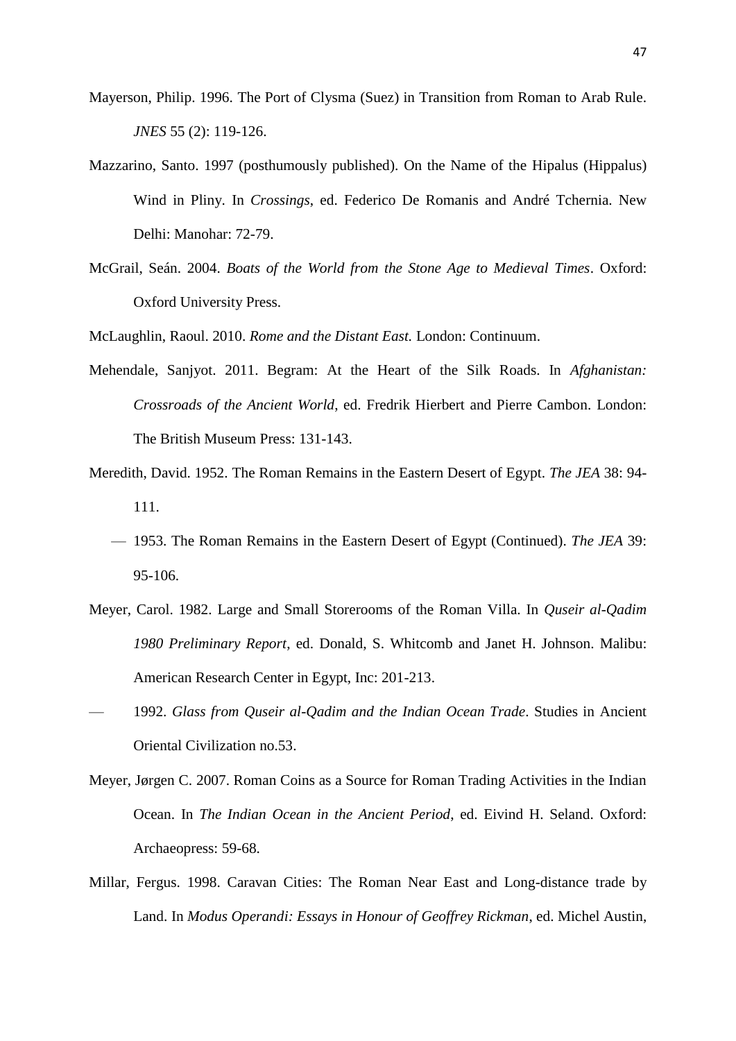Mayerson, Philip. 1996. The Port of Clysma (Suez) in Transition from Roman to Arab Rule. *JNES* 55 (2): 119-126.

Mazzarino, Santo. 1997 (posthumously published). On the Name of the Hipalus (Hippalus) Wind in Pliny. In *Crossings*, ed. Federico De Romanis and André Tchernia. New Delhi: Manohar: 72-79.

McGrail, Seán. 2004. *Boats of the World from the Stone Age to Medieval Times*. Oxford: Oxford University Press.

McLaughlin, Raoul. 2010. *Rome and the Distant East.* London: Continuum.

Mehendale, Sanjyot. 2011. Begram: At the Heart of the Silk Roads. In *Afghanistan: Crossroads of the Ancient World*, ed. Fredrik Hierbert and Pierre Cambon. London: The British Museum Press: 131-143.

Meredith, David. 1952. The Roman Remains in the Eastern Desert of Egypt. *The JEA* 38: 94-111.

— 1953. The Roman Remains in the Eastern Desert of Egypt (Continued). *The JEA* 39: 95-106.

Meyer, Carol. 1982. Large and Small Storerooms of the Roman Villa. In *Quseir al-Qadim 1980 Preliminary Report*, ed. Donald, S. Whitcomb and Janet H. Johnson. Malibu: American Research Center in Egypt, Inc: 201-213.

— 1992. *Glass from Quseir al-Qadim and the Indian Ocean Trade*. Studies in Ancient Oriental Civilization no.53.

Meyer, Jørgen C. 2007. Roman Coins as a Source for Roman Trading Activities in the Indian Ocean. In *The Indian Ocean in the Ancient Period*, ed. Eivind H. Seland. Oxford: Archaeopress: 59-68.

Millar, Fergus. 1998. Caravan Cities: The Roman Near East and Long-distance trade by Land. In *Modus Operandi: Essays in Honour of Geoffrey Rickman*, ed. Michel Austin,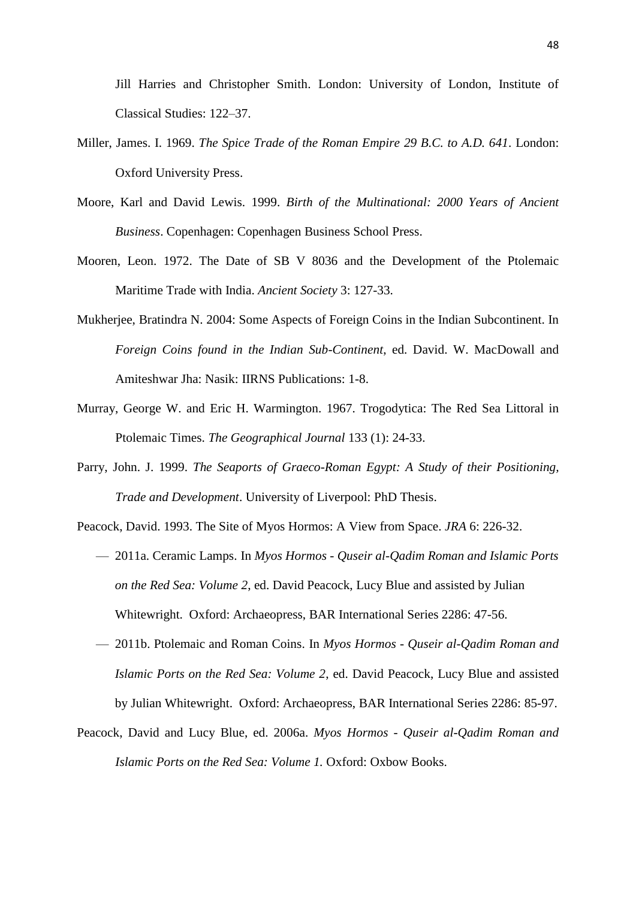Jill Harries and Christopher Smith. London: University of London, Institute of Classical Studies: 122–37.

Miller, James. I. 1969. *The Spice Trade of the Roman Empire 29 B.C. to A.D. 641*. London: Oxford University Press.

Moore, Karl and David Lewis. 1999. *Birth of the Multinational: 2000 Years of Ancient Business*. Copenhagen: Copenhagen Business School Press.

Mooren, Leon. 1972. The Date of SB V 8036 and the Development of the Ptolemaic Maritime Trade with India. *Ancient Society* 3: 127-33.

Mukherjee, Bratindra N. 2004: Some Aspects of Foreign Coins in the Indian Subcontinent. In *Foreign Coins found in the Indian Sub-Continent*, ed. David. W. MacDowall and Amiteshwar Jha: Nasik: IIRNS Publications: 1-8.

Murray, George W. and Eric H. Warmington. 1967. Trogodytica: The Red Sea Littoral in Ptolemaic Times. *The Geographical Journal* 133 (1): 24-33.

Parry, John. J. 1999. *The Seaports of Graeco-Roman Egypt: A Study of their Positioning, Trade and Development*. University of Liverpool: PhD Thesis.

Peacock, David. 1993. The Site of Myos Hormos: A View from Space. *JRA* 6: 226-32.

— 2011a. Ceramic Lamps. In *Myos Hormos - Quseir al-Qadim Roman and Islamic Ports on the Red Sea: Volume 2,* ed. David Peacock, Lucy Blue and assisted by Julian Whitewright. Oxford: Archaeopress, BAR International Series 2286: 47-56.

— 2011b. Ptolemaic and Roman Coins. In *Myos Hormos - Quseir al-Qadim Roman and Islamic Ports on the Red Sea: Volume 2,* ed. David Peacock, Lucy Blue and assisted by Julian Whitewright. Oxford: Archaeopress, BAR International Series 2286: 85-97.

Peacock, David and Lucy Blue, ed. 2006a. *Myos Hormos - Quseir al-Qadim Roman and Islamic Ports on the Red Sea: Volume 1.* Oxford: Oxbow Books.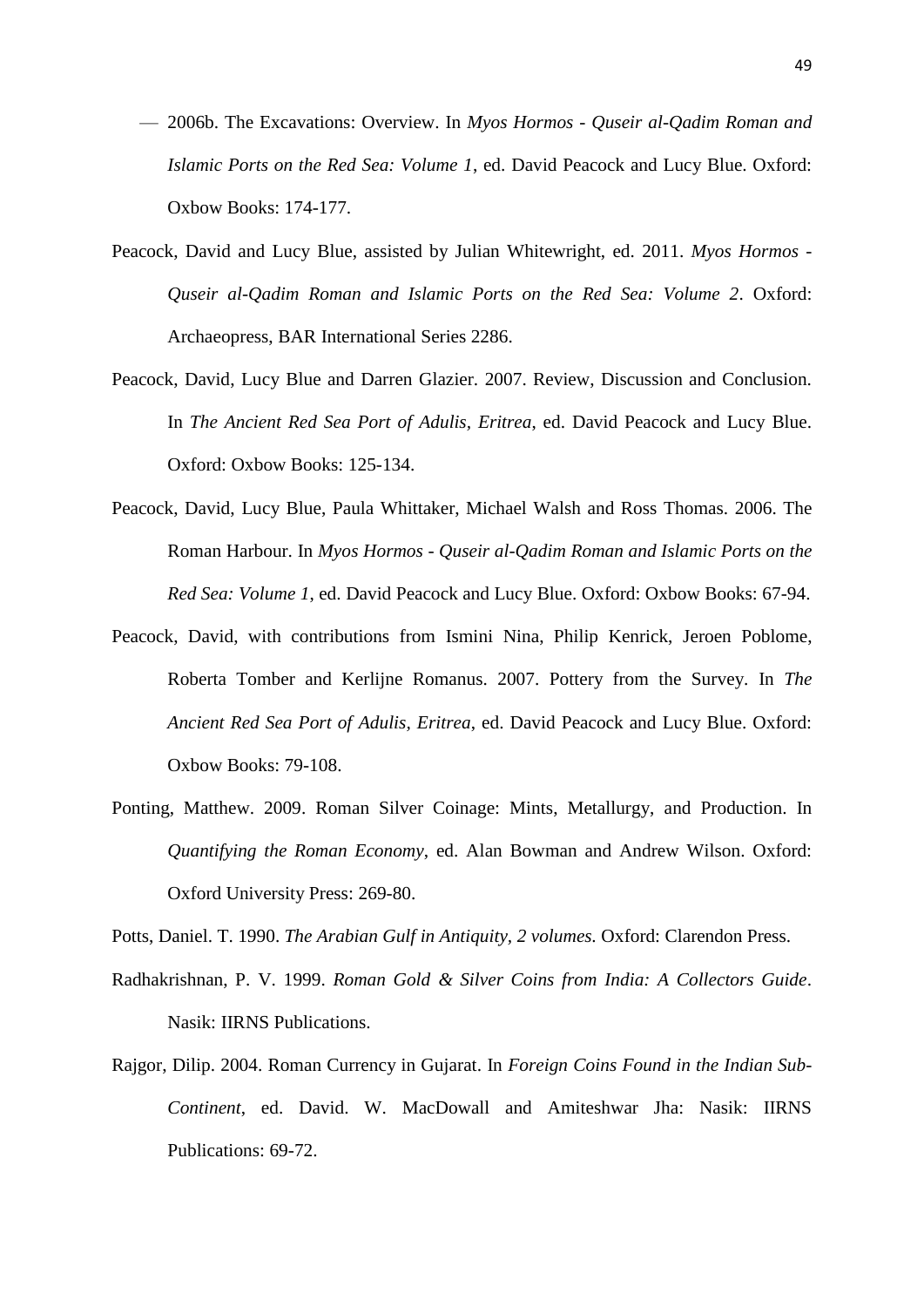— 2006b. The Excavations: Overview. In *Myos Hormos - Quseir al-Qadim Roman and Islamic Ports on the Red Sea: Volume 1*, ed. David Peacock and Lucy Blue. Oxford: Oxbow Books: 174-177.

Peacock, David and Lucy Blue, assisted by Julian Whitewright, ed. 2011. *Myos Hormos - Quseir al-Qadim Roman and Islamic Ports on the Red Sea: Volume 2*. Oxford: Archaeopress, BAR International Series 2286.

Peacock, David, Lucy Blue and Darren Glazier. 2007. Review, Discussion and Conclusion. In *The Ancient Red Sea Port of Adulis, Eritrea*, ed. David Peacock and Lucy Blue. Oxford: Oxbow Books: 125-134.

Peacock, David, Lucy Blue, Paula Whittaker, Michael Walsh and Ross Thomas. 2006. The Roman Harbour. In *Myos Hormos - Quseir al-Qadim Roman and Islamic Ports on the Red Sea: Volume 1*, ed. David Peacock and Lucy Blue. Oxford: Oxbow Books: 67-94.

Peacock, David, with contributions from Ismini Nina, Philip Kenrick, Jeroen Poblome, Roberta Tomber and Kerlijne Romanus. 2007. Pottery from the Survey. In *The Ancient Red Sea Port of Adulis, Eritrea*, ed. David Peacock and Lucy Blue. Oxford: Oxbow Books: 79-108.

Ponting, Matthew. 2009. Roman Silver Coinage: Mints, Metallurgy, and Production. In *Quantifying the Roman Economy*, ed. Alan Bowman and Andrew Wilson. Oxford: Oxford University Press: 269-80.

Potts, Daniel. T. 1990. *The Arabian Gulf in Antiquity, 2 volumes.* Oxford: Clarendon Press.

Radhakrishnan, P. V. 1999. *Roman Gold & Silver Coins from India: A Collectors Guide*. Nasik: IIRNS Publications.

Rajgor, Dilip. 2004. Roman Currency in Gujarat. In *Foreign Coins Found in the Indian Sub-Continent*, ed. David. W. MacDowall and Amiteshwar Jha: Nasik: IIRNS Publications: 69-72.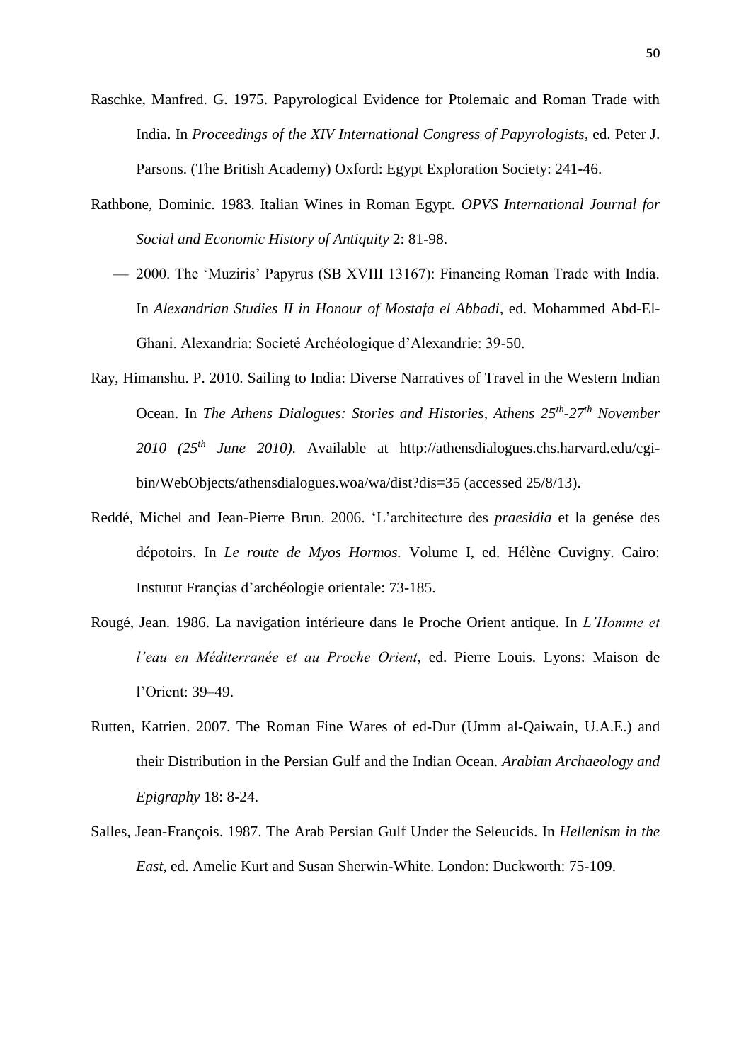Raschke, Manfred. G. 1975. Papyrological Evidence for Ptolemaic and Roman Trade with India. In *Proceedings of the XIV International Congress of Papyrologists*, ed. Peter J. Parsons. (The British Academy) Oxford: Egypt Exploration Society: 241-46.

Rathbone, Dominic. 1983. Italian Wines in Roman Egypt. *OPVS International Journal for Social and Economic History of Antiquity* 2: 81-98.

— 2000. The 'Muziris' Papyrus (SB XVIII 13167): Financing Roman Trade with India. In *Alexandrian Studies II in Honour of Mostafa el Abbadi*, ed. Mohammed Abd-El-Ghani. Alexandria: Societé Archéologique d'Alexandrie: 39-50.

Ray, Himanshu. P. 2010. Sailing to India: Diverse Narratives of Travel in the Western Indian Ocean. In *The Athens Dialogues: Stories and Histories, Athens 25th-27th November 2010 (25th June 2010).* Available at http://athensdialogues.chs.harvard.edu/cgi-bin/WebObjects/athensdialogues.woa/wa/dist?dis=35 (accessed 25/8/13).

Reddé, Michel and Jean-Pierre Brun. 2006. 'L'architecture des *praesidia* et la genése des dépotoirs. In *Le route de Myos Hormos.* Volume I, ed. Hélène Cuvigny. Cairo: Instutut Françias d'archéologie orientale: 73-185.

Rougé, Jean. 1986. La navigation intérieure dans le Proche Orient antique. In *L'Homme et l'eau en Méditerranée et au Proche Orient*, ed. Pierre Louis. Lyons: Maison de l'Orient: 39–49.

Rutten, Katrien. 2007. The Roman Fine Wares of ed-Dur (Umm al-Qaiwain, U.A.E.) and their Distribution in the Persian Gulf and the Indian Ocean. *Arabian Archaeology and Epigraphy* 18: 8-24.

Salles, Jean-François. 1987. The Arab Persian Gulf Under the Seleucids. In *Hellenism in the East*, ed. Amelie Kurt and Susan Sherwin-White. London: Duckworth: 75-109.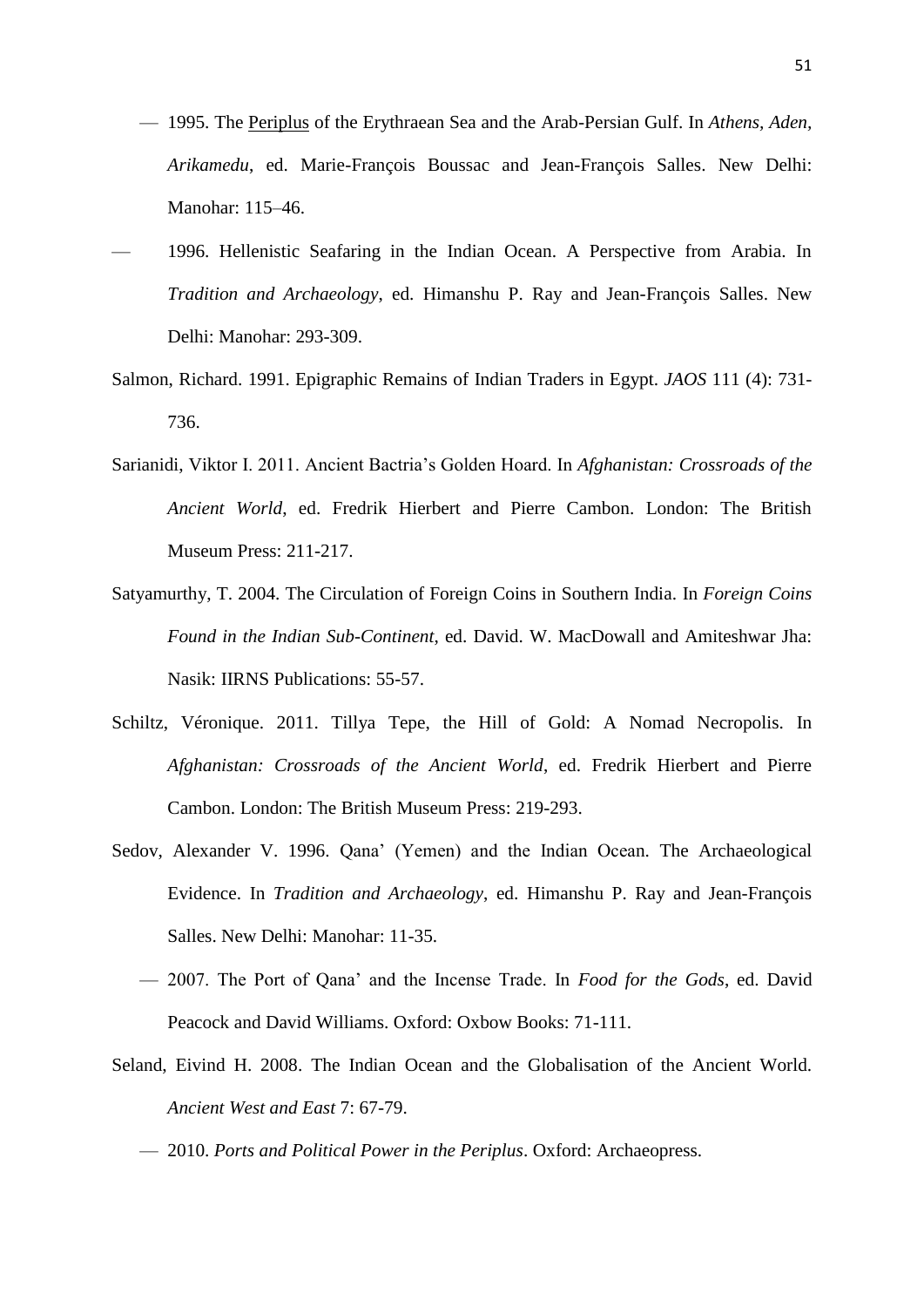— 1995. The Periplus of the Erythraean Sea and the Arab-Persian Gulf. In *Athens, Aden, Arikamedu*, ed. Marie-François Boussac and Jean-François Salles. New Delhi: Manohar: 115–46.

— 1996. Hellenistic Seafaring in the Indian Ocean. A Perspective from Arabia. In *Tradition and Archaeology*, ed. Himanshu P. Ray and Jean-François Salles. New Delhi: Manohar: 293-309.

Salmon, Richard. 1991. Epigraphic Remains of Indian Traders in Egypt. *JAOS* 111 (4): 731-736.

Sarianidi, Viktor I. 2011. Ancient Bactria's Golden Hoard. In *Afghanistan: Crossroads of the Ancient World*, ed. Fredrik Hierbert and Pierre Cambon. London: The British Museum Press: 211-217.

Satyamurthy, T. 2004. The Circulation of Foreign Coins in Southern India. In *Foreign Coins Found in the Indian Sub-Continent*, ed. David. W. MacDowall and Amiteshwar Jha: Nasik: IIRNS Publications: 55-57.

Schiltz, Véronique. 2011. Tillya Tepe, the Hill of Gold: A Nomad Necropolis. In *Afghanistan: Crossroads of the Ancient World*, ed. Fredrik Hierbert and Pierre Cambon. London: The British Museum Press: 219-293.

Sedov, Alexander V. 1996. Qana' (Yemen) and the Indian Ocean. The Archaeological Evidence. In *Tradition and Archaeology*, ed. Himanshu P. Ray and Jean-François Salles. New Delhi: Manohar: 11-35.

— 2007. The Port of Qana' and the Incense Trade. In *Food for the Gods*, ed. David Peacock and David Williams. Oxford: Oxbow Books: 71-111.

Seland, Eivind H. 2008. The Indian Ocean and the Globalisation of the Ancient World. *Ancient West and East* 7: 67-79.

— 2010. *Ports and Political Power in the Periplus*. Oxford: Archaeopress.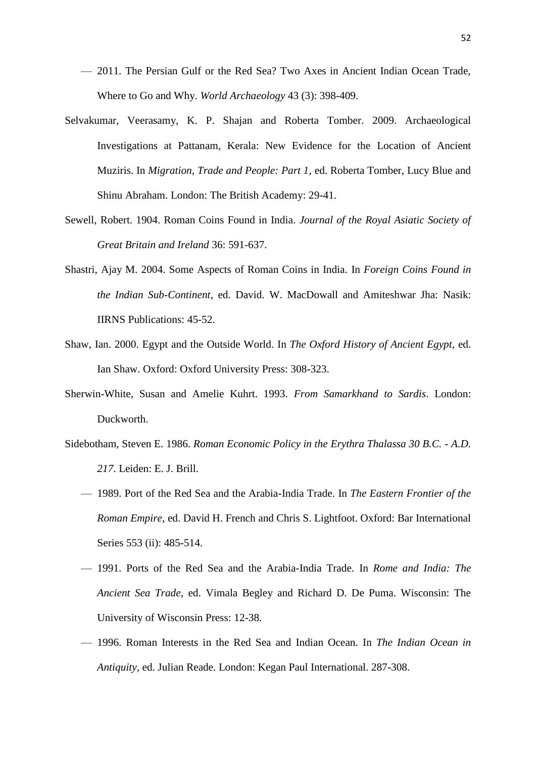— 2011. The Persian Gulf or the Red Sea? Two Axes in Ancient Indian Ocean Trade, Where to Go and Why. *World Archaeology* 43 (3): 398-409.

Selvakumar, Veerasamy, K. P. Shajan and Roberta Tomber. 2009. Archaeological Investigations at Pattanam, Kerala: New Evidence for the Location of Ancient Muziris. In *Migration, Trade and People: Part 1*, ed. Roberta Tomber, Lucy Blue and Shinu Abraham. London: The British Academy: 29-41.

Sewell, Robert. 1904. Roman Coins Found in India. *Journal of the Royal Asiatic Society of Great Britain and Ireland* 36: 591-637.

Shastri, Ajay M. 2004. Some Aspects of Roman Coins in India. In *Foreign Coins Found in the Indian Sub-Continent*, ed. David. W. MacDowall and Amiteshwar Jha: Nasik: IIRNS Publications: 45-52.

Shaw, Ian. 2000. Egypt and the Outside World. In *The Oxford History of Ancient Egypt*, ed. Ian Shaw. Oxford: Oxford University Press: 308-323.

Sherwin-White, Susan and Amelie Kuhrt. 1993. *From Samarkhand to Sardis*. London: Duckworth.

Sidebotham, Steven E. 1986. *Roman Economic Policy in the Erythra Thalassa 30 B.C. - A.D. 217*. Leiden: E. J. Brill.

— 1989. Port of the Red Sea and the Arabia-India Trade. In *The Eastern Frontier of the Roman Empire*, ed. David H. French and Chris S. Lightfoot. Oxford: Bar International Series 553 (ii): 485-514.

— 1991. Ports of the Red Sea and the Arabia-India Trade. In *Rome and India: The Ancient Sea Trade*, ed. Vimala Begley and Richard D. De Puma. Wisconsin: The University of Wisconsin Press: 12-38.

— 1996. Roman Interests in the Red Sea and Indian Ocean. In *The Indian Ocean in Antiquity*, ed. Julian Reade. London: Kegan Paul International. 287-308.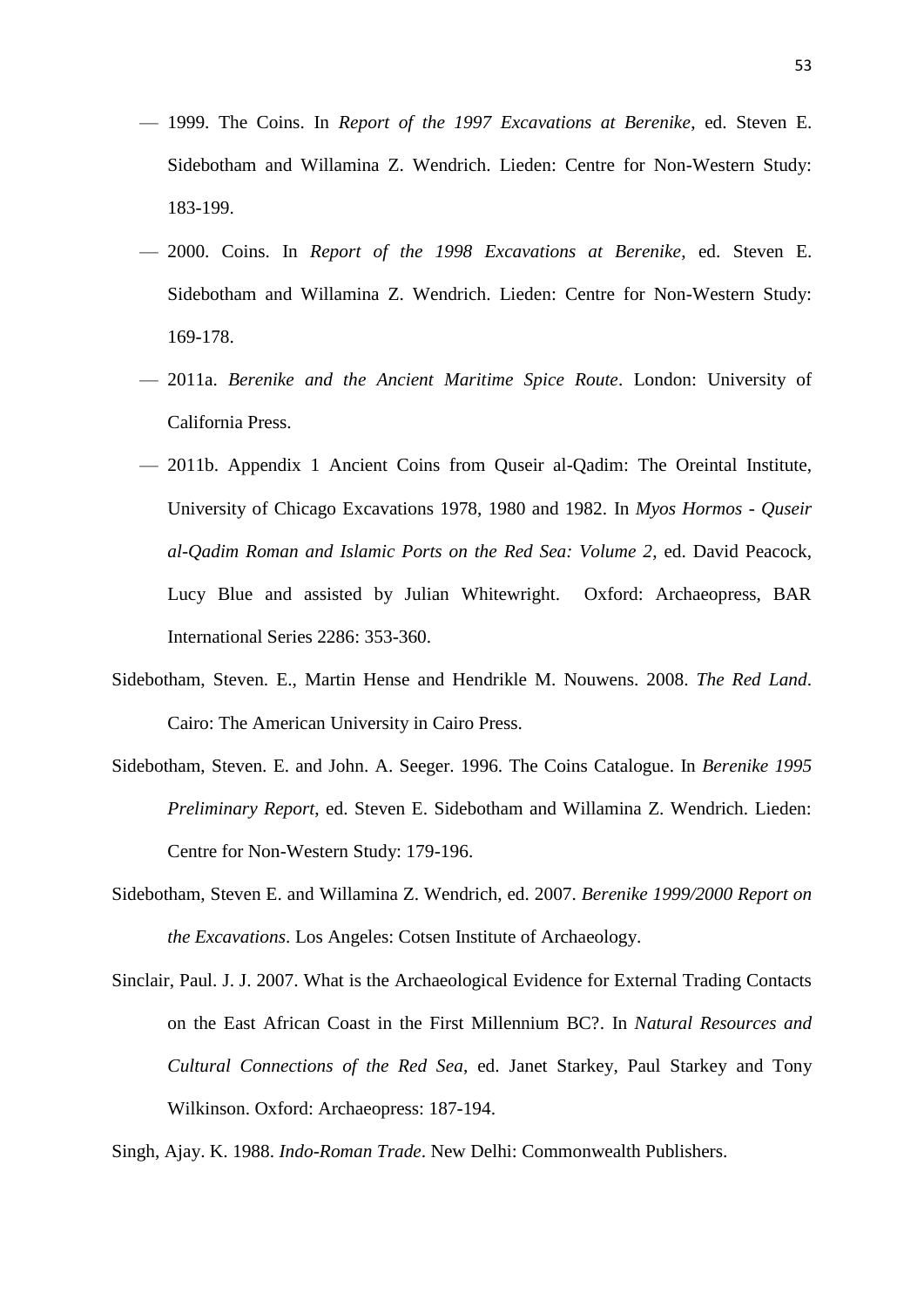— 1999. The Coins. In *Report of the 1997 Excavations at Berenike*, ed. Steven E. Sidebotham and Willamina Z. Wendrich. Lieden: Centre for Non-Western Study: 183-199.

— 2000. Coins. In *Report of the 1998 Excavations at Berenike*, ed. Steven E. Sidebotham and Willamina Z. Wendrich. Lieden: Centre for Non-Western Study: 169-178.

— 2011a. *Berenike and the Ancient Maritime Spice Route*. London: University of California Press.

— 2011b. Appendix 1 Ancient Coins from Quseir al-Qadim: The Oreintal Institute, University of Chicago Excavations 1978, 1980 and 1982. In *Myos Hormos - Quseir al-Qadim Roman and Islamic Ports on the Red Sea: Volume 2*, ed. David Peacock, Lucy Blue and assisted by Julian Whitewright. Oxford: Archaeopress, BAR International Series 2286: 353-360.

Sidebotham, Steven. E., Martin Hense and Hendrikle M. Nouwens. 2008. *The Red Land*. Cairo: The American University in Cairo Press.

Sidebotham, Steven. E. and John. A. Seeger. 1996. The Coins Catalogue. In *Berenike 1995 Preliminary Report*, ed. Steven E. Sidebotham and Willamina Z. Wendrich. Lieden: Centre for Non-Western Study: 179-196.

Sidebotham, Steven E. and Willamina Z. Wendrich, ed. 2007. *Berenike 1999/2000 Report on the Excavations*. Los Angeles: Cotsen Institute of Archaeology.

Sinclair, Paul. J. J. 2007. What is the Archaeological Evidence for External Trading Contacts on the East African Coast in the First Millennium BC?. In *Natural Resources and Cultural Connections of the Red Sea*, ed. Janet Starkey, Paul Starkey and Tony Wilkinson. Oxford: Archaeopress: 187-194.

Singh, Ajay. K. 1988. *Indo-Roman Trade*. New Delhi: Commonwealth Publishers.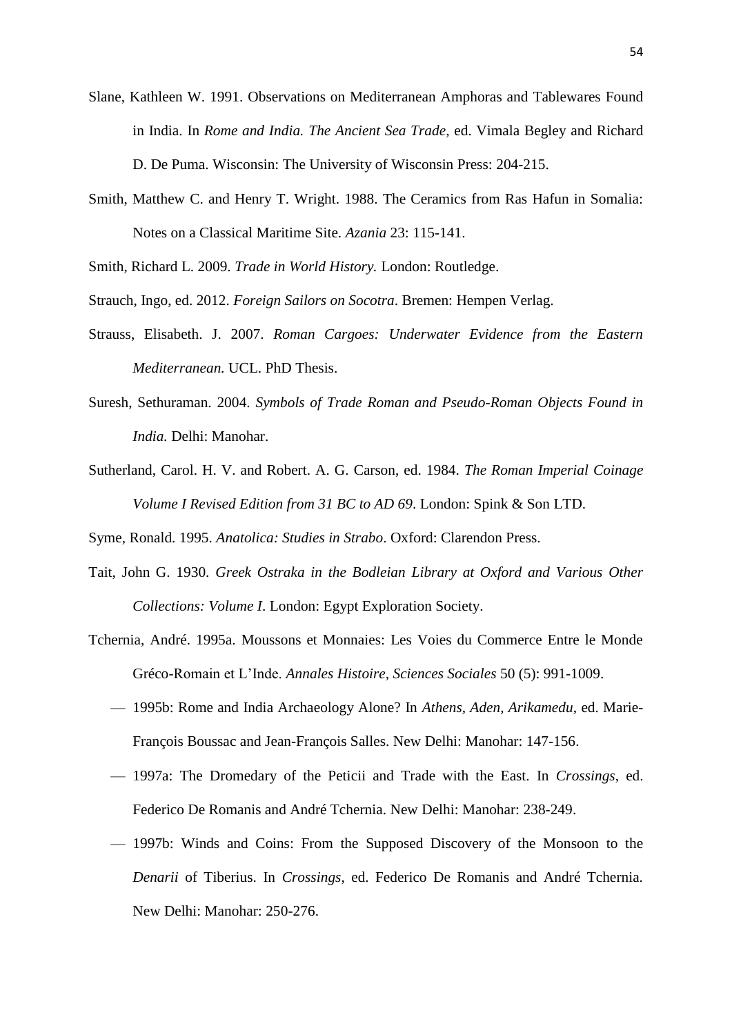Slane, Kathleen W. 1991. Observations on Mediterranean Amphoras and Tablewares Found in India. In *Rome and India. The Ancient Sea Trade*, ed. Vimala Begley and Richard D. De Puma. Wisconsin: The University of Wisconsin Press: 204-215.

Smith, Matthew C. and Henry T. Wright. 1988. The Ceramics from Ras Hafun in Somalia: Notes on a Classical Maritime Site. *Azania* 23: 115-141.

Smith, Richard L. 2009. *Trade in World History.* London: Routledge.

Strauch, Ingo, ed. 2012. *Foreign Sailors on Socotra*. Bremen: Hempen Verlag.

Strauss, Elisabeth. J. 2007. *Roman Cargoes: Underwater Evidence from the Eastern Mediterranean.* UCL. PhD Thesis.

Suresh, Sethuraman. 2004. *Symbols of Trade Roman and Pseudo-Roman Objects Found in India.* Delhi: Manohar.

Sutherland, Carol. H. V. and Robert. A. G. Carson, ed. 1984. *The Roman Imperial Coinage Volume I Revised Edition from 31 BC to AD 69*. London: Spink & Son LTD.

Syme, Ronald. 1995. *Anatolica: Studies in Strabo*. Oxford: Clarendon Press.

Tait, John G. 1930. *Greek Ostraka in the Bodleian Library at Oxford and Various Other Collections: Volume I*. London: Egypt Exploration Society.

Tchernia, André. 1995a. Moussons et Monnaies: Les Voies du Commerce Entre le Monde Gréco-Romain et L'Inde. *Annales Histoire, Sciences Sociales* 50 (5): 991-1009.

— 1995b: Rome and India Archaeology Alone? In *Athens, Aden, Arikamedu*, ed. Marie-François Boussac and Jean-François Salles. New Delhi: Manohar: 147-156.

— 1997a: The Dromedary of the Peticii and Trade with the East. In *Crossings*, ed. Federico De Romanis and André Tchernia. New Delhi: Manohar: 238-249.

— 1997b: Winds and Coins: From the Supposed Discovery of the Monsoon to the *Denarii* of Tiberius. In *Crossings*, ed. Federico De Romanis and André Tchernia. New Delhi: Manohar: 250-276.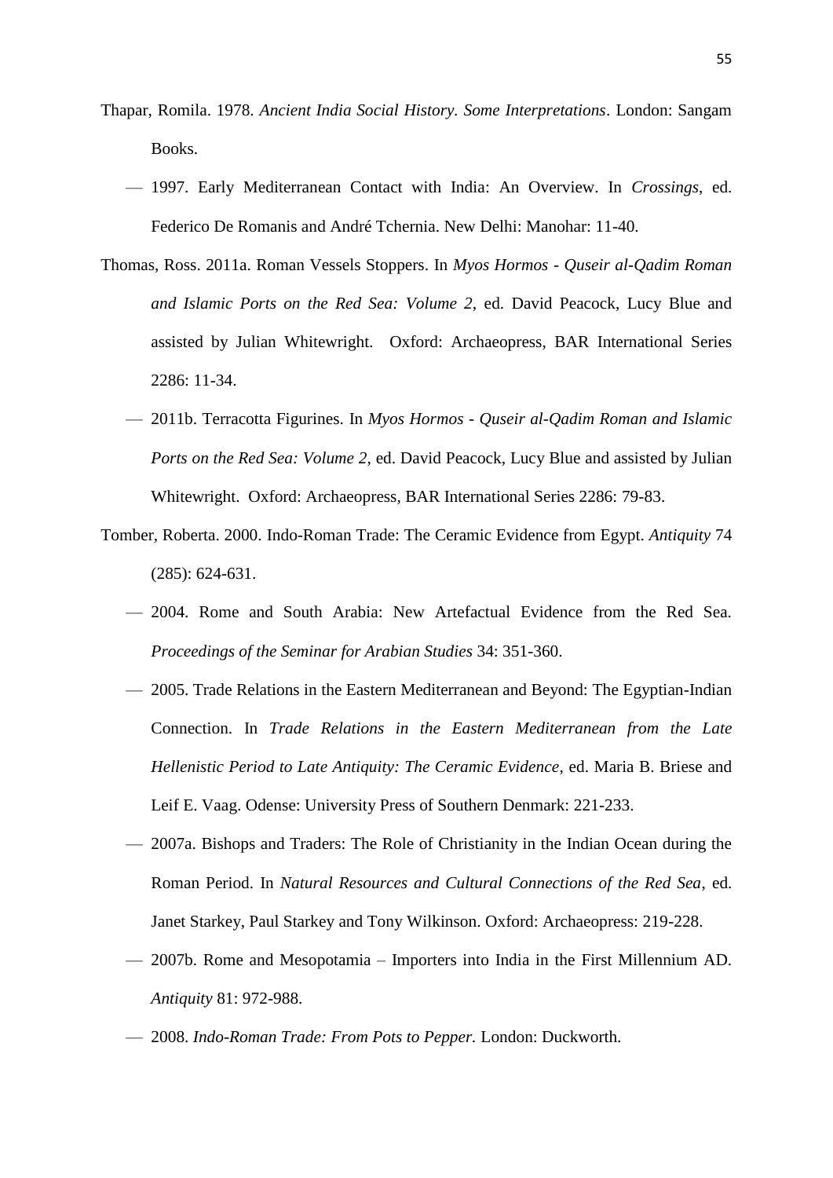Thapar, Romila. 1978. *Ancient India Social History. Some Interpretations*. London: Sangam Books.

— 1997. Early Mediterranean Contact with India: An Overview. In *Crossings*, ed. Federico De Romanis and André Tchernia. New Delhi: Manohar: 11-40.

Thomas, Ross. 2011a. Roman Vessels Stoppers. In *Myos Hormos - Quseir al-Qadim Roman and Islamic Ports on the Red Sea: Volume 2*, ed. David Peacock, Lucy Blue and assisted by Julian Whitewright. Oxford: Archaeopress, BAR International Series 2286: 11-34.

— 2011b. Terracotta Figurines. In *Myos Hormos - Quseir al-Qadim Roman and Islamic Ports on the Red Sea: Volume 2*, ed. David Peacock, Lucy Blue and assisted by Julian Whitewright. Oxford: Archaeopress, BAR International Series 2286: 79-83.

Tomber, Roberta. 2000. Indo-Roman Trade: The Ceramic Evidence from Egypt. *Antiquity* 74 (285): 624-631.

— 2004. Rome and South Arabia: New Artefactual Evidence from the Red Sea. *Proceedings of the Seminar for Arabian Studies* 34: 351-360.

— 2005. Trade Relations in the Eastern Mediterranean and Beyond: The Egyptian-Indian Connection. In *Trade Relations in the Eastern Mediterranean from the Late Hellenistic Period to Late Antiquity: The Ceramic Evidence*, ed. Maria B. Briese and Leif E. Vaag. Odense: University Press of Southern Denmark: 221-233.

— 2007a. Bishops and Traders: The Role of Christianity in the Indian Ocean during the Roman Period. In *Natural Resources and Cultural Connections of the Red Sea*, ed. Janet Starkey, Paul Starkey and Tony Wilkinson. Oxford: Archaeopress: 219-228.

— 2007b. Rome and Mesopotamia – Importers into India in the First Millennium AD. *Antiquity* 81: 972-988.

— 2008. *Indo-Roman Trade: From Pots to Pepper.* London: Duckworth.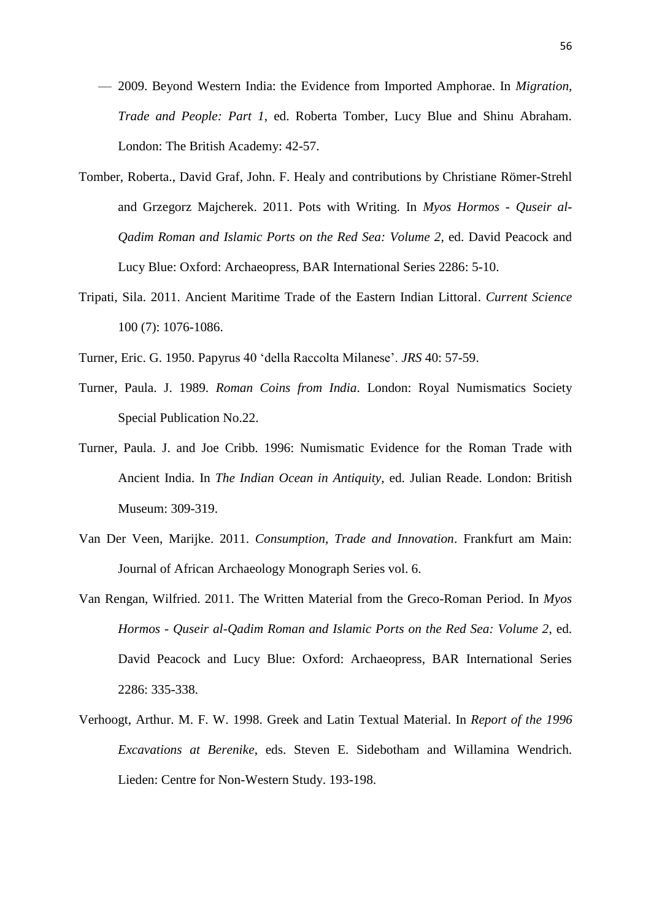— 2009. Beyond Western India: the Evidence from Imported Amphorae. In *Migration, Trade and People: Part 1*, ed. Roberta Tomber, Lucy Blue and Shinu Abraham. London: The British Academy: 42-57.

Tomber, Roberta., David Graf, John. F. Healy and contributions by Christiane Römer-Strehl and Grzegorz Majcherek. 2011. Pots with Writing. In *Myos Hormos - Quseir al-Qadim Roman and Islamic Ports on the Red Sea: Volume 2*, ed. David Peacock and Lucy Blue: Oxford: Archaeopress, BAR International Series 2286: 5-10.

Tripati, Sila. 2011. Ancient Maritime Trade of the Eastern Indian Littoral. *Current Science* 100 (7): 1076-1086.

Turner, Eric. G. 1950. Papyrus 40 'della Raccolta Milanese'. *JRS* 40: 57-59.

Turner, Paula. J. 1989. *Roman Coins from India*. London: Royal Numismatics Society Special Publication No.22.

Turner, Paula. J. and Joe Cribb. 1996: Numismatic Evidence for the Roman Trade with Ancient India. In *The Indian Ocean in Antiquity*, ed. Julian Reade. London: British Museum: 309-319.

Van Der Veen, Marijke. 2011. *Consumption, Trade and Innovation*. Frankfurt am Main: Journal of African Archaeology Monograph Series vol. 6.

Van Rengan, Wilfried. 2011. The Written Material from the Greco-Roman Period. In *Myos Hormos - Quseir al-Qadim Roman and Islamic Ports on the Red Sea: Volume 2*, ed. David Peacock and Lucy Blue: Oxford: Archaeopress, BAR International Series 2286: 335-338.

Verhoogt, Arthur. M. F. W. 1998. Greek and Latin Textual Material. In *Report of the 1996 Excavations at Berenike*, eds. Steven E. Sidebotham and Willamina Wendrich. Lieden: Centre for Non-Western Study. 193-198.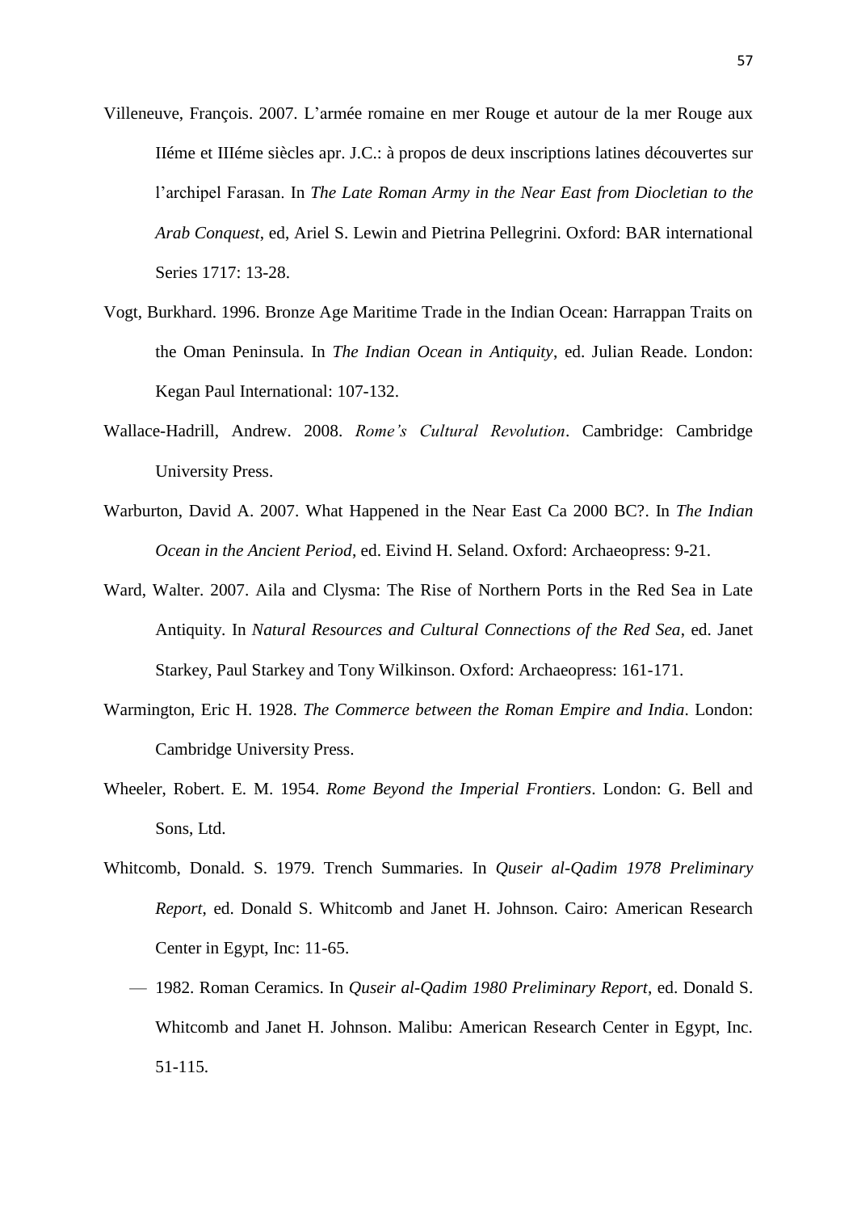Villeneuve, François. 2007. L'armée romaine en mer Rouge et autour de la mer Rouge aux IIéme et IIIéme siècles apr. J.C.: à propos de deux inscriptions latines découvertes sur l'archipel Farasan. In *The Late Roman Army in the Near East from Diocletian to the Arab Conquest*, ed, Ariel S. Lewin and Pietrina Pellegrini. Oxford: BAR international Series 1717: 13-28.

Vogt, Burkhard. 1996. Bronze Age Maritime Trade in the Indian Ocean: Harrappan Traits on the Oman Peninsula. In *The Indian Ocean in Antiquity*, ed. Julian Reade. London: Kegan Paul International: 107-132.

Wallace-Hadrill, Andrew. 2008. *Rome's Cultural Revolution*. Cambridge: Cambridge University Press.

Warburton, David A. 2007. What Happened in the Near East Ca 2000 BC?. In *The Indian Ocean in the Ancient Period*, ed. Eivind H. Seland. Oxford: Archaeopress: 9-21.

Ward, Walter. 2007. Aila and Clysma: The Rise of Northern Ports in the Red Sea in Late Antiquity. In *Natural Resources and Cultural Connections of the Red Sea*, ed. Janet Starkey, Paul Starkey and Tony Wilkinson. Oxford: Archaeopress: 161-171.

Warmington, Eric H. 1928. *The Commerce between the Roman Empire and India*. London: Cambridge University Press.

Wheeler, Robert. E. M. 1954. *Rome Beyond the Imperial Frontiers*. London: G. Bell and Sons, Ltd.

Whitcomb, Donald. S. 1979. Trench Summaries. In *Quseir al-Qadim 1978 Preliminary Report*, ed. Donald S. Whitcomb and Janet H. Johnson. Cairo: American Research Center in Egypt, Inc: 11-65.

— 1982. Roman Ceramics. In *Quseir al-Qadim 1980 Preliminary Report*, ed. Donald S. Whitcomb and Janet H. Johnson. Malibu: American Research Center in Egypt, Inc. 51-115.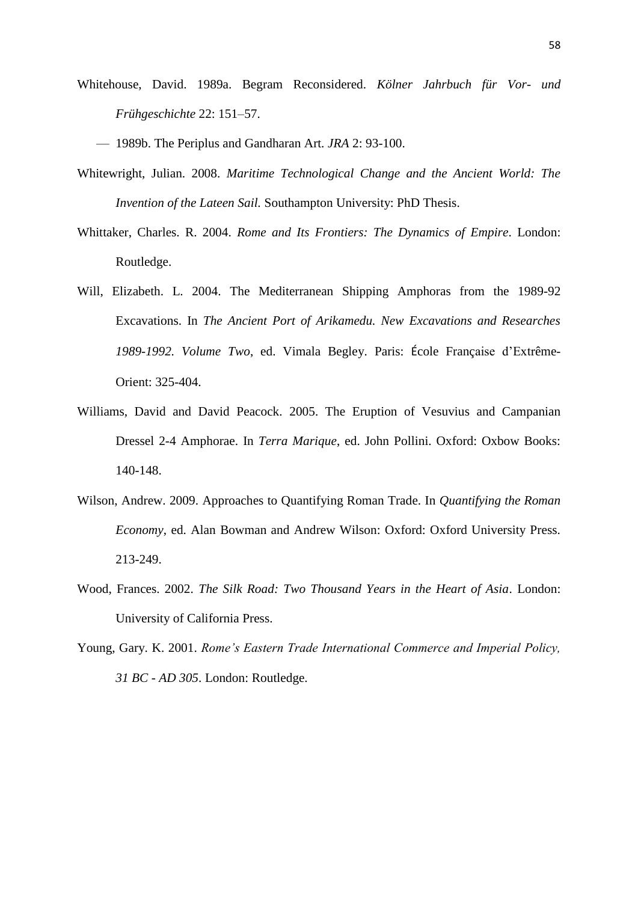Whitehouse, David. 1989a. Begram Reconsidered. *Kölner Jahrbuch für Vor- und Frühgeschichte* 22: 151–57.

— 1989b. The Periplus and Gandharan Art. *JRA* 2: 93-100.

Whitewright, Julian. 2008. *Maritime Technological Change and the Ancient World: The Invention of the Lateen Sail.* Southampton University: PhD Thesis.

Whittaker, Charles. R. 2004. *Rome and Its Frontiers: The Dynamics of Empire*. London: Routledge.

Will, Elizabeth. L. 2004. The Mediterranean Shipping Amphoras from the 1989-92 Excavations. In *The Ancient Port of Arikamedu. New Excavations and Researches 1989-1992. Volume Two*, ed. Vimala Begley. Paris: École Française d'Extrême-Orient: 325-404.

Williams, David and David Peacock. 2005. The Eruption of Vesuvius and Campanian Dressel 2-4 Amphorae. In *Terra Marique*, ed. John Pollini. Oxford: Oxbow Books: 140-148.

Wilson, Andrew. 2009. Approaches to Quantifying Roman Trade. In *Quantifying the Roman Economy*, ed. Alan Bowman and Andrew Wilson: Oxford: Oxford University Press. 213-249.

Wood, Frances. 2002. *The Silk Road: Two Thousand Years in the Heart of Asia*. London: University of California Press.

Young, Gary. K. 2001. *Rome's Eastern Trade International Commerce and Imperial Policy, 31 BC - AD 305*. London: Routledge.